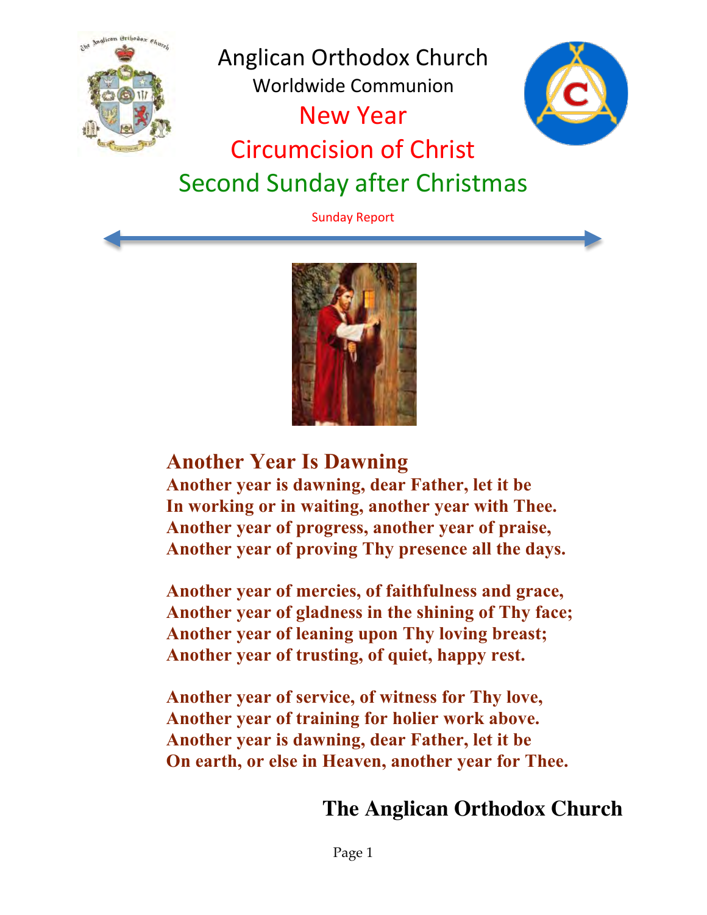# Anglican Orthodox Church

Worldwide Communion

## New Year

## Circumcision of Christ

## Second Sunday after Christmas

Sunday Report

### Another Year Is Dawning

**Another year is dawning, dear Father, let it be**
**In working or in waiting, another year with Thee.**
**Another year of progress, another year of praise,**
**Another year of proving Thy presence all the days.**

**Another year of mercies, of faithfulness and grace,**
**Another year of gladness in the shining of Thy face;**
**Another year of leaning upon Thy loving breast;**
**Another year of trusting, of quiet, happy rest.**

**Another year of service, of witness for Thy love,**
**Another year of training for holier work above.**
**Another year is dawning, dear Father, let it be**
**On earth, or else in Heaven, another year for Thee.**

**The Anglican Orthodox Church**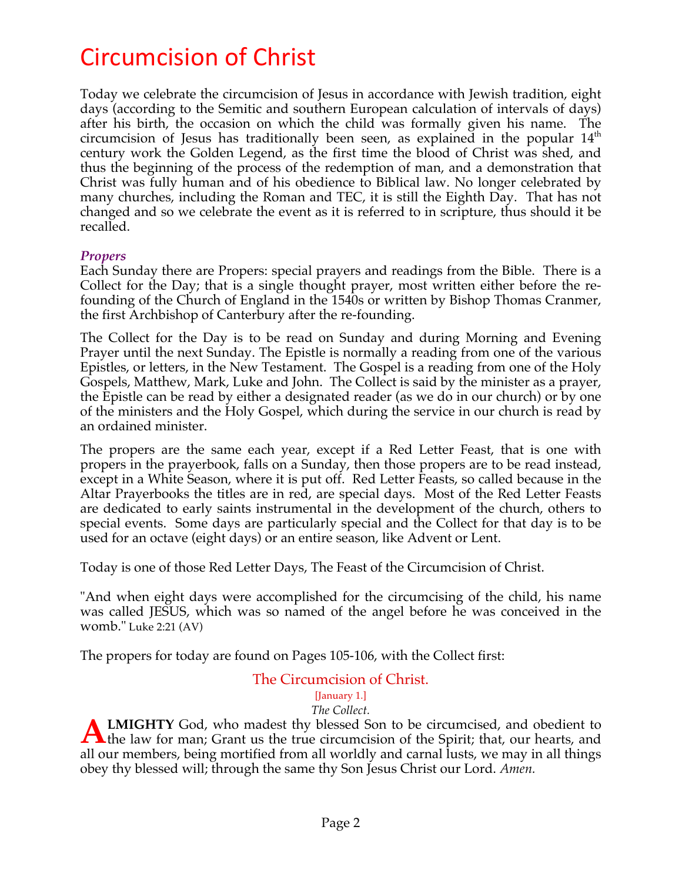# Circumcision of Christ

Today we celebrate the circumcision of Jesus in accordance with Jewish tradition, eight days (according to the Semitic and southern European calculation of intervals of days) after his birth, the occasion on which the child was formally given his name. The circumcision of Jesus has traditionally been seen, as explained in the popular 14th century work the Golden Legend, as the first time the blood of Christ was shed, and thus the beginning of the process of the redemption of man, and a demonstration that Christ was fully human and of his obedience to Biblical law. No longer celebrated by many churches, including the Roman and TEC, it is still the Eighth Day. That has not changed and so we celebrate the event as it is referred to in scripture, thus should it be recalled.

### *Propers*

Each Sunday there are Propers: special prayers and readings from the Bible. There is a Collect for the Day; that is a single thought prayer, most written either before the re-founding of the Church of England in the 1540s or written by Bishop Thomas Cranmer, the first Archbishop of Canterbury after the re-founding.

The Collect for the Day is to be read on Sunday and during Morning and Evening Prayer until the next Sunday. The Epistle is normally a reading from one of the various Epistles, or letters, in the New Testament. The Gospel is a reading from one of the Holy Gospels, Matthew, Mark, Luke and John. The Collect is said by the minister as a prayer, the Epistle can be read by either a designated reader (as we do in our church) or by one of the ministers and the Holy Gospel, which during the service in our church is read by an ordained minister.

The propers are the same each year, except if a Red Letter Feast, that is one with propers in the prayerbook, falls on a Sunday, then those propers are to be read instead, except in a White Season, where it is put off. Red Letter Feasts, so called because in the Altar Prayerbooks the titles are in red, are special days. Most of the Red Letter Feasts are dedicated to early saints instrumental in the development of the church, others to special events. Some days are particularly special and the Collect for that day is to be used for an octave (eight days) or an entire season, like Advent or Lent.

Today is one of those Red Letter Days, The Feast of the Circumcision of Christ.

"And when eight days were accomplished for the circumcising of the child, his name was called JESUS, which was so named of the angel before he was conceived in the womb." Luke 2:21 (AV)

The propers for today are found on Pages 105-106, with the Collect first:

## The Circumcision of Christ.

[January 1.]

*The Collect.*

**ALMIGHTY** God, who madest thy blessed Son to be circumcised, and obedient to the law for man; Grant us the true circumcision of the Spirit; that, our hearts, and all our members, being mortified from all worldly and carnal lusts, we may in all things obey thy blessed will; through the same thy Son Jesus Christ our Lord. *Amen.*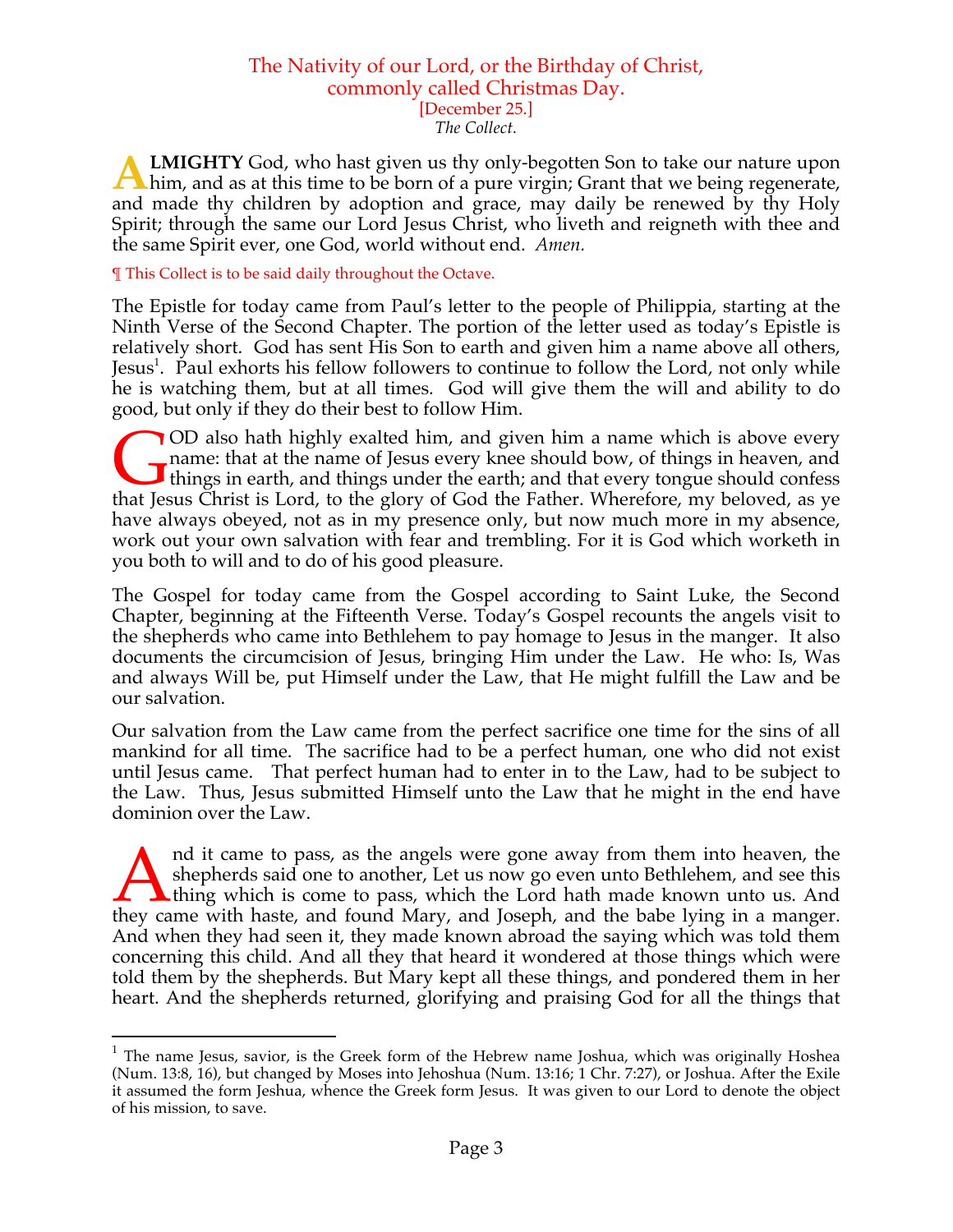# The Nativity of our Lord, or the Birthday of Christ, commonly called Christmas Day.

[December 25.]

*The Collect.*

**ALMIGHTY** God, who hast given us thy only-begotten Son to take our nature upon him, and as at this time to be born of a pure virgin; Grant that we being regenerate, and made thy children by adoption and grace, may daily be renewed by thy Holy Spirit; through the same our Lord Jesus Christ, who liveth and reigneth with thee and the same Spirit ever, one God, world without end. *Amen.*

¶ This Collect is to be said daily throughout the Octave.

The Epistle for today came from Paul's letter to the people of Philippia, starting at the Ninth Verse of the Second Chapter. The portion of the letter used as today's Epistle is relatively short. God has sent His Son to earth and given him a name above all others, Jesus[1]. Paul exhorts his fellow followers to continue to follow the Lord, not only while he is watching them, but at all times. God will give them the will and ability to do good, but only if they do their best to follow Him.

GOD also hath highly exalted him, and given him a name which is above every name: that at the name of Jesus every knee should bow, of things in heaven, and things in earth, and things under the earth; and that every tongue should confess that Jesus Christ is Lord, to the glory of God the Father. Wherefore, my beloved, as ye have always obeyed, not as in my presence only, but now much more in my absence, work out your own salvation with fear and trembling. For it is God which worketh in you both to will and to do of his good pleasure.

The Gospel for today came from the Gospel according to Saint Luke, the Second Chapter, beginning at the Fifteenth Verse. Today's Gospel recounts the angels visit to the shepherds who came into Bethlehem to pay homage to Jesus in the manger. It also documents the circumcision of Jesus, bringing Him under the Law. He who: Is, Was and always Will be, put Himself under the Law, that He might fulfill the Law and be our salvation.

Our salvation from the Law came from the perfect sacrifice one time for the sins of all mankind for all time. The sacrifice had to be a perfect human, one who did not exist until Jesus came. That perfect human had to enter in to the Law, had to be subject to the Law. Thus, Jesus submitted Himself unto the Law that he might in the end have dominion over the Law.

And it came to pass, as the angels were gone away from them into heaven, the shepherds said one to another, Let us now go even unto Bethlehem, and see this thing which is come to pass, which the Lord hath made known unto us. And they came with haste, and found Mary, and Joseph, and the babe lying in a manger. And when they had seen it, they made known abroad the saying which was told them concerning this child. And all they that heard it wondered at those things which were told them by the shepherds. But Mary kept all these things, and pondered them in her heart. And the shepherds returned, glorifying and praising God for all the things that

---

[1] The name Jesus, savior, is the Greek form of the Hebrew name Joshua, which was originally Hoshea (Num. 13:8, 16), but changed by Moses into Jehoshua (Num. 13:16; 1 Chr. 7:27), or Joshua. After the Exile it assumed the form Jeshua, whence the Greek form Jesus. It was given to our Lord to denote the object of his mission, to save.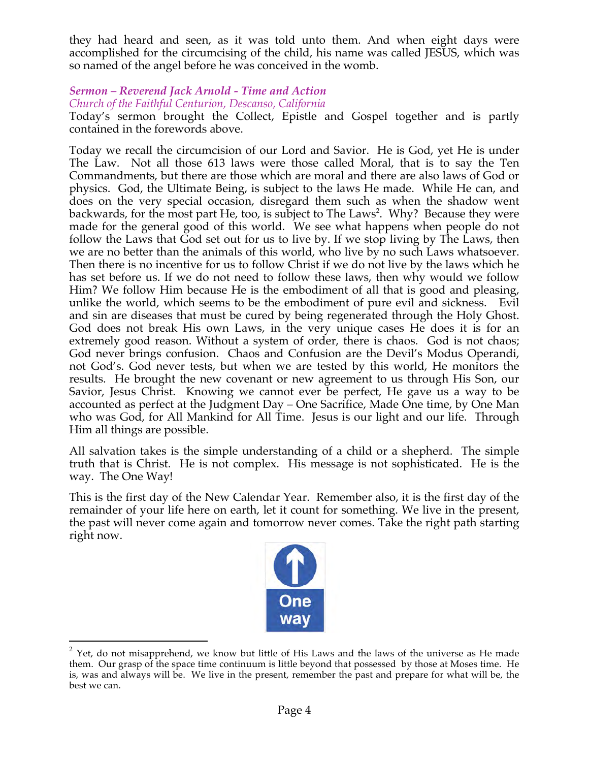they had heard and seen, as it was told unto them. And when eight days were accomplished for the circumcising of the child, his name was called JESUS, which was so named of the angel before he was conceived in the womb.

***Sermon – Reverend Jack Arnold - Time and Action***
*Church of the Faithful Centurion, Descanso, California*

Today's sermon brought the Collect, Epistle and Gospel together and is partly contained in the forewords above.

Today we recall the circumcision of our Lord and Savior. He is God, yet He is under The Law. Not all those 613 laws were those called Moral, that is to say the Ten Commandments, but there are those which are moral and there are also laws of God or physics. God, the Ultimate Being, is subject to the laws He made. While He can, and does on the very special occasion, disregard them such as when the shadow went backwards, for the most part He, too, is subject to The Laws[2]. Why? Because they were made for the general good of this world. We see what happens when people do not follow the Laws that God set out for us to live by. If we stop living by The Laws, then we are no better than the animals of this world, who live by no such Laws whatsoever. Then there is no incentive for us to follow Christ if we do not live by the laws which he has set before us. If we do not need to follow these laws, then why would we follow Him? We follow Him because He is the embodiment of all that is good and pleasing, unlike the world, which seems to be the embodiment of pure evil and sickness. Evil and sin are diseases that must be cured by being regenerated through the Holy Ghost. God does not break His own Laws, in the very unique cases He does it is for an extremely good reason. Without a system of order, there is chaos. God is not chaos; God never brings confusion. Chaos and Confusion are the Devil's Modus Operandi, not God's. God never tests, but when we are tested by this world, He monitors the results. He brought the new covenant or new agreement to us through His Son, our Savior, Jesus Christ. Knowing we cannot ever be perfect, He gave us a way to be accounted as perfect at the Judgment Day – One Sacrifice, Made One time, by One Man who was God, for All Mankind for All Time. Jesus is our light and our life. Through Him all things are possible.

All salvation takes is the simple understanding of a child or a shepherd. The simple truth that is Christ. He is not complex. His message is not sophisticated. He is the way. The One Way!

This is the first day of the New Calendar Year. Remember also, it is the first day of the remainder of your life here on earth, let it count for something. We live in the present, the past will never come again and tomorrow never comes. Take the right path starting right now.

One way

[2] Yet, do not misapprehend, we know but little of His Laws and the laws of the universe as He made them. Our grasp of the space time continuum is little beyond that possessed by those at Moses time. He is, was and always will be. We live in the present, remember the past and prepare for what will be, the best we can.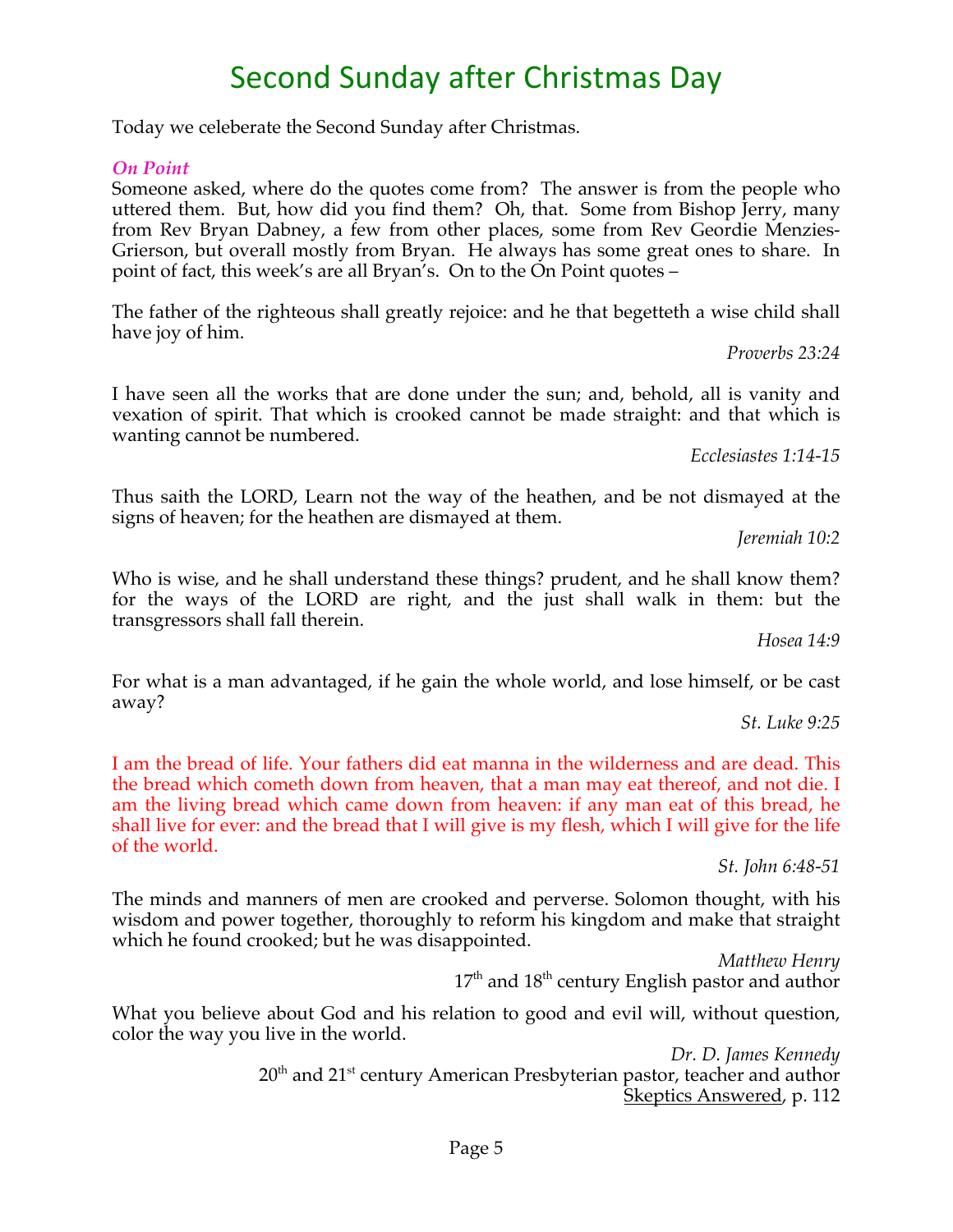# Second Sunday after Christmas Day

Today we celeberate the Second Sunday after Christmas.

***On Point***

Someone asked, where do the quotes come from? The answer is from the people who uttered them. But, how did you find them? Oh, that. Some from Bishop Jerry, many from Rev Bryan Dabney, a few from other places, some from Rev Geordie Menzies-Grierson, but overall mostly from Bryan. He always has some great ones to share. In point of fact, this week's are all Bryan's. On to the On Point quotes –

The father of the righteous shall greatly rejoice: and he that begetteth a wise child shall have joy of him.

*Proverbs 23:24*

I have seen all the works that are done under the sun; and, behold, all is vanity and vexation of spirit. That which is crooked cannot be made straight: and that which is wanting cannot be numbered.

*Ecclesiastes 1:14-15*

Thus saith the LORD, Learn not the way of the heathen, and be not dismayed at the signs of heaven; for the heathen are dismayed at them.

*Jeremiah 10:2*

Who is wise, and he shall understand these things? prudent, and he shall know them? for the ways of the LORD are right, and the just shall walk in them: but the transgressors shall fall therein.

*Hosea 14:9*

For what is a man advantaged, if he gain the whole world, and lose himself, or be cast away?

*St. Luke 9:25*

I am the bread of life. Your fathers did eat manna in the wilderness and are dead. This the bread which cometh down from heaven, that a man may eat thereof, and not die. I am the living bread which came down from heaven: if any man eat of this bread, he shall live for ever: and the bread that I will give is my flesh, which I will give for the life of the world.

*St. John 6:48-51*

The minds and manners of men are crooked and perverse. Solomon thought, with his wisdom and power together, thoroughly to reform his kingdom and make that straight which he found crooked; but he was disappointed.

*Matthew Henry*
17th and 18th century English pastor and author

What you believe about God and his relation to good and evil will, without question, color the way you live in the world.

*Dr. D. James Kennedy*
20th and 21st century American Presbyterian pastor, teacher and author
Skeptics Answered, p. 112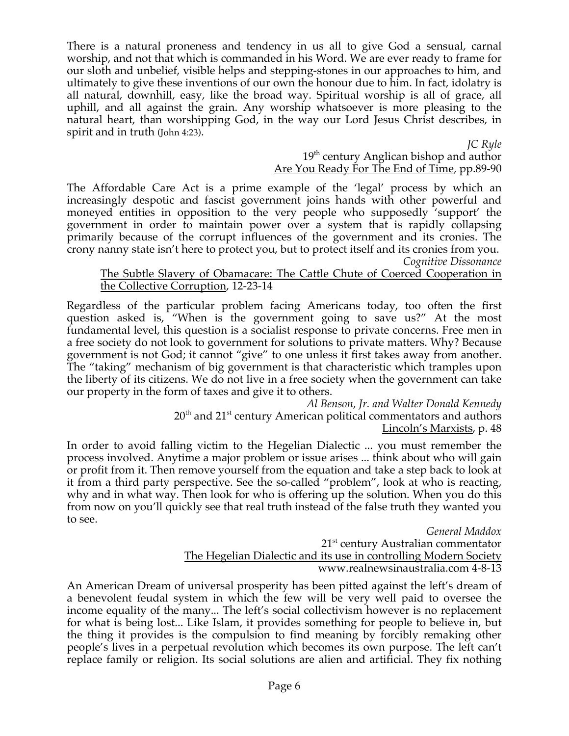There is a natural proneness and tendency in us all to give God a sensual, carnal worship, and not that which is commanded in his Word. We are ever ready to frame for our sloth and unbelief, visible helps and stepping-stones in our approaches to him, and ultimately to give these inventions of our own the honour due to him. In fact, idolatry is all natural, downhill, easy, like the broad way. Spiritual worship is all of grace, all uphill, and all against the grain. Any worship whatsoever is more pleasing to the natural heart, than worshipping God, in the way our Lord Jesus Christ describes, in spirit and in truth (John 4:23).

*JC Ryle*
19th century Anglican bishop and author
Are You Ready For The End of Time, pp.89-90

The Affordable Care Act is a prime example of the 'legal' process by which an increasingly despotic and fascist government joins hands with other powerful and moneyed entities in opposition to the very people who supposedly 'support' the government in order to maintain power over a system that is rapidly collapsing primarily because of the corrupt influences of the government and its cronies. The crony nanny state isn't here to protect you, but to protect itself and its cronies from you.

*Cognitive Dissonance*
The Subtle Slavery of Obamacare: The Cattle Chute of Coerced Cooperation in the Collective Corruption, 12-23-14

Regardless of the particular problem facing Americans today, too often the first question asked is, "When is the government going to save us?" At the most fundamental level, this question is a socialist response to private concerns. Free men in a free society do not look to government for solutions to private matters. Why? Because government is not God; it cannot "give" to one unless it first takes away from another. The "taking" mechanism of big government is that characteristic which tramples upon the liberty of its citizens. We do not live in a free society when the government can take our property in the form of taxes and give it to others.

*Al Benson, Jr. and Walter Donald Kennedy*
20th and 21st century American political commentators and authors
Lincoln's Marxists, p. 48

In order to avoid falling victim to the Hegelian Dialectic ... you must remember the process involved. Anytime a major problem or issue arises ... think about who will gain or profit from it. Then remove yourself from the equation and take a step back to look at it from a third party perspective. See the so-called "problem", look at who is reacting, why and in what way. Then look for who is offering up the solution. When you do this from now on you'll quickly see that real truth instead of the false truth they wanted you to see.

*General Maddox*
21st century Australian commentator
The Hegelian Dialectic and its use in controlling Modern Society
www.realnewsinaustralia.com 4-8-13

An American Dream of universal prosperity has been pitted against the left's dream of a benevolent feudal system in which the few will be very well paid to oversee the income equality of the many... The left's social collectivism however is no replacement for what is being lost... Like Islam, it provides something for people to believe in, but the thing it provides is the compulsion to find meaning by forcibly remaking other people's lives in a perpetual revolution which becomes its own purpose. The left can't replace family or religion. Its social solutions are alien and artificial. They fix nothing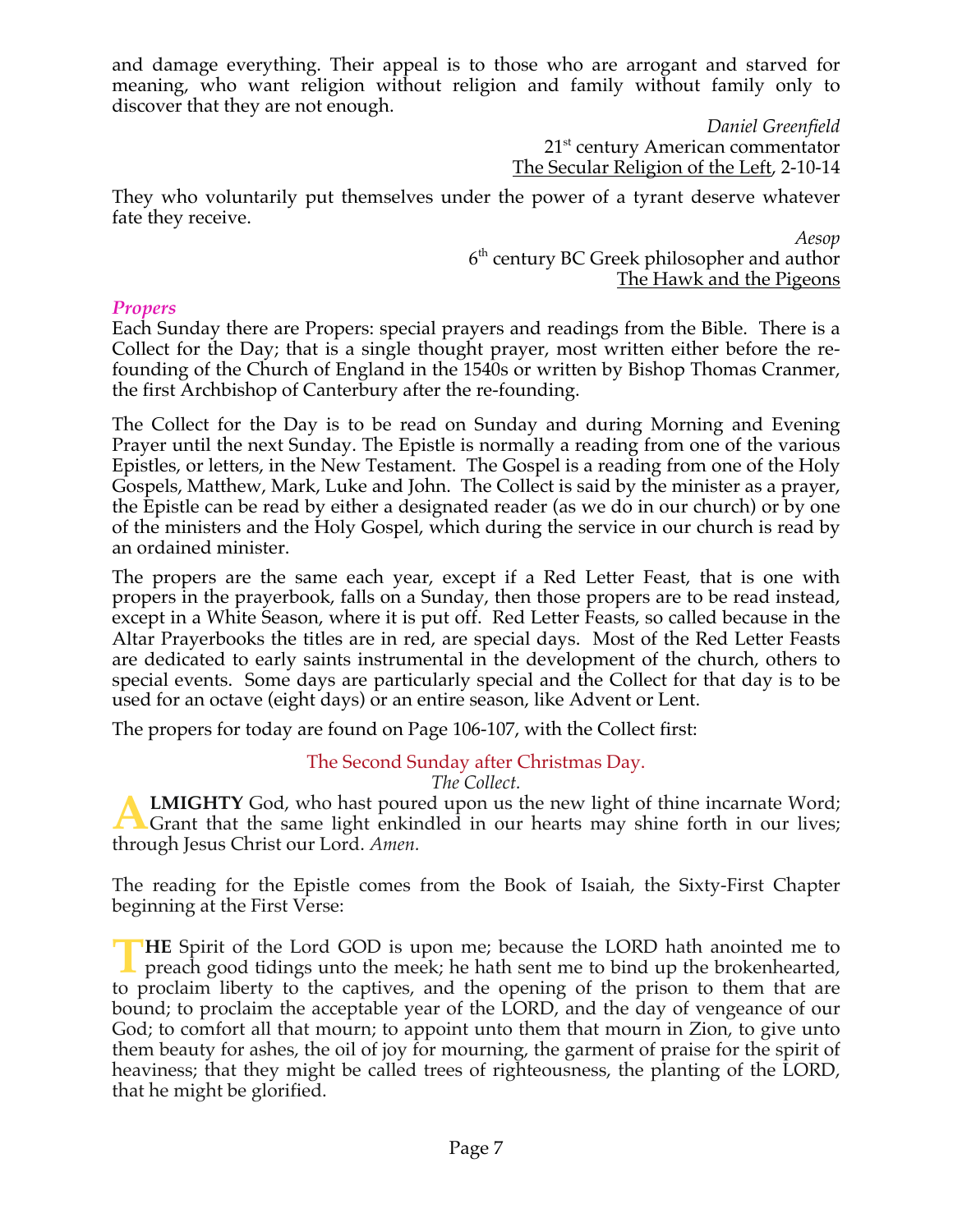and damage everything. Their appeal is to those who are arrogant and starved for meaning, who want religion without religion and family without family only to discover that they are not enough.

*Daniel Greenfield*
21st century American commentator
The Secular Religion of the Left, 2-10-14

They who voluntarily put themselves under the power of a tyrant deserve whatever fate they receive.

*Aesop*
6th century BC Greek philosopher and author
The Hawk and the Pigeons

### *Propers*

Each Sunday there are Propers: special prayers and readings from the Bible. There is a Collect for the Day; that is a single thought prayer, most written either before the re-founding of the Church of England in the 1540s or written by Bishop Thomas Cranmer, the first Archbishop of Canterbury after the re-founding.

The Collect for the Day is to be read on Sunday and during Morning and Evening Prayer until the next Sunday. The Epistle is normally a reading from one of the various Epistles, or letters, in the New Testament. The Gospel is a reading from one of the Holy Gospels, Matthew, Mark, Luke and John. The Collect is said by the minister as a prayer, the Epistle can be read by either a designated reader (as we do in our church) or by one of the ministers and the Holy Gospel, which during the service in our church is read by an ordained minister.

The propers are the same each year, except if a Red Letter Feast, that is one with propers in the prayerbook, falls on a Sunday, then those propers are to be read instead, except in a White Season, where it is put off. Red Letter Feasts, so called because in the Altar Prayerbooks the titles are in red, are special days. Most of the Red Letter Feasts are dedicated to early saints instrumental in the development of the church, others to special events. Some days are particularly special and the Collect for that day is to be used for an octave (eight days) or an entire season, like Advent or Lent.

The propers for today are found on Page 106-107, with the Collect first:

The Second Sunday after Christmas Day.

*The Collect.*

**ALMIGHTY** God, who hast poured upon us the new light of thine incarnate Word; Grant that the same light enkindled in our hearts may shine forth in our lives; through Jesus Christ our Lord. *Amen.*

The reading for the Epistle comes from the Book of Isaiah, the Sixty-First Chapter beginning at the First Verse:

**THE** Spirit of the Lord GOD is upon me; because the LORD hath anointed me to preach good tidings unto the meek; he hath sent me to bind up the brokenhearted, to proclaim liberty to the captives, and the opening of the prison to them that are bound; to proclaim the acceptable year of the LORD, and the day of vengeance of our God; to comfort all that mourn; to appoint unto them that mourn in Zion, to give unto them beauty for ashes, the oil of joy for mourning, the garment of praise for the spirit of heaviness; that they might be called trees of righteousness, the planting of the LORD, that he might be glorified.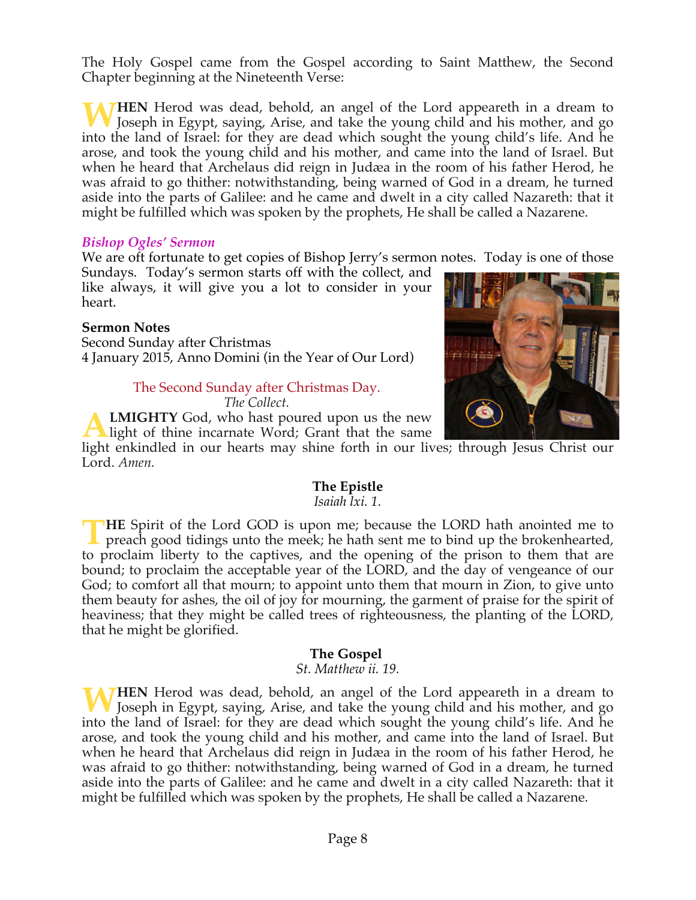The Holy Gospel came from the Gospel according to Saint Matthew, the Second Chapter beginning at the Nineteenth Verse:

**WHEN** Herod was dead, behold, an angel of the Lord appeareth in a dream to Joseph in Egypt, saying, Arise, and take the young child and his mother, and go into the land of Israel: for they are dead which sought the young child's life. And he arose, and took the young child and his mother, and came into the land of Israel. But when he heard that Archelaus did reign in Judæa in the room of his father Herod, he was afraid to go thither: notwithstanding, being warned of God in a dream, he turned aside into the parts of Galilee: and he came and dwelt in a city called Nazareth: that it might be fulfilled which was spoken by the prophets, He shall be called a Nazarene.

***Bishop Ogles' Sermon***

We are oft fortunate to get copies of Bishop Jerry's sermon notes. Today is one of those Sundays. Today's sermon starts off with the collect, and like always, it will give you a lot to consider in your heart.

**Sermon Notes**
Second Sunday after Christmas
4 January 2015, Anno Domini (in the Year of Our Lord)

The Second Sunday after Christmas Day.
*The Collect.*

**ALMIGHTY** God, who hast poured upon us the new light of thine incarnate Word; Grant that the same light enkindled in our hearts may shine forth in our lives; through Jesus Christ our Lord. *Amen.*

**The Epistle**
*Isaiah lxi. 1.*

**THE** Spirit of the Lord GOD is upon me; because the LORD hath anointed me to preach good tidings unto the meek; he hath sent me to bind up the brokenhearted, to proclaim liberty to the captives, and the opening of the prison to them that are bound; to proclaim the acceptable year of the LORD, and the day of vengeance of our God; to comfort all that mourn; to appoint unto them that mourn in Zion, to give unto them beauty for ashes, the oil of joy for mourning, the garment of praise for the spirit of heaviness; that they might be called trees of righteousness, the planting of the LORD, that he might be glorified.

**The Gospel**
*St. Matthew ii. 19.*

**WHEN** Herod was dead, behold, an angel of the Lord appeareth in a dream to Joseph in Egypt, saying, Arise, and take the young child and his mother, and go into the land of Israel: for they are dead which sought the young child's life. And he arose, and took the young child and his mother, and came into the land of Israel. But when he heard that Archelaus did reign in Judæa in the room of his father Herod, he was afraid to go thither: notwithstanding, being warned of God in a dream, he turned aside into the parts of Galilee: and he came and dwelt in a city called Nazareth: that it might be fulfilled which was spoken by the prophets, He shall be called a Nazarene.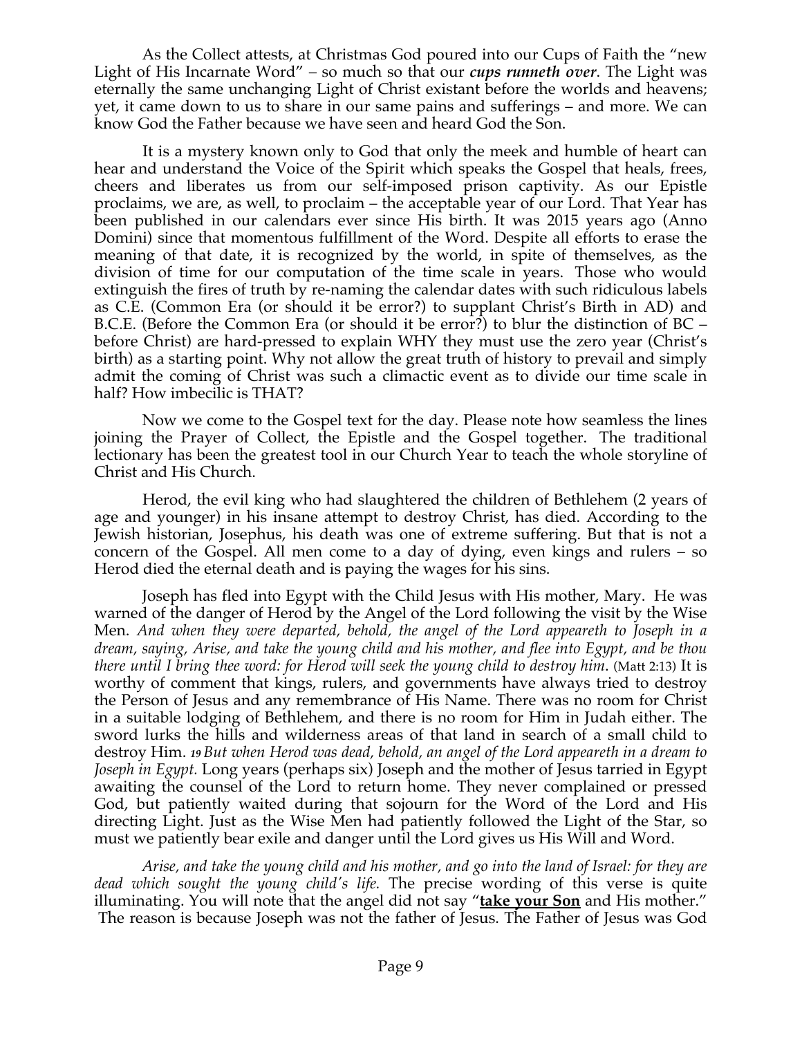As the Collect attests, at Christmas God poured into our Cups of Faith the "new Light of His Incarnate Word" – so much so that our ***cups runneth over***. The Light was eternally the same unchanging Light of Christ existant before the worlds and heavens; yet, it came down to us to share in our same pains and sufferings – and more. We can know God the Father because we have seen and heard God the Son.

It is a mystery known only to God that only the meek and humble of heart can hear and understand the Voice of the Spirit which speaks the Gospel that heals, frees, cheers and liberates us from our self-imposed prison captivity. As our Epistle proclaims, we are, as well, to proclaim – the acceptable year of our Lord. That Year has been published in our calendars ever since His birth. It was 2015 years ago (Anno Domini) since that momentous fulfillment of the Word. Despite all efforts to erase the meaning of that date, it is recognized by the world, in spite of themselves, as the division of time for our computation of the time scale in years. Those who would extinguish the fires of truth by re-naming the calendar dates with such ridiculous labels as C.E. (Common Era (or should it be error?) to supplant Christ's Birth in AD) and B.C.E. (Before the Common Era (or should it be error?) to blur the distinction of BC – before Christ) are hard-pressed to explain WHY they must use the zero year (Christ's birth) as a starting point. Why not allow the great truth of history to prevail and simply admit the coming of Christ was such a climactic event as to divide our time scale in half? How imbecilic is THAT?

Now we come to the Gospel text for the day. Please note how seamless the lines joining the Prayer of Collect, the Epistle and the Gospel together. The traditional lectionary has been the greatest tool in our Church Year to teach the whole storyline of Christ and His Church.

Herod, the evil king who had slaughtered the children of Bethlehem (2 years of age and younger) in his insane attempt to destroy Christ, has died. According to the Jewish historian, Josephus, his death was one of extreme suffering. But that is not a concern of the Gospel. All men come to a day of dying, even kings and rulers – so Herod died the eternal death and is paying the wages for his sins.

Joseph has fled into Egypt with the Child Jesus with His mother, Mary. He was warned of the danger of Herod by the Angel of the Lord following the visit by the Wise Men. *And when they were departed, behold, the angel of the Lord appeareth to Joseph in a dream, saying, Arise, and take the young child and his mother, and flee into Egypt, and be thou there until I bring thee word: for Herod will seek the young child to destroy him.* (Matt 2:13) It is worthy of comment that kings, rulers, and governments have always tried to destroy the Person of Jesus and any remembrance of His Name. There was no room for Christ in a suitable lodging of Bethlehem, and there is no room for Him in Judah either. The sword lurks the hills and wilderness areas of that land in search of a small child to destroy Him. ***19*** *But when Herod was dead, behold, an angel of the Lord appeareth in a dream to Joseph in Egypt.* Long years (perhaps six) Joseph and the mother of Jesus tarried in Egypt awaiting the counsel of the Lord to return home. They never complained or pressed God, but patiently waited during that sojourn for the Word of the Lord and His directing Light. Just as the Wise Men had patiently followed the Light of the Star, so must we patiently bear exile and danger until the Lord gives us His Will and Word.

*Arise, and take the young child and his mother, and go into the land of Israel: for they are dead which sought the young child's life.* The precise wording of this verse is quite illuminating. You will note that the angel did not say "**take your Son** and His mother." The reason is because Joseph was not the father of Jesus. The Father of Jesus was God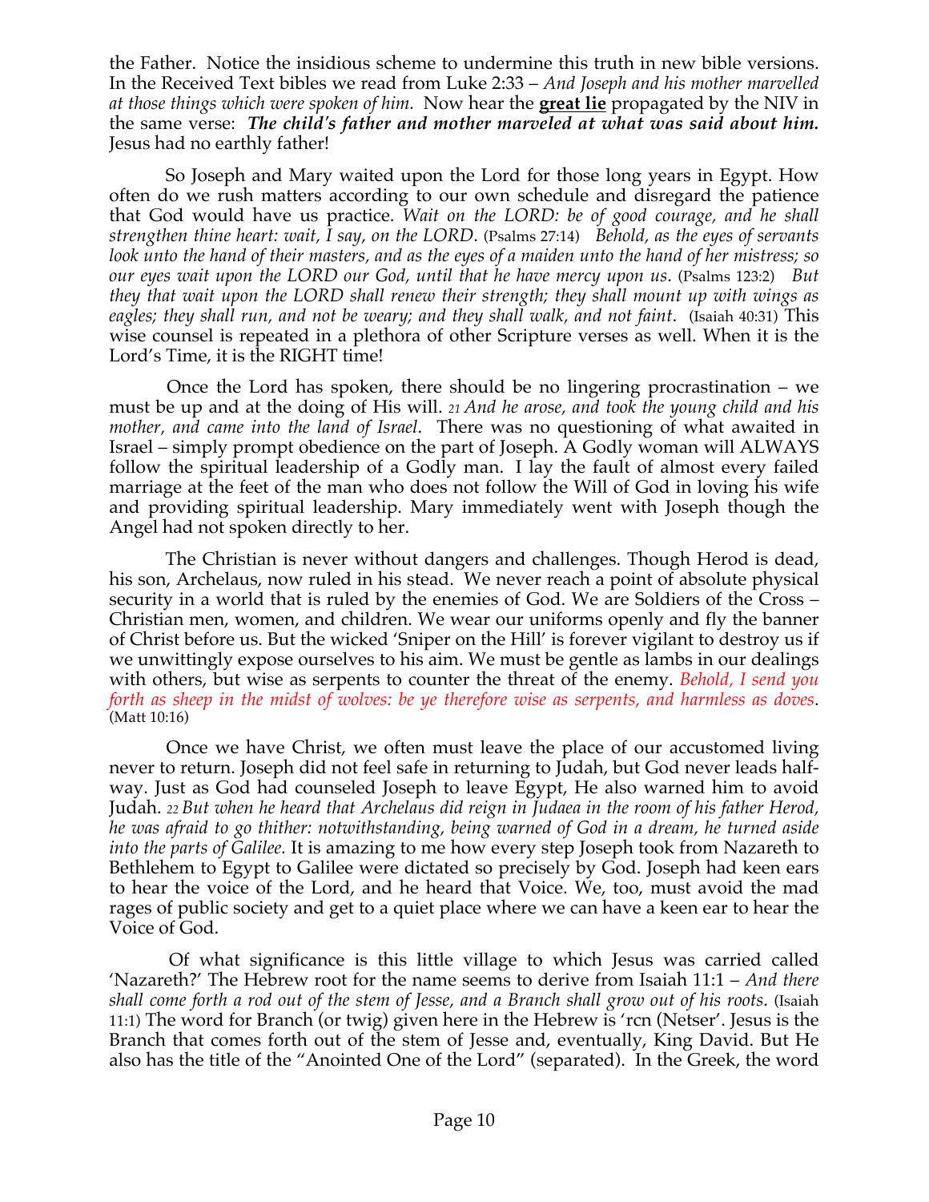the Father. Notice the insidious scheme to undermine this truth in new bible versions. In the Received Text bibles we read from Luke 2:33 – *And Joseph and his mother marvelled at those things which were spoken of him.* Now hear the **great lie** propagated by the NIV in the same verse: ***The child's father and mother marveled at what was said about him.*** Jesus had no earthly father!

So Joseph and Mary waited upon the Lord for those long years in Egypt. How often do we rush matters according to our own schedule and disregard the patience that God would have us practice. *Wait on the LORD: be of good courage, and he shall strengthen thine heart: wait, I say, on the LORD.* (Psalms 27:14) *Behold, as the eyes of servants look unto the hand of their masters, and as the eyes of a maiden unto the hand of her mistress; so our eyes wait upon the LORD our God, until that he have mercy upon us.* (Psalms 123:2) *But they that wait upon the LORD shall renew their strength; they shall mount up with wings as eagles; they shall run, and not be weary; and they shall walk, and not faint.* (Isaiah 40:31) This wise counsel is repeated in a plethora of other Scripture verses as well. When it is the Lord's Time, it is the RIGHT time!

Once the Lord has spoken, there should be no lingering procrastination – we must be up and at the doing of His will. *21 And he arose, and took the young child and his mother, and came into the land of Israel.* There was no questioning of what awaited in Israel – simply prompt obedience on the part of Joseph. A Godly woman will ALWAYS follow the spiritual leadership of a Godly man. I lay the fault of almost every failed marriage at the feet of the man who does not follow the Will of God in loving his wife and providing spiritual leadership. Mary immediately went with Joseph though the Angel had not spoken directly to her.

The Christian is never without dangers and challenges. Though Herod is dead, his son, Archelaus, now ruled in his stead. We never reach a point of absolute physical security in a world that is ruled by the enemies of God. We are Soldiers of the Cross – Christian men, women, and children. We wear our uniforms openly and fly the banner of Christ before us. But the wicked 'Sniper on the Hill' is forever vigilant to destroy us if we unwittingly expose ourselves to his aim. We must be gentle as lambs in our dealings with others, but wise as serpents to counter the threat of the enemy. *Behold, I send you forth as sheep in the midst of wolves: be ye therefore wise as serpents, and harmless as doves.* (Matt 10:16)

Once we have Christ, we often must leave the place of our accustomed living never to return. Joseph did not feel safe in returning to Judah, but God never leads half-way. Just as God had counseled Joseph to leave Egypt, He also warned him to avoid Judah. *22 But when he heard that Archelaus did reign in Judaea in the room of his father Herod, he was afraid to go thither: notwithstanding, being warned of God in a dream, he turned aside into the parts of Galilee.* It is amazing to me how every step Joseph took from Nazareth to Bethlehem to Egypt to Galilee were dictated so precisely by God. Joseph had keen ears to hear the voice of the Lord, and he heard that Voice. We, too, must avoid the mad rages of public society and get to a quiet place where we can have a keen ear to hear the Voice of God.

Of what significance is this little village to which Jesus was carried called 'Nazareth?' The Hebrew root for the name seems to derive from Isaiah 11:1 – *And there shall come forth a rod out of the stem of Jesse, and a Branch shall grow out of his roots.* (Isaiah 11:1) The word for Branch (or twig) given here in the Hebrew is 'rcn (Netser'. Jesus is the Branch that comes forth out of the stem of Jesse and, eventually, King David. But He also has the title of the "Anointed One of the Lord" (separated). In the Greek, the word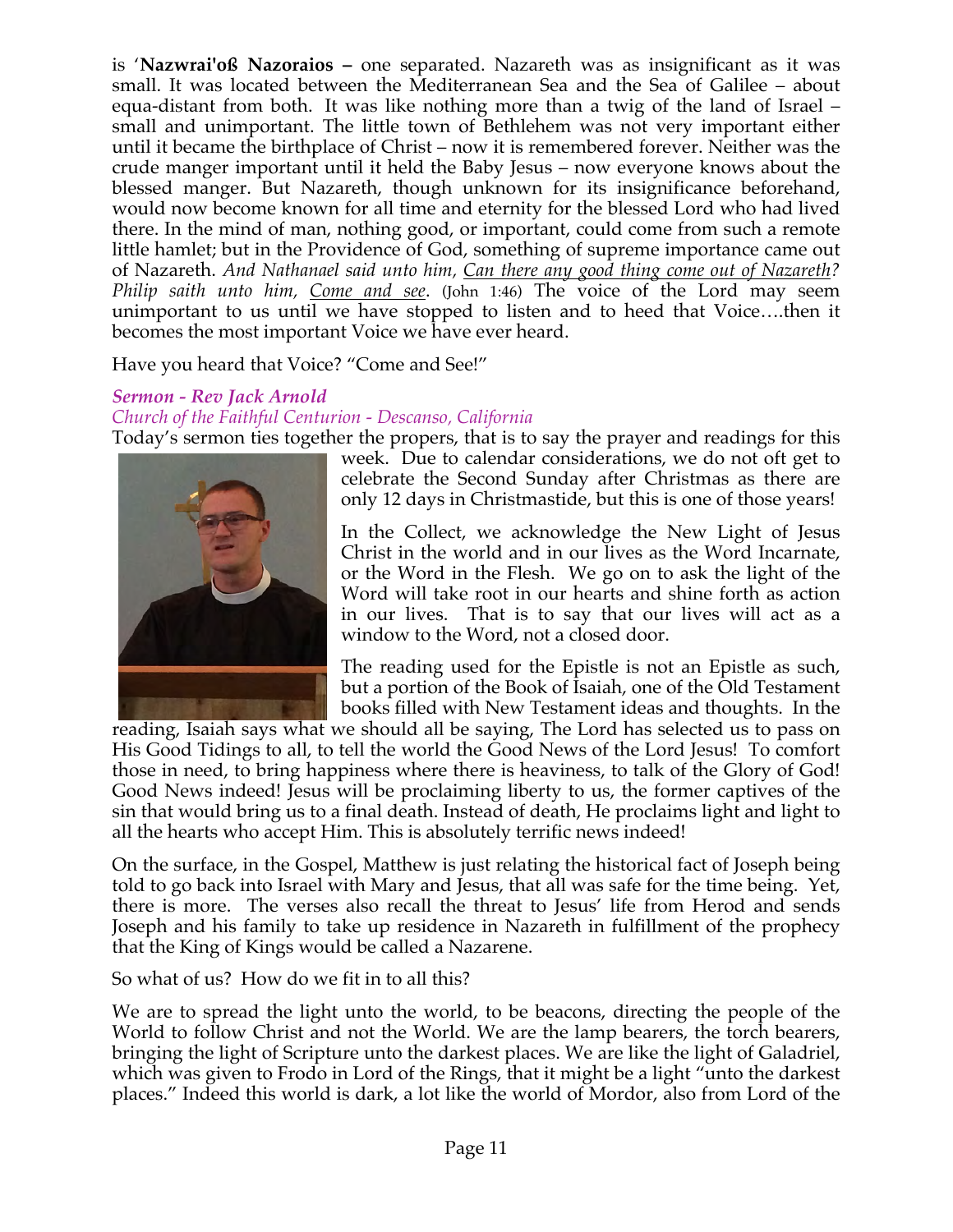is '**Nazwrai'oß Nazoraios –** one separated. Nazareth was as insignificant as it was small. It was located between the Mediterranean Sea and the Sea of Galilee – about equa-distant from both. It was like nothing more than a twig of the land of Israel – small and unimportant. The little town of Bethlehem was not very important either until it became the birthplace of Christ – now it is remembered forever. Neither was the crude manger important until it held the Baby Jesus – now everyone knows about the blessed manger. But Nazareth, though unknown for its insignificance beforehand, would now become known for all time and eternity for the blessed Lord who had lived there. In the mind of man, nothing good, or important, could come from such a remote little hamlet; but in the Providence of God, something of supreme importance came out of Nazareth. *And Nathanael said unto him, Can there any good thing come out of Nazareth? Philip saith unto him, Come and see.* (John 1:46) The voice of the Lord may seem unimportant to us until we have stopped to listen and to heed that Voice….then it becomes the most important Voice we have ever heard.

Have you heard that Voice? "Come and See!"

***Sermon - Rev Jack Arnold***
*Church of the Faithful Centurion - Descanso, California*

Today's sermon ties together the propers, that is to say the prayer and readings for this week. Due to calendar considerations, we do not oft get to celebrate the Second Sunday after Christmas as there are only 12 days in Christmastide, but this is one of those years!

In the Collect, we acknowledge the New Light of Jesus Christ in the world and in our lives as the Word Incarnate, or the Word in the Flesh. We go on to ask the light of the Word will take root in our hearts and shine forth as action in our lives. That is to say that our lives will act as a window to the Word, not a closed door.

The reading used for the Epistle is not an Epistle as such, but a portion of the Book of Isaiah, one of the Old Testament books filled with New Testament ideas and thoughts. In the reading, Isaiah says what we should all be saying, The Lord has selected us to pass on His Good Tidings to all, to tell the world the Good News of the Lord Jesus! To comfort those in need, to bring happiness where there is heaviness, to talk of the Glory of God! Good News indeed! Jesus will be proclaiming liberty to us, the former captives of the sin that would bring us to a final death. Instead of death, He proclaims light and light to all the hearts who accept Him. This is absolutely terrific news indeed!

On the surface, in the Gospel, Matthew is just relating the historical fact of Joseph being told to go back into Israel with Mary and Jesus, that all was safe for the time being. Yet, there is more. The verses also recall the threat to Jesus' life from Herod and sends Joseph and his family to take up residence in Nazareth in fulfillment of the prophecy that the King of Kings would be called a Nazarene.

So what of us? How do we fit in to all this?

We are to spread the light unto the world, to be beacons, directing the people of the World to follow Christ and not the World. We are the lamp bearers, the torch bearers, bringing the light of Scripture unto the darkest places. We are like the light of Galadriel, which was given to Frodo in Lord of the Rings, that it might be a light "unto the darkest places." Indeed this world is dark, a lot like the world of Mordor, also from Lord of the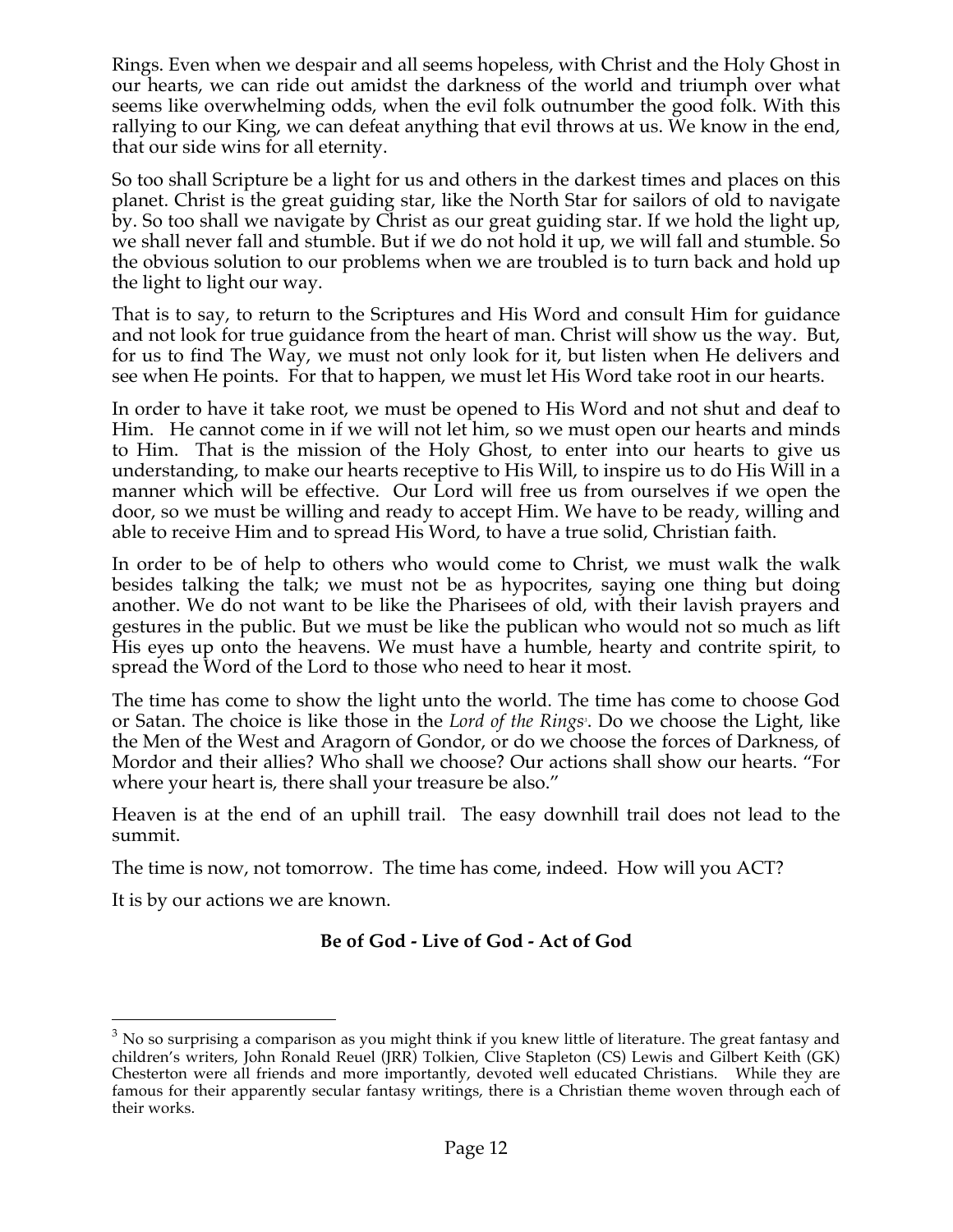Rings. Even when we despair and all seems hopeless, with Christ and the Holy Ghost in our hearts, we can ride out amidst the darkness of the world and triumph over what seems like overwhelming odds, when the evil folk outnumber the good folk. With this rallying to our King, we can defeat anything that evil throws at us. We know in the end, that our side wins for all eternity.

So too shall Scripture be a light for us and others in the darkest times and places on this planet. Christ is the great guiding star, like the North Star for sailors of old to navigate by. So too shall we navigate by Christ as our great guiding star. If we hold the light up, we shall never fall and stumble. But if we do not hold it up, we will fall and stumble. So the obvious solution to our problems when we are troubled is to turn back and hold up the light to light our way.

That is to say, to return to the Scriptures and His Word and consult Him for guidance and not look for true guidance from the heart of man. Christ will show us the way. But, for us to find The Way, we must not only look for it, but listen when He delivers and see when He points. For that to happen, we must let His Word take root in our hearts.

In order to have it take root, we must be opened to His Word and not shut and deaf to Him. He cannot come in if we will not let him, so we must open our hearts and minds to Him. That is the mission of the Holy Ghost, to enter into our hearts to give us understanding, to make our hearts receptive to His Will, to inspire us to do His Will in a manner which will be effective. Our Lord will free us from ourselves if we open the door, so we must be willing and ready to accept Him. We have to be ready, willing and able to receive Him and to spread His Word, to have a true solid, Christian faith.

In order to be of help to others who would come to Christ, we must walk the walk besides talking the talk; we must not be as hypocrites, saying one thing but doing another. We do not want to be like the Pharisees of old, with their lavish prayers and gestures in the public. But we must be like the publican who would not so much as lift His eyes up onto the heavens. We must have a humble, hearty and contrite spirit, to spread the Word of the Lord to those who need to hear it most.

The time has come to show the light unto the world. The time has come to choose God or Satan. The choice is like those in the *Lord of the Rings*[3]. Do we choose the Light, like the Men of the West and Aragorn of Gondor, or do we choose the forces of Darkness, of Mordor and their allies? Who shall we choose? Our actions shall show our hearts. "For where your heart is, there shall your treasure be also."

Heaven is at the end of an uphill trail. The easy downhill trail does not lead to the summit.

The time is now, not tomorrow. The time has come, indeed. How will you ACT?

It is by our actions we are known.

**Be of God - Live of God - Act of God**

[3] No so surprising a comparison as you might think if you knew little of literature. The great fantasy and children's writers, John Ronald Reuel (JRR) Tolkien, Clive Stapleton (CS) Lewis and Gilbert Keith (GK) Chesterton were all friends and more importantly, devoted well educated Christians. While they are famous for their apparently secular fantasy writings, there is a Christian theme woven through each of their works.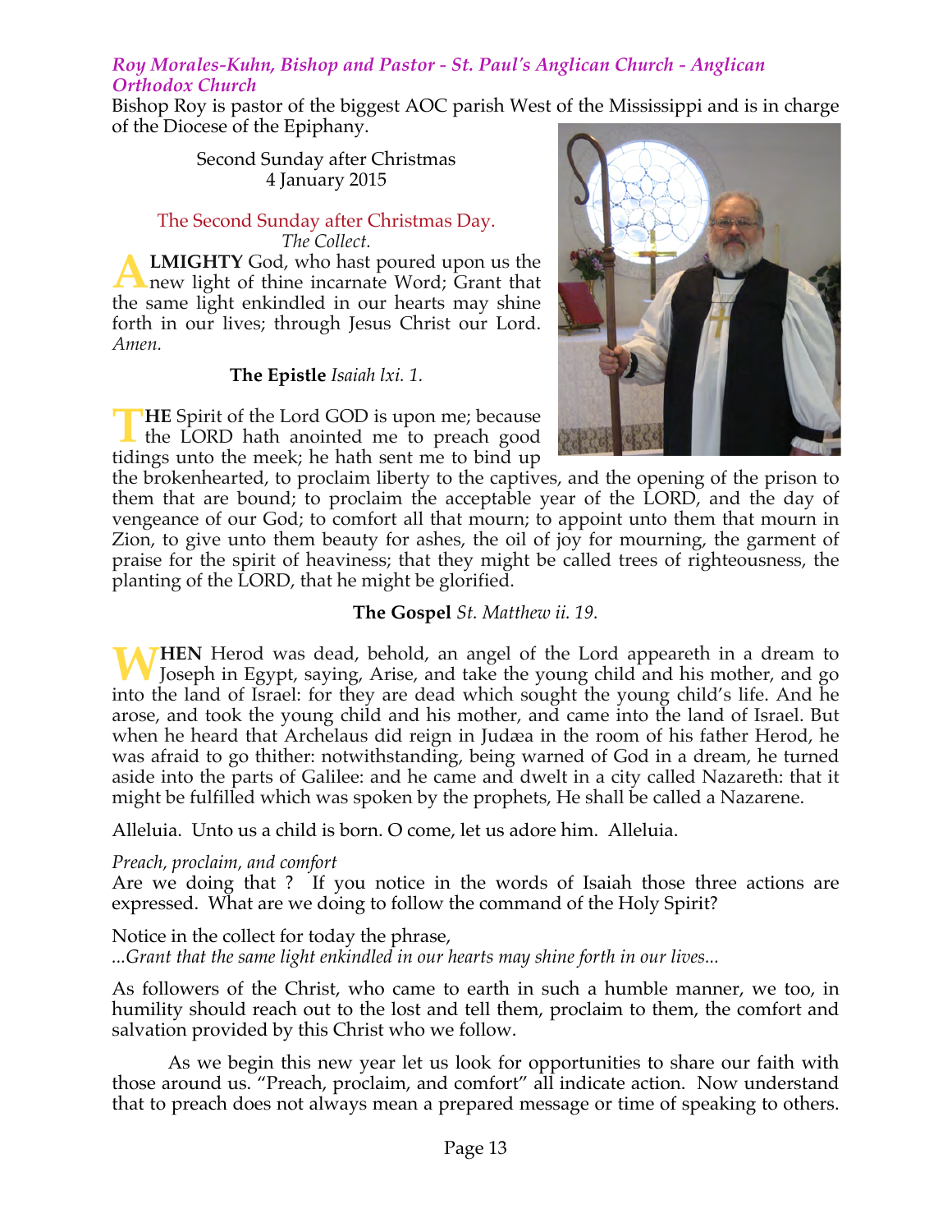*Roy Morales-Kuhn, Bishop and Pastor - St. Paul's Anglican Church - Anglican Orthodox Church*

Bishop Roy is pastor of the biggest AOC parish West of the Mississippi and is in charge of the Diocese of the Epiphany.

Second Sunday after Christmas
4 January 2015

The Second Sunday after Christmas Day.
*The Collect.*

**ALMIGHTY** God, who hast poured upon us the new light of thine incarnate Word; Grant that the same light enkindled in our hearts may shine forth in our lives; through Jesus Christ our Lord. *Amen.*

**The Epistle** *Isaiah lxi. 1.*

**THE** Spirit of the Lord GOD is upon me; because the LORD hath anointed me to preach good tidings unto the meek; he hath sent me to bind up the brokenhearted, to proclaim liberty to the captives, and the opening of the prison to them that are bound; to proclaim the acceptable year of the LORD, and the day of vengeance of our God; to comfort all that mourn; to appoint unto them that mourn in Zion, to give unto them beauty for ashes, the oil of joy for mourning, the garment of praise for the spirit of heaviness; that they might be called trees of righteousness, the planting of the LORD, that he might be glorified.

**The Gospel** *St. Matthew ii. 19.*

**WHEN** Herod was dead, behold, an angel of the Lord appeareth in a dream to Joseph in Egypt, saying, Arise, and take the young child and his mother, and go into the land of Israel: for they are dead which sought the young child's life. And he arose, and took the young child and his mother, and came into the land of Israel. But when he heard that Archelaus did reign in Judæa in the room of his father Herod, he was afraid to go thither: notwithstanding, being warned of God in a dream, he turned aside into the parts of Galilee: and he came and dwelt in a city called Nazareth: that it might be fulfilled which was spoken by the prophets, He shall be called a Nazarene.

Alleluia. Unto us a child is born. O come, let us adore him. Alleluia.

*Preach, proclaim, and comfort*
Are we doing that ? If you notice in the words of Isaiah those three actions are expressed. What are we doing to follow the command of the Holy Spirit?

Notice in the collect for today the phrase,
*...Grant that the same light enkindled in our hearts may shine forth in our lives...*

As followers of the Christ, who came to earth in such a humble manner, we too, in humility should reach out to the lost and tell them, proclaim to them, the comfort and salvation provided by this Christ who we follow.

As we begin this new year let us look for opportunities to share our faith with those around us. "Preach, proclaim, and comfort" all indicate action. Now understand that to preach does not always mean a prepared message or time of speaking to others.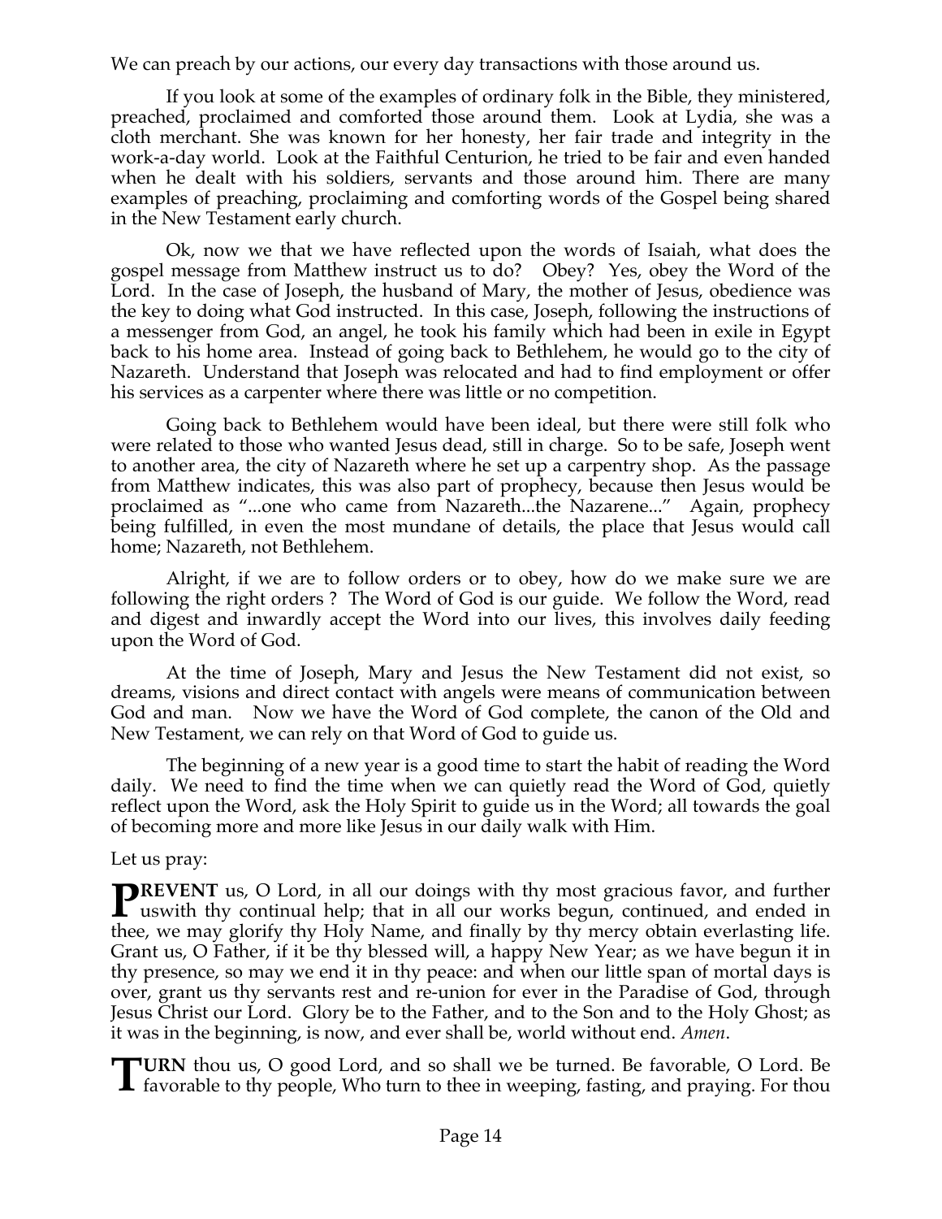We can preach by our actions, our every day transactions with those around us.

If you look at some of the examples of ordinary folk in the Bible, they ministered, preached, proclaimed and comforted those around them. Look at Lydia, she was a cloth merchant. She was known for her honesty, her fair trade and integrity in the work-a-day world. Look at the Faithful Centurion, he tried to be fair and even handed when he dealt with his soldiers, servants and those around him. There are many examples of preaching, proclaiming and comforting words of the Gospel being shared in the New Testament early church.

Ok, now we that we have reflected upon the words of Isaiah, what does the gospel message from Matthew instruct us to do? Obey? Yes, obey the Word of the Lord. In the case of Joseph, the husband of Mary, the mother of Jesus, obedience was the key to doing what God instructed. In this case, Joseph, following the instructions of a messenger from God, an angel, he took his family which had been in exile in Egypt back to his home area. Instead of going back to Bethlehem, he would go to the city of Nazareth. Understand that Joseph was relocated and had to find employment or offer his services as a carpenter where there was little or no competition.

Going back to Bethlehem would have been ideal, but there were still folk who were related to those who wanted Jesus dead, still in charge. So to be safe, Joseph went to another area, the city of Nazareth where he set up a carpentry shop. As the passage from Matthew indicates, this was also part of prophecy, because then Jesus would be proclaimed as "...one who came from Nazareth...the Nazarene..." Again, prophecy being fulfilled, in even the most mundane of details, the place that Jesus would call home; Nazareth, not Bethlehem.

Alright, if we are to follow orders or to obey, how do we make sure we are following the right orders ? The Word of God is our guide. We follow the Word, read and digest and inwardly accept the Word into our lives, this involves daily feeding upon the Word of God.

At the time of Joseph, Mary and Jesus the New Testament did not exist, so dreams, visions and direct contact with angels were means of communication between God and man. Now we have the Word of God complete, the canon of the Old and New Testament, we can rely on that Word of God to guide us.

The beginning of a new year is a good time to start the habit of reading the Word daily. We need to find the time when we can quietly read the Word of God, quietly reflect upon the Word, ask the Holy Spirit to guide us in the Word; all towards the goal of becoming more and more like Jesus in our daily walk with Him.

Let us pray:

**PREVENT** us, O Lord, in all our doings with thy most gracious favor, and further uswith thy continual help; that in all our works begun, continued, and ended in thee, we may glorify thy Holy Name, and finally by thy mercy obtain everlasting life. Grant us, O Father, if it be thy blessed will, a happy New Year; as we have begun it in thy presence, so may we end it in thy peace: and when our little span of mortal days is over, grant us thy servants rest and re-union for ever in the Paradise of God, through Jesus Christ our Lord. Glory be to the Father, and to the Son and to the Holy Ghost; as it was in the beginning, is now, and ever shall be, world without end. *Amen*.

**TURN** thou us, O good Lord, and so shall we be turned. Be favorable, O Lord. Be favorable to thy people, Who turn to thee in weeping, fasting, and praying. For thou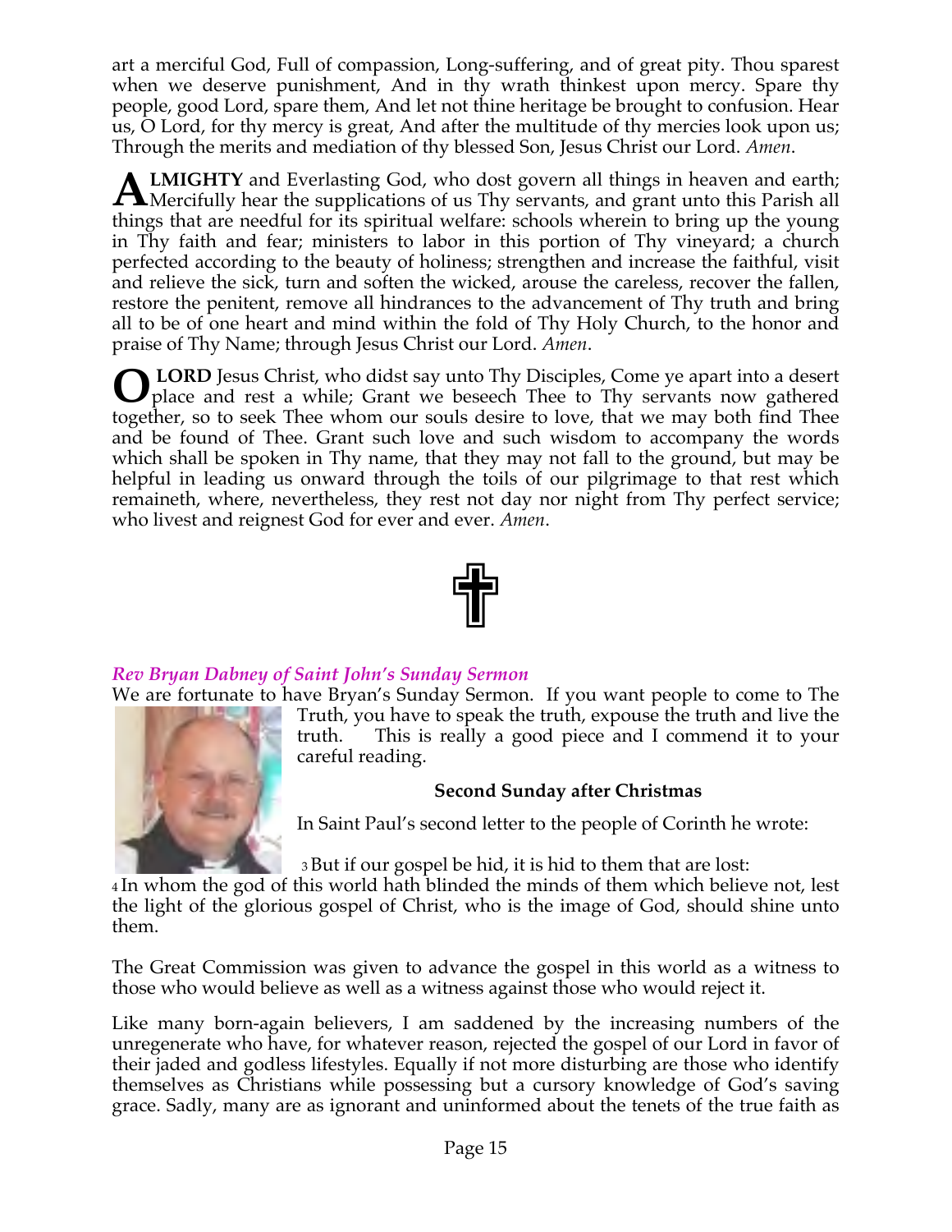art a merciful God, Full of compassion, Long-suffering, and of great pity. Thou sparest when we deserve punishment, And in thy wrath thinkest upon mercy. Spare thy people, good Lord, spare them, And let not thine heritage be brought to confusion. Hear us, O Lord, for thy mercy is great, And after the multitude of thy mercies look upon us; Through the merits and mediation of thy blessed Son, Jesus Christ our Lord. *Amen*.

**ALMIGHTY** and Everlasting God, who dost govern all things in heaven and earth; Mercifully hear the supplications of us Thy servants, and grant unto this Parish all things that are needful for its spiritual welfare: schools wherein to bring up the young in Thy faith and fear; ministers to labor in this portion of Thy vineyard; a church perfected according to the beauty of holiness; strengthen and increase the faithful, visit and relieve the sick, turn and soften the wicked, arouse the careless, recover the fallen, restore the penitent, remove all hindrances to the advancement of Thy truth and bring all to be of one heart and mind within the fold of Thy Holy Church, to the honor and praise of Thy Name; through Jesus Christ our Lord. *Amen*.

**O LORD** Jesus Christ, who didst say unto Thy Disciples, Come ye apart into a desert place and rest a while; Grant we beseech Thee to Thy servants now gathered together, so to seek Thee whom our souls desire to love, that we may both find Thee and be found of Thee. Grant such love and such wisdom to accompany the words which shall be spoken in Thy name, that they may not fall to the ground, but may be helpful in leading us onward through the toils of our pilgrimage to that rest which remaineth, where, nevertheless, they rest not day nor night from Thy perfect service; who livest and reignest God for ever and ever. *Amen*.

***Rev Bryan Dabney of Saint John's Sunday Sermon***

We are fortunate to have Bryan's Sunday Sermon. If you want people to come to The Truth, you have to speak the truth, expose the truth and live the truth. This is really a good piece and I commend it to your careful reading.

**Second Sunday after Christmas**

In Saint Paul's second letter to the people of Corinth he wrote:

3 But if our gospel be hid, it is hid to them that are lost:
4 In whom the god of this world hath blinded the minds of them which believe not, lest the light of the glorious gospel of Christ, who is the image of God, should shine unto them.

The Great Commission was given to advance the gospel in this world as a witness to those who would believe as well as a witness against those who would reject it.

Like many born-again believers, I am saddened by the increasing numbers of the unregenerate who have, for whatever reason, rejected the gospel of our Lord in favor of their jaded and godless lifestyles. Equally if not more disturbing are those who identify themselves as Christians while possessing but a cursory knowledge of God's saving grace. Sadly, many are as ignorant and uninformed about the tenets of the true faith as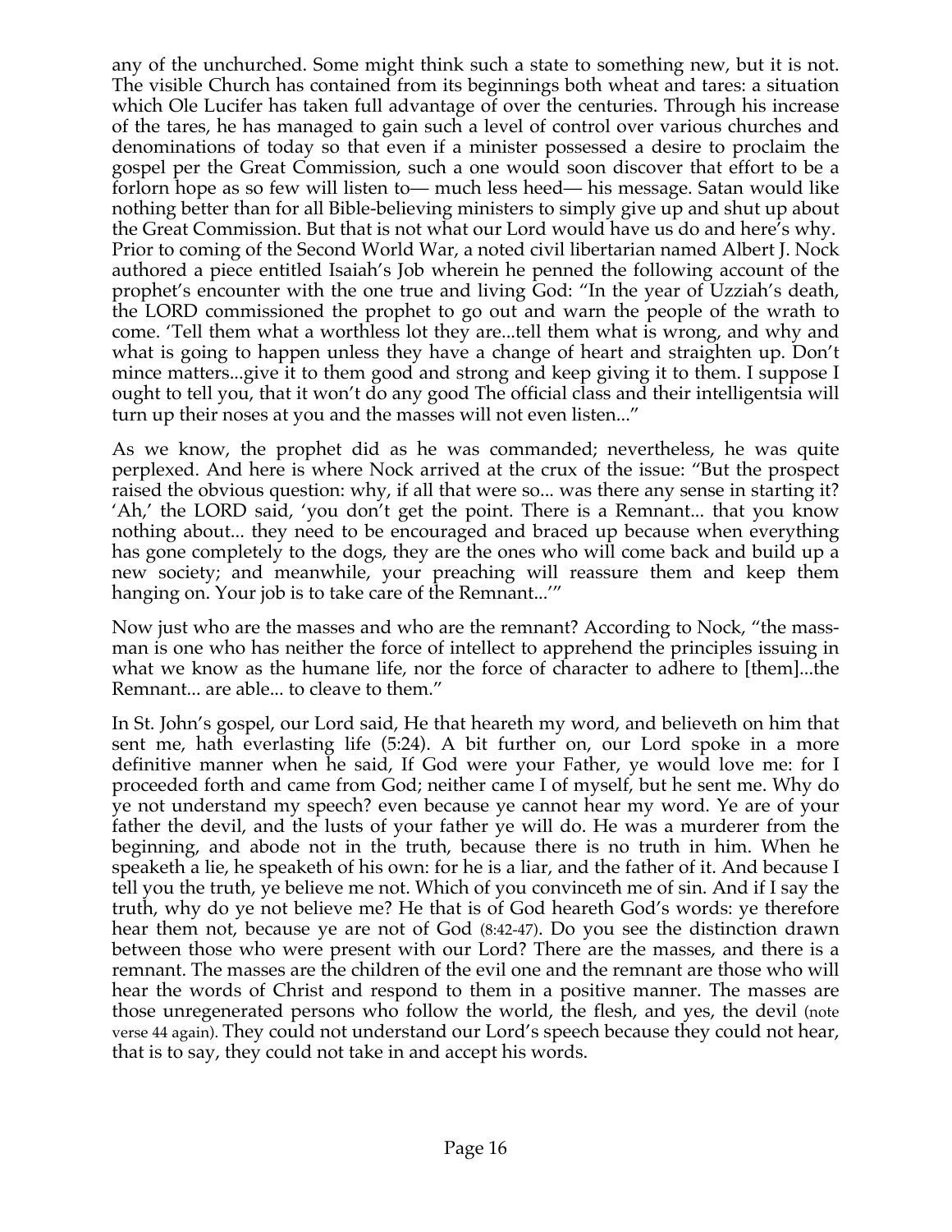any of the unchurched. Some might think such a state to something new, but it is not. The visible Church has contained from its beginnings both wheat and tares: a situation which Ole Lucifer has taken full advantage of over the centuries. Through his increase of the tares, he has managed to gain such a level of control over various churches and denominations of today so that even if a minister possessed a desire to proclaim the gospel per the Great Commission, such a one would soon discover that effort to be a forlorn hope as so few will listen to— much less heed— his message. Satan would like nothing better than for all Bible-believing ministers to simply give up and shut up about the Great Commission. But that is not what our Lord would have us do and here's why. Prior to coming of the Second World War, a noted civil libertarian named Albert J. Nock authored a piece entitled Isaiah's Job wherein he penned the following account of the prophet's encounter with the one true and living God: "In the year of Uzziah's death, the LORD commissioned the prophet to go out and warn the people of the wrath to come. 'Tell them what a worthless lot they are...tell them what is wrong, and why and what is going to happen unless they have a change of heart and straighten up. Don't mince matters...give it to them good and strong and keep giving it to them. I suppose I ought to tell you, that it won't do any good The official class and their intelligentsia will turn up their noses at you and the masses will not even listen..."

As we know, the prophet did as he was commanded; nevertheless, he was quite perplexed. And here is where Nock arrived at the crux of the issue: "But the prospect raised the obvious question: why, if all that were so... was there any sense in starting it? 'Ah,' the LORD said, 'you don't get the point. There is a Remnant... that you know nothing about... they need to be encouraged and braced up because when everything has gone completely to the dogs, they are the ones who will come back and build up a new society; and meanwhile, your preaching will reassure them and keep them hanging on. Your job is to take care of the Remnant...'"

Now just who are the masses and who are the remnant? According to Nock, "the mass-man is one who has neither the force of intellect to apprehend the principles issuing in what we know as the humane life, nor the force of character to adhere to [them]...the Remnant... are able... to cleave to them."

In St. John's gospel, our Lord said, He that heareth my word, and believeth on him that sent me, hath everlasting life (5:24). A bit further on, our Lord spoke in a more definitive manner when he said, If God were your Father, ye would love me: for I proceeded forth and came from God; neither came I of myself, but he sent me. Why do ye not understand my speech? even because ye cannot hear my word. Ye are of your father the devil, and the lusts of your father ye will do. He was a murderer from the beginning, and abode not in the truth, because there is no truth in him. When he speaketh a lie, he speaketh of his own: for he is a liar, and the father of it. And because I tell you the truth, ye believe me not. Which of you convinceth me of sin. And if I say the truth, why do ye not believe me? He that is of God heareth God's words: ye therefore hear them not, because ye are not of God (8:42-47). Do you see the distinction drawn between those who were present with our Lord? There are the masses, and there is a remnant. The masses are the children of the evil one and the remnant are those who will hear the words of Christ and respond to them in a positive manner. The masses are those unregenerated persons who follow the world, the flesh, and yes, the devil (note verse 44 again). They could not understand our Lord's speech because they could not hear, that is to say, they could not take in and accept his words.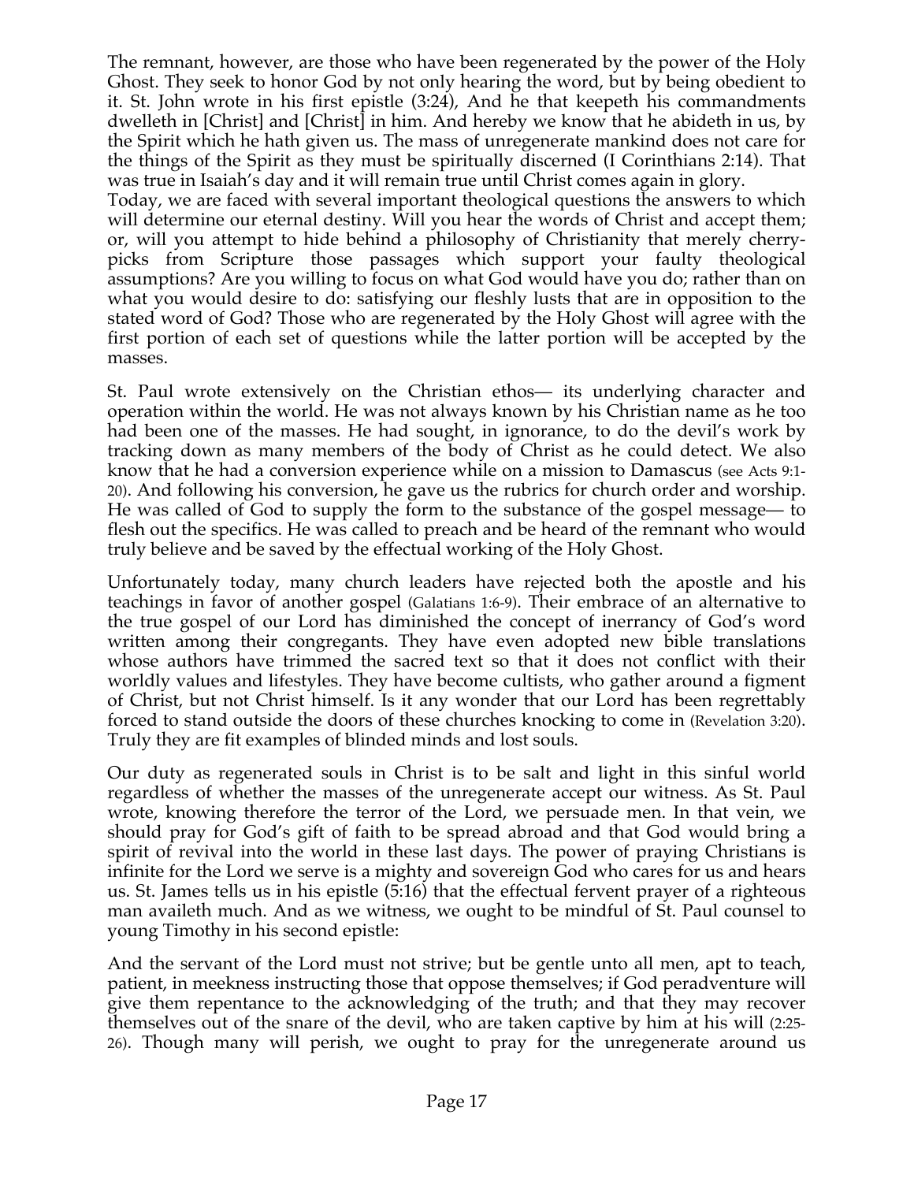The remnant, however, are those who have been regenerated by the power of the Holy Ghost. They seek to honor God by not only hearing the word, but by being obedient to it. St. John wrote in his first epistle (3:24), And he that keepeth his commandments dwelleth in [Christ] and [Christ] in him. And hereby we know that he abideth in us, by the Spirit which he hath given us. The mass of unregenerate mankind does not care for the things of the Spirit as they must be spiritually discerned (I Corinthians 2:14). That was true in Isaiah's day and it will remain true until Christ comes again in glory.

Today, we are faced with several important theological questions the answers to which will determine our eternal destiny. Will you hear the words of Christ and accept them; or, will you attempt to hide behind a philosophy of Christianity that merely cherry-picks from Scripture those passages which support your faulty theological assumptions? Are you willing to focus on what God would have you do; rather than on what you would desire to do: satisfying our fleshly lusts that are in opposition to the stated word of God? Those who are regenerated by the Holy Ghost will agree with the first portion of each set of questions while the latter portion will be accepted by the masses.

St. Paul wrote extensively on the Christian ethos— its underlying character and operation within the world. He was not always known by his Christian name as he too had been one of the masses. He had sought, in ignorance, to do the devil's work by tracking down as many members of the body of Christ as he could detect. We also know that he had a conversion experience while on a mission to Damascus (see Acts 9:1-20). And following his conversion, he gave us the rubrics for church order and worship. He was called of God to supply the form to the substance of the gospel message— to flesh out the specifics. He was called to preach and be heard of the remnant who would truly believe and be saved by the effectual working of the Holy Ghost.

Unfortunately today, many church leaders have rejected both the apostle and his teachings in favor of another gospel (Galatians 1:6-9). Their embrace of an alternative to the true gospel of our Lord has diminished the concept of inerrancy of God's word written among their congregants. They have even adopted new bible translations whose authors have trimmed the sacred text so that it does not conflict with their worldly values and lifestyles. They have become cultists, who gather around a figment of Christ, but not Christ himself. Is it any wonder that our Lord has been regrettably forced to stand outside the doors of these churches knocking to come in (Revelation 3:20). Truly they are fit examples of blinded minds and lost souls.

Our duty as regenerated souls in Christ is to be salt and light in this sinful world regardless of whether the masses of the unregenerate accept our witness. As St. Paul wrote, knowing therefore the terror of the Lord, we persuade men. In that vein, we should pray for God's gift of faith to be spread abroad and that God would bring a spirit of revival into the world in these last days. The power of praying Christians is infinite for the Lord we serve is a mighty and sovereign God who cares for us and hears us. St. James tells us in his epistle (5:16) that the effectual fervent prayer of a righteous man availeth much. And as we witness, we ought to be mindful of St. Paul counsel to young Timothy in his second epistle:

And the servant of the Lord must not strive; but be gentle unto all men, apt to teach, patient, in meekness instructing those that oppose themselves; if God peradventure will give them repentance to the acknowledging of the truth; and that they may recover themselves out of the snare of the devil, who are taken captive by him at his will (2:25-26). Though many will perish, we ought to pray for the unregenerate around us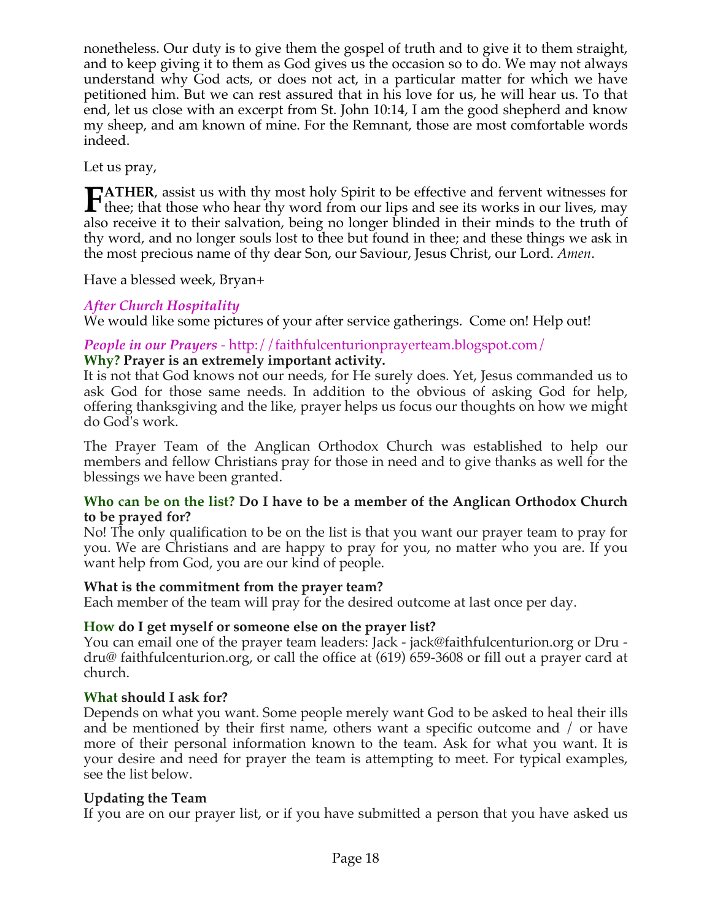nonetheless. Our duty is to give them the gospel of truth and to give it to them straight, and to keep giving it to them as God gives us the occasion so to do. We may not always understand why God acts, or does not act, in a particular matter for which we have petitioned him. But we can rest assured that in his love for us, he will hear us. To that end, let us close with an excerpt from St. John 10:14, I am the good shepherd and know my sheep, and am known of mine. For the Remnant, those are most comfortable words indeed.

Let us pray,

**FATHER**, assist us with thy most holy Spirit to be effective and fervent witnesses for thee; that those who hear thy word from our lips and see its works in our lives, may also receive it to their salvation, being no longer blinded in their minds to the truth of thy word, and no longer souls lost to thee but found in thee; and these things we ask in the most precious name of thy dear Son, our Saviour, Jesus Christ, our Lord. *Amen*.

Have a blessed week, Bryan+

### *After Church Hospitality*

We would like some pictures of your after service gatherings. Come on! Help out!

### *People in our Prayers* - http://faithfulcenturionprayerteam.blogspot.com/

**Why? Prayer is an extremely important activity.**

It is not that God knows not our needs, for He surely does. Yet, Jesus commanded us to ask God for those same needs. In addition to the obvious of asking God for help, offering thanksgiving and the like, prayer helps us focus our thoughts on how we might do God's work.

The Prayer Team of the Anglican Orthodox Church was established to help our members and fellow Christians pray for those in need and to give thanks as well for the blessings we have been granted.

**Who can be on the list? Do I have to be a member of the Anglican Orthodox Church to be prayed for?**

No! The only qualification to be on the list is that you want our prayer team to pray for you. We are Christians and are happy to pray for you, no matter who you are. If you want help from God, you are our kind of people.

**What is the commitment from the prayer team?**

Each member of the team will pray for the desired outcome at last once per day.

**How do I get myself or someone else on the prayer list?**

You can email one of the prayer team leaders: Jack - jack@faithfulcenturion.org or Dru - dru@ faithfulcenturion.org, or call the office at (619) 659-3608 or fill out a prayer card at church.

**What should I ask for?**

Depends on what you want. Some people merely want God to be asked to heal their ills and be mentioned by their first name, others want a specific outcome and / or have more of their personal information known to the team. Ask for what you want. It is your desire and need for prayer the team is attempting to meet. For typical examples, see the list below.

**Updating the Team**

If you are on our prayer list, or if you have submitted a person that you have asked us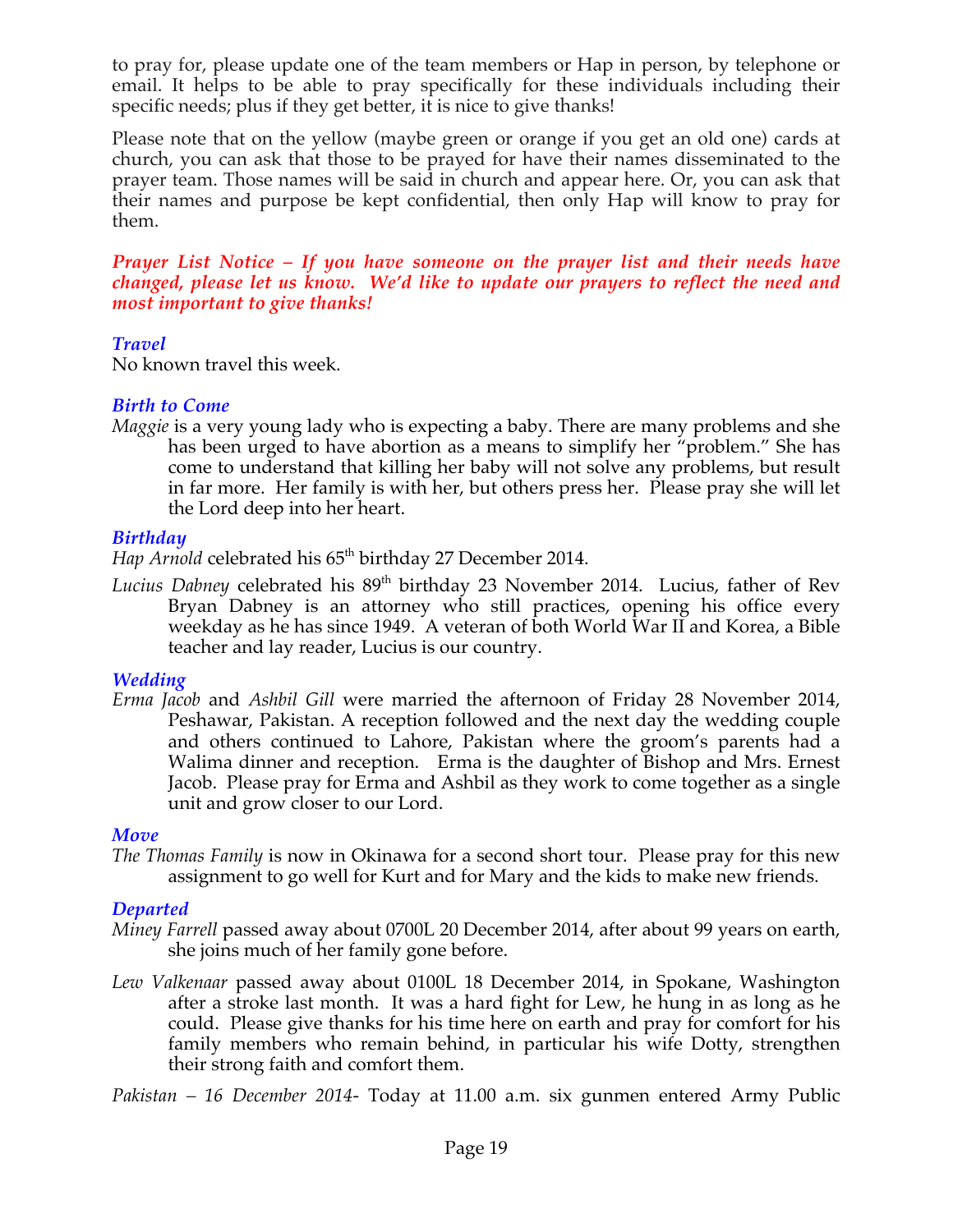to pray for, please update one of the team members or Hap in person, by telephone or email. It helps to be able to pray specifically for these individuals including their specific needs; plus if they get better, it is nice to give thanks!

Please note that on the yellow (maybe green or orange if you get an old one) cards at church, you can ask that those to be prayed for have their names disseminated to the prayer team. Those names will be said in church and appear here. Or, you can ask that their names and purpose be kept confidential, then only Hap will know to pray for them.

***Prayer List Notice – If you have someone on the prayer list and their needs have changed, please let us know. We'd like to update our prayers to reflect the need and most important to give thanks!***

### *Travel*

No known travel this week.

### *Birth to Come*

*Maggie* is a very young lady who is expecting a baby. There are many problems and she has been urged to have abortion as a means to simplify her "problem." She has come to understand that killing her baby will not solve any problems, but result in far more. Her family is with her, but others press her. Please pray she will let the Lord deep into her heart.

### *Birthday*

*Hap Arnold* celebrated his 65th birthday 27 December 2014.

*Lucius Dabney* celebrated his 89th birthday 23 November 2014. Lucius, father of Rev Bryan Dabney is an attorney who still practices, opening his office every weekday as he has since 1949. A veteran of both World War II and Korea, a Bible teacher and lay reader, Lucius is our country.

### *Wedding*

*Erma Jacob* and *Ashbil Gill* were married the afternoon of Friday 28 November 2014, Peshawar, Pakistan. A reception followed and the next day the wedding couple and others continued to Lahore, Pakistan where the groom's parents had a Walima dinner and reception. Erma is the daughter of Bishop and Mrs. Ernest Jacob. Please pray for Erma and Ashbil as they work to come together as a single unit and grow closer to our Lord.

### *Move*

*The Thomas Family* is now in Okinawa for a second short tour. Please pray for this new assignment to go well for Kurt and for Mary and the kids to make new friends.

### *Departed*

*Miney Farrell* passed away about 0700L 20 December 2014, after about 99 years on earth, she joins much of her family gone before.

*Lew Valkenaar* passed away about 0100L 18 December 2014, in Spokane, Washington after a stroke last month. It was a hard fight for Lew, he hung in as long as he could. Please give thanks for his time here on earth and pray for comfort for his family members who remain behind, in particular his wife Dotty, strengthen their strong faith and comfort them.

*Pakistan – 16 December 2014*- Today at 11.00 a.m. six gunmen entered Army Public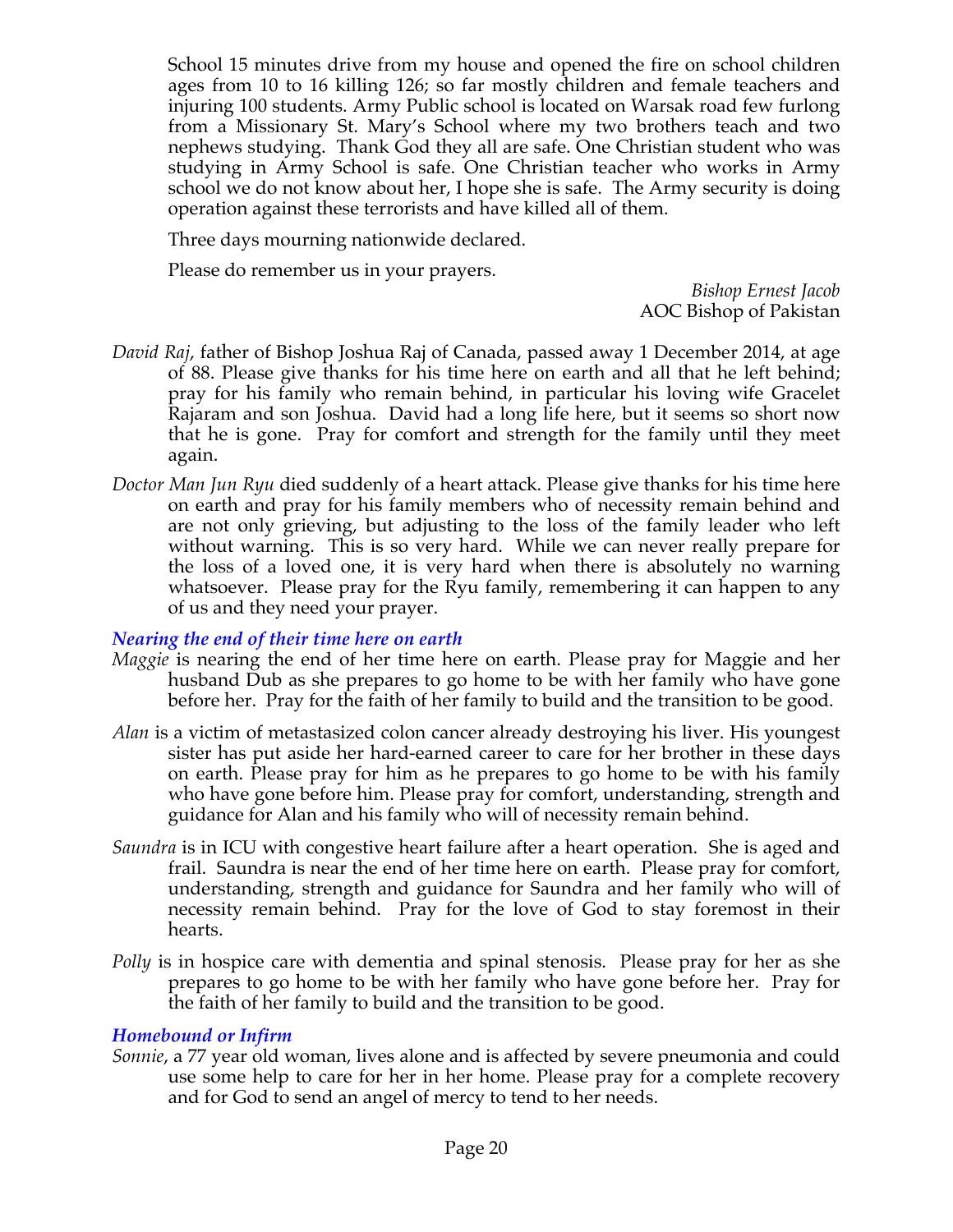School 15 minutes drive from my house and opened the fire on school children ages from 10 to 16 killing 126; so far mostly children and female teachers and injuring 100 students. Army Public school is located on Warsak road few furlong from a Missionary St. Mary's School where my two brothers teach and two nephews studying. Thank God they all are safe. One Christian student who was studying in Army School is safe. One Christian teacher who works in Army school we do not know about her, I hope she is safe. The Army security is doing operation against these terrorists and have killed all of them.

Three days mourning nationwide declared.

Please do remember us in your prayers.

*Bishop Ernest Jacob*
AOC Bishop of Pakistan

*David Raj*, father of Bishop Joshua Raj of Canada, passed away 1 December 2014, at age of 88. Please give thanks for his time here on earth and all that he left behind; pray for his family who remain behind, in particular his loving wife Gracelet Rajaram and son Joshua. David had a long life here, but it seems so short now that he is gone. Pray for comfort and strength for the family until they meet again.

*Doctor Man Jun Ryu* died suddenly of a heart attack. Please give thanks for his time here on earth and pray for his family members who of necessity remain behind and are not only grieving, but adjusting to the loss of the family leader who left without warning. This is so very hard. While we can never really prepare for the loss of a loved one, it is very hard when there is absolutely no warning whatsoever. Please pray for the Ryu family, remembering it can happen to any of us and they need your prayer.

### *Nearing the end of their time here on earth*

*Maggie* is nearing the end of her time here on earth. Please pray for Maggie and her husband Dub as she prepares to go home to be with her family who have gone before her. Pray for the faith of her family to build and the transition to be good.

*Alan* is a victim of metastasized colon cancer already destroying his liver. His youngest sister has put aside her hard-earned career to care for her brother in these days on earth. Please pray for him as he prepares to go home to be with his family who have gone before him. Please pray for comfort, understanding, strength and guidance for Alan and his family who will of necessity remain behind.

*Saundra* is in ICU with congestive heart failure after a heart operation. She is aged and frail. Saundra is near the end of her time here on earth. Please pray for comfort, understanding, strength and guidance for Saundra and her family who will of necessity remain behind. Pray for the love of God to stay foremost in their hearts.

*Polly* is in hospice care with dementia and spinal stenosis. Please pray for her as she prepares to go home to be with her family who have gone before her. Pray for the faith of her family to build and the transition to be good.

### *Homebound or Infirm*

*Sonnie*, a 77 year old woman, lives alone and is affected by severe pneumonia and could use some help to care for her in her home. Please pray for a complete recovery and for God to send an angel of mercy to tend to her needs.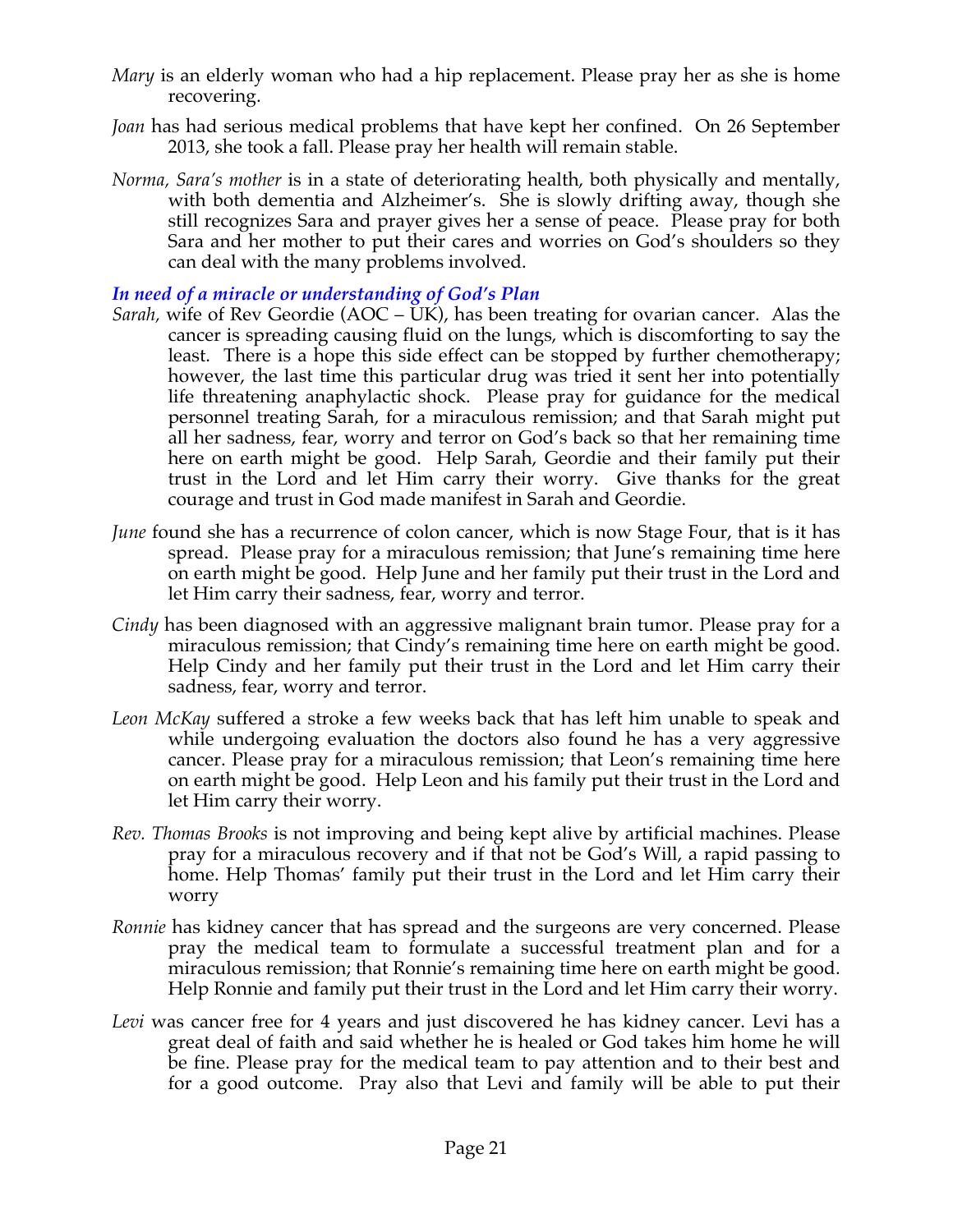*Mary* is an elderly woman who had a hip replacement. Please pray her as she is home recovering.

*Joan* has had serious medical problems that have kept her confined. On 26 September 2013, she took a fall. Please pray her health will remain stable.

*Norma, Sara's mother* is in a state of deteriorating health, both physically and mentally, with both dementia and Alzheimer's. She is slowly drifting away, though she still recognizes Sara and prayer gives her a sense of peace. Please pray for both Sara and her mother to put their cares and worries on God's shoulders so they can deal with the many problems involved.

***In need of a miracle or understanding of God's Plan***

*Sarah,* wife of Rev Geordie (AOC – UK), has been treating for ovarian cancer. Alas the cancer is spreading causing fluid on the lungs, which is discomforting to say the least. There is a hope this side effect can be stopped by further chemotherapy; however, the last time this particular drug was tried it sent her into potentially life threatening anaphylactic shock. Please pray for guidance for the medical personnel treating Sarah, for a miraculous remission; and that Sarah might put all her sadness, fear, worry and terror on God's back so that her remaining time here on earth might be good. Help Sarah, Geordie and their family put their trust in the Lord and let Him carry their worry. Give thanks for the great courage and trust in God made manifest in Sarah and Geordie.

*June* found she has a recurrence of colon cancer, which is now Stage Four, that is it has spread. Please pray for a miraculous remission; that June's remaining time here on earth might be good. Help June and her family put their trust in the Lord and let Him carry their sadness, fear, worry and terror.

*Cindy* has been diagnosed with an aggressive malignant brain tumor. Please pray for a miraculous remission; that Cindy's remaining time here on earth might be good. Help Cindy and her family put their trust in the Lord and let Him carry their sadness, fear, worry and terror.

*Leon McKay* suffered a stroke a few weeks back that has left him unable to speak and while undergoing evaluation the doctors also found he has a very aggressive cancer. Please pray for a miraculous remission; that Leon's remaining time here on earth might be good. Help Leon and his family put their trust in the Lord and let Him carry their worry.

*Rev. Thomas Brooks* is not improving and being kept alive by artificial machines. Please pray for a miraculous recovery and if that not be God's Will, a rapid passing to home. Help Thomas' family put their trust in the Lord and let Him carry their worry

*Ronnie* has kidney cancer that has spread and the surgeons are very concerned. Please pray the medical team to formulate a successful treatment plan and for a miraculous remission; that Ronnie's remaining time here on earth might be good. Help Ronnie and family put their trust in the Lord and let Him carry their worry.

*Levi* was cancer free for 4 years and just discovered he has kidney cancer. Levi has a great deal of faith and said whether he is healed or God takes him home he will be fine. Please pray for the medical team to pay attention and to their best and for a good outcome. Pray also that Levi and family will be able to put their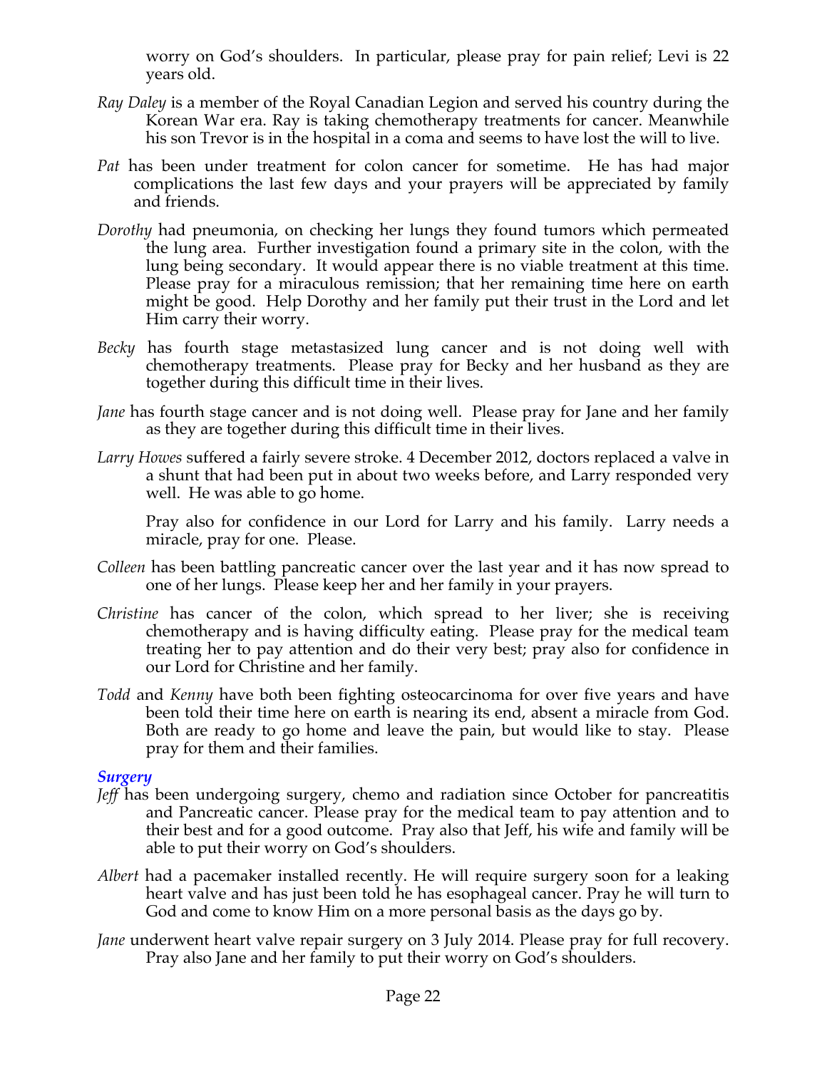worry on God's shoulders. In particular, please pray for pain relief; Levi is 22 years old.

*Ray Daley* is a member of the Royal Canadian Legion and served his country during the Korean War era. Ray is taking chemotherapy treatments for cancer. Meanwhile his son Trevor is in the hospital in a coma and seems to have lost the will to live.

*Pat* has been under treatment for colon cancer for sometime. He has had major complications the last few days and your prayers will be appreciated by family and friends.

*Dorothy* had pneumonia, on checking her lungs they found tumors which permeated the lung area. Further investigation found a primary site in the colon, with the lung being secondary. It would appear there is no viable treatment at this time. Please pray for a miraculous remission; that her remaining time here on earth might be good. Help Dorothy and her family put their trust in the Lord and let Him carry their worry.

*Becky* has fourth stage metastasized lung cancer and is not doing well with chemotherapy treatments. Please pray for Becky and her husband as they are together during this difficult time in their lives.

*Jane* has fourth stage cancer and is not doing well. Please pray for Jane and her family as they are together during this difficult time in their lives.

*Larry Howes* suffered a fairly severe stroke. 4 December 2012, doctors replaced a valve in a shunt that had been put in about two weeks before, and Larry responded very well. He was able to go home.

Pray also for confidence in our Lord for Larry and his family. Larry needs a miracle, pray for one. Please.

*Colleen* has been battling pancreatic cancer over the last year and it has now spread to one of her lungs. Please keep her and her family in your prayers.

*Christine* has cancer of the colon, which spread to her liver; she is receiving chemotherapy and is having difficulty eating. Please pray for the medical team treating her to pay attention and do their very best; pray also for confidence in our Lord for Christine and her family.

*Todd* and *Kenny* have both been fighting osteocarcinoma for over five years and have been told their time here on earth is nearing its end, absent a miracle from God. Both are ready to go home and leave the pain, but would like to stay. Please pray for them and their families.

### *Surgery*

*Jeff* has been undergoing surgery, chemo and radiation since October for pancreatitis and Pancreatic cancer. Please pray for the medical team to pay attention and to their best and for a good outcome. Pray also that Jeff, his wife and family will be able to put their worry on God's shoulders.

*Albert* had a pacemaker installed recently. He will require surgery soon for a leaking heart valve and has just been told he has esophageal cancer. Pray he will turn to God and come to know Him on a more personal basis as the days go by.

*Jane* underwent heart valve repair surgery on 3 July 2014. Please pray for full recovery. Pray also Jane and her family to put their worry on God's shoulders.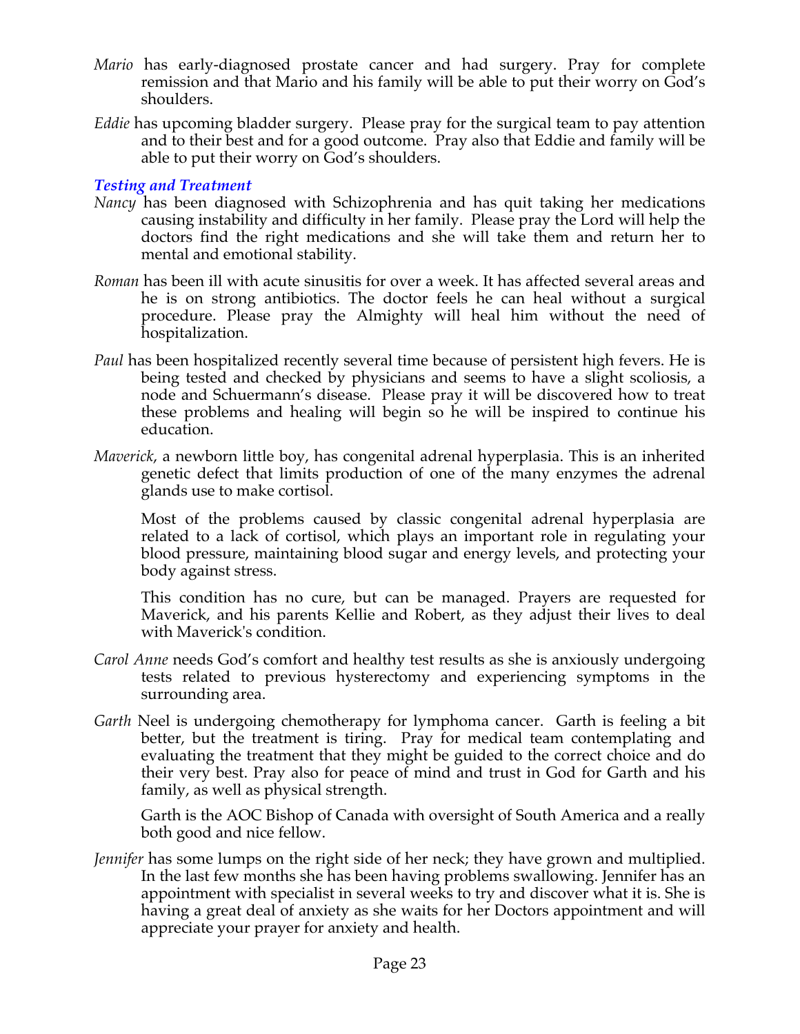*Mario* has early-diagnosed prostate cancer and had surgery. Pray for complete remission and that Mario and his family will be able to put their worry on God's shoulders.

*Eddie* has upcoming bladder surgery. Please pray for the surgical team to pay attention and to their best and for a good outcome. Pray also that Eddie and family will be able to put their worry on God's shoulders.

### *Testing and Treatment*

*Nancy* has been diagnosed with Schizophrenia and has quit taking her medications causing instability and difficulty in her family. Please pray the Lord will help the doctors find the right medications and she will take them and return her to mental and emotional stability.

*Roman* has been ill with acute sinusitis for over a week. It has affected several areas and he is on strong antibiotics. The doctor feels he can heal without a surgical procedure. Please pray the Almighty will heal him without the need of hospitalization.

*Paul* has been hospitalized recently several time because of persistent high fevers. He is being tested and checked by physicians and seems to have a slight scoliosis, a node and Schuermann's disease. Please pray it will be discovered how to treat these problems and healing will begin so he will be inspired to continue his education.

*Maverick*, a newborn little boy, has congenital adrenal hyperplasia. This is an inherited genetic defect that limits production of one of the many enzymes the adrenal glands use to make cortisol.

Most of the problems caused by classic congenital adrenal hyperplasia are related to a lack of cortisol, which plays an important role in regulating your blood pressure, maintaining blood sugar and energy levels, and protecting your body against stress.

This condition has no cure, but can be managed. Prayers are requested for Maverick, and his parents Kellie and Robert, as they adjust their lives to deal with Maverick's condition.

*Carol Anne* needs God's comfort and healthy test results as she is anxiously undergoing tests related to previous hysterectomy and experiencing symptoms in the surrounding area.

*Garth* Neel is undergoing chemotherapy for lymphoma cancer. Garth is feeling a bit better, but the treatment is tiring. Pray for medical team contemplating and evaluating the treatment that they might be guided to the correct choice and do their very best. Pray also for peace of mind and trust in God for Garth and his family, as well as physical strength.

Garth is the AOC Bishop of Canada with oversight of South America and a really both good and nice fellow.

*Jennifer* has some lumps on the right side of her neck; they have grown and multiplied. In the last few months she has been having problems swallowing. Jennifer has an appointment with specialist in several weeks to try and discover what it is. She is having a great deal of anxiety as she waits for her Doctors appointment and will appreciate your prayer for anxiety and health.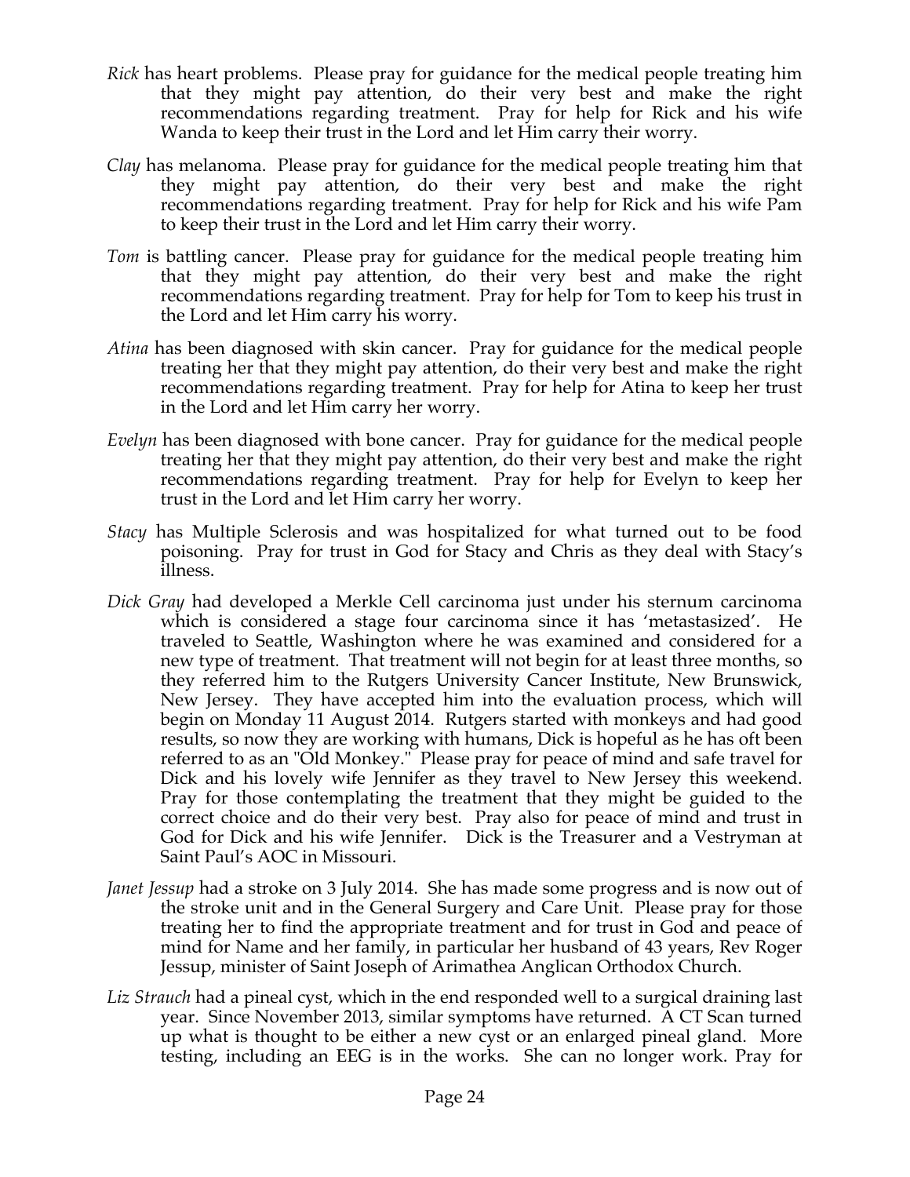*Rick* has heart problems. Please pray for guidance for the medical people treating him that they might pay attention, do their very best and make the right recommendations regarding treatment. Pray for help for Rick and his wife Wanda to keep their trust in the Lord and let Him carry their worry.

*Clay* has melanoma. Please pray for guidance for the medical people treating him that they might pay attention, do their very best and make the right recommendations regarding treatment. Pray for help for Rick and his wife Pam to keep their trust in the Lord and let Him carry their worry.

*Tom* is battling cancer. Please pray for guidance for the medical people treating him that they might pay attention, do their very best and make the right recommendations regarding treatment. Pray for help for Tom to keep his trust in the Lord and let Him carry his worry.

*Atina* has been diagnosed with skin cancer. Pray for guidance for the medical people treating her that they might pay attention, do their very best and make the right recommendations regarding treatment. Pray for help for Atina to keep her trust in the Lord and let Him carry her worry.

*Evelyn* has been diagnosed with bone cancer. Pray for guidance for the medical people treating her that they might pay attention, do their very best and make the right recommendations regarding treatment. Pray for help for Evelyn to keep her trust in the Lord and let Him carry her worry.

*Stacy* has Multiple Sclerosis and was hospitalized for what turned out to be food poisoning. Pray for trust in God for Stacy and Chris as they deal with Stacy's illness.

*Dick Gray* had developed a Merkle Cell carcinoma just under his sternum carcinoma which is considered a stage four carcinoma since it has 'metastasized'. He traveled to Seattle, Washington where he was examined and considered for a new type of treatment. That treatment will not begin for at least three months, so they referred him to the Rutgers University Cancer Institute, New Brunswick, New Jersey. They have accepted him into the evaluation process, which will begin on Monday 11 August 2014. Rutgers started with monkeys and had good results, so now they are working with humans, Dick is hopeful as he has oft been referred to as an "Old Monkey." Please pray for peace of mind and safe travel for Dick and his lovely wife Jennifer as they travel to New Jersey this weekend. Pray for those contemplating the treatment that they might be guided to the correct choice and do their very best. Pray also for peace of mind and trust in God for Dick and his wife Jennifer. Dick is the Treasurer and a Vestryman at Saint Paul's AOC in Missouri.

*Janet Jessup* had a stroke on 3 July 2014. She has made some progress and is now out of the stroke unit and in the General Surgery and Care Unit. Please pray for those treating her to find the appropriate treatment and for trust in God and peace of mind for Name and her family, in particular her husband of 43 years, Rev Roger Jessup, minister of Saint Joseph of Arimathea Anglican Orthodox Church.

*Liz Strauch* had a pineal cyst, which in the end responded well to a surgical draining last year. Since November 2013, similar symptoms have returned. A CT Scan turned up what is thought to be either a new cyst or an enlarged pineal gland. More testing, including an EEG is in the works. She can no longer work. Pray for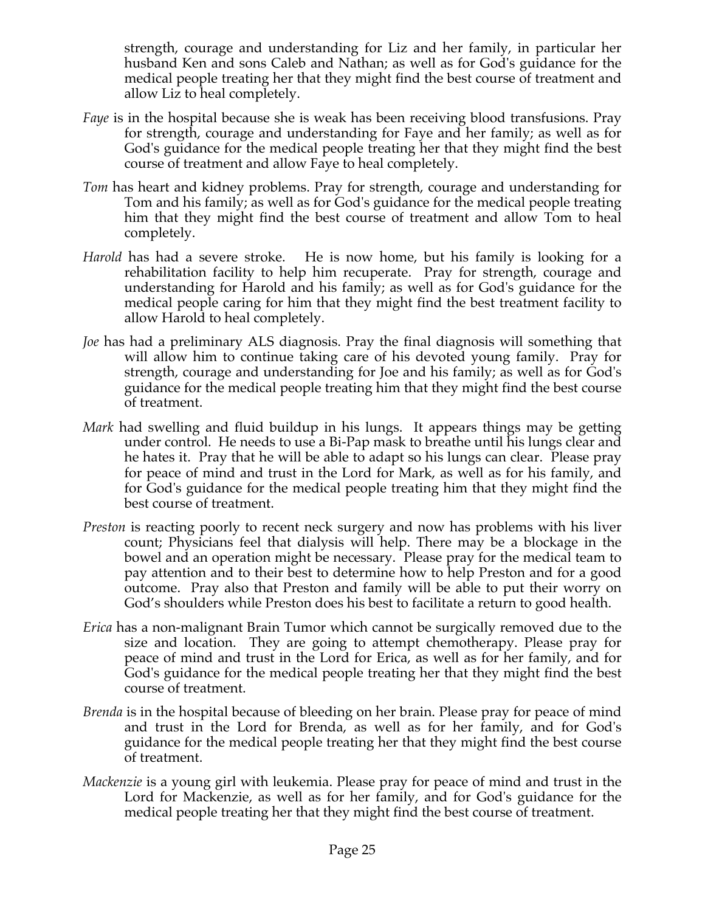strength, courage and understanding for Liz and her family, in particular her husband Ken and sons Caleb and Nathan; as well as for God's guidance for the medical people treating her that they might find the best course of treatment and allow Liz to heal completely.

*Faye* is in the hospital because she is weak has been receiving blood transfusions. Pray for strength, courage and understanding for Faye and her family; as well as for God's guidance for the medical people treating her that they might find the best course of treatment and allow Faye to heal completely.

*Tom* has heart and kidney problems. Pray for strength, courage and understanding for Tom and his family; as well as for God's guidance for the medical people treating him that they might find the best course of treatment and allow Tom to heal completely.

*Harold* has had a severe stroke. He is now home, but his family is looking for a rehabilitation facility to help him recuperate. Pray for strength, courage and understanding for Harold and his family; as well as for God's guidance for the medical people caring for him that they might find the best treatment facility to allow Harold to heal completely.

*Joe* has had a preliminary ALS diagnosis. Pray the final diagnosis will something that will allow him to continue taking care of his devoted young family. Pray for strength, courage and understanding for Joe and his family; as well as for God's guidance for the medical people treating him that they might find the best course of treatment.

*Mark* had swelling and fluid buildup in his lungs. It appears things may be getting under control. He needs to use a Bi-Pap mask to breathe until his lungs clear and he hates it. Pray that he will be able to adapt so his lungs can clear. Please pray for peace of mind and trust in the Lord for Mark, as well as for his family, and for God's guidance for the medical people treating him that they might find the best course of treatment.

*Preston* is reacting poorly to recent neck surgery and now has problems with his liver count; Physicians feel that dialysis will help. There may be a blockage in the bowel and an operation might be necessary. Please pray for the medical team to pay attention and to their best to determine how to help Preston and for a good outcome. Pray also that Preston and family will be able to put their worry on God's shoulders while Preston does his best to facilitate a return to good health.

*Erica* has a non-malignant Brain Tumor which cannot be surgically removed due to the size and location. They are going to attempt chemotherapy. Please pray for peace of mind and trust in the Lord for Erica, as well as for her family, and for God's guidance for the medical people treating her that they might find the best course of treatment.

*Brenda* is in the hospital because of bleeding on her brain. Please pray for peace of mind and trust in the Lord for Brenda, as well as for her family, and for God's guidance for the medical people treating her that they might find the best course of treatment.

*Mackenzie* is a young girl with leukemia. Please pray for peace of mind and trust in the Lord for Mackenzie, as well as for her family, and for God's guidance for the medical people treating her that they might find the best course of treatment.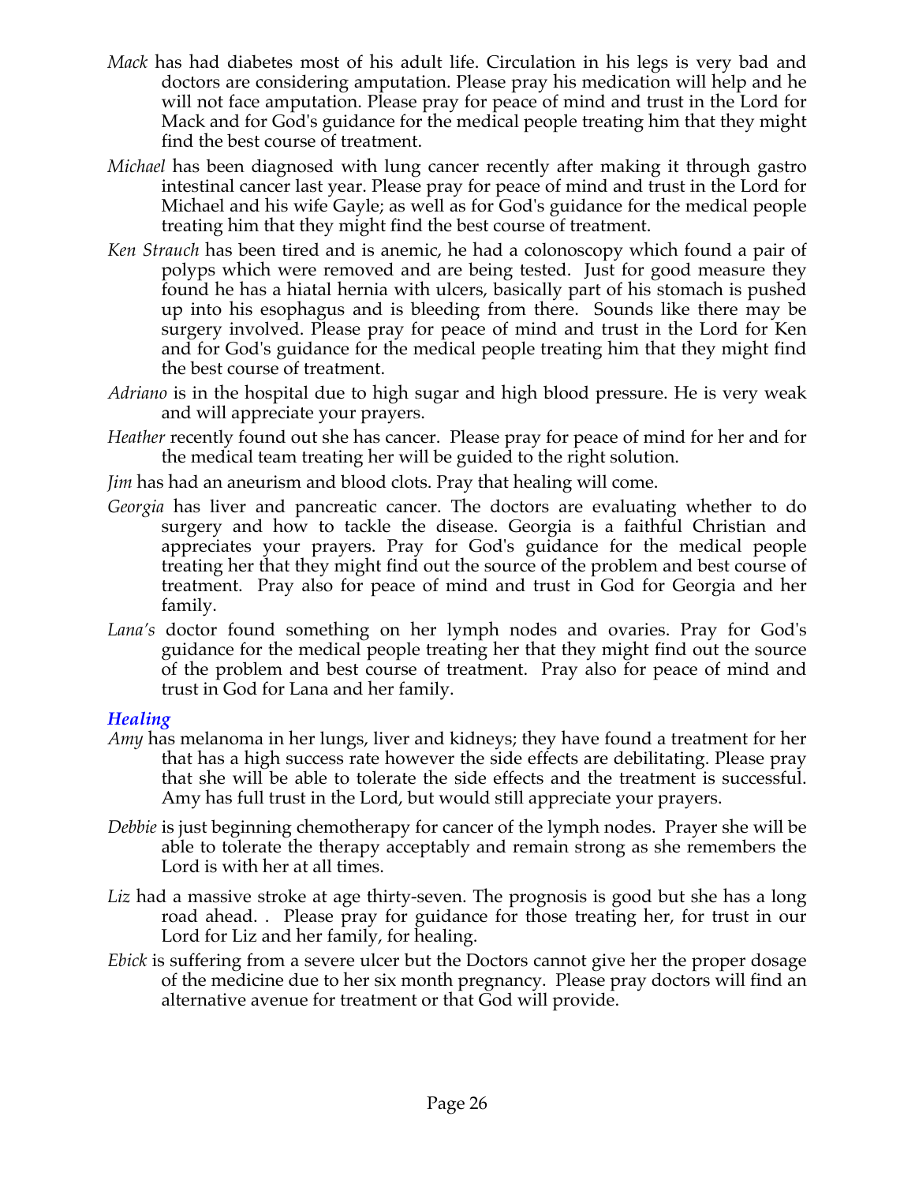*Mack* has had diabetes most of his adult life. Circulation in his legs is very bad and doctors are considering amputation. Please pray his medication will help and he will not face amputation. Please pray for peace of mind and trust in the Lord for Mack and for God's guidance for the medical people treating him that they might find the best course of treatment.

*Michael* has been diagnosed with lung cancer recently after making it through gastro intestinal cancer last year. Please pray for peace of mind and trust in the Lord for Michael and his wife Gayle; as well as for God's guidance for the medical people treating him that they might find the best course of treatment.

*Ken Strauch* has been tired and is anemic, he had a colonoscopy which found a pair of polyps which were removed and are being tested. Just for good measure they found he has a hiatal hernia with ulcers, basically part of his stomach is pushed up into his esophagus and is bleeding from there. Sounds like there may be surgery involved. Please pray for peace of mind and trust in the Lord for Ken and for God's guidance for the medical people treating him that they might find the best course of treatment.

*Adriano* is in the hospital due to high sugar and high blood pressure. He is very weak and will appreciate your prayers.

*Heather* recently found out she has cancer. Please pray for peace of mind for her and for the medical team treating her will be guided to the right solution.

*Jim* has had an aneurism and blood clots. Pray that healing will come.

*Georgia* has liver and pancreatic cancer. The doctors are evaluating whether to do surgery and how to tackle the disease. Georgia is a faithful Christian and appreciates your prayers. Pray for God's guidance for the medical people treating her that they might find out the source of the problem and best course of treatment. Pray also for peace of mind and trust in God for Georgia and her family.

*Lana's* doctor found something on her lymph nodes and ovaries. Pray for God's guidance for the medical people treating her that they might find out the source of the problem and best course of treatment. Pray also for peace of mind and trust in God for Lana and her family.

### *Healing*

*Amy* has melanoma in her lungs, liver and kidneys; they have found a treatment for her that has a high success rate however the side effects are debilitating. Please pray that she will be able to tolerate the side effects and the treatment is successful. Amy has full trust in the Lord, but would still appreciate your prayers.

*Debbie* is just beginning chemotherapy for cancer of the lymph nodes. Prayer she will be able to tolerate the therapy acceptably and remain strong as she remembers the Lord is with her at all times.

*Liz* had a massive stroke at age thirty-seven. The prognosis is good but she has a long road ahead. . Please pray for guidance for those treating her, for trust in our Lord for Liz and her family, for healing.

*Ebick* is suffering from a severe ulcer but the Doctors cannot give her the proper dosage of the medicine due to her six month pregnancy. Please pray doctors will find an alternative avenue for treatment or that God will provide.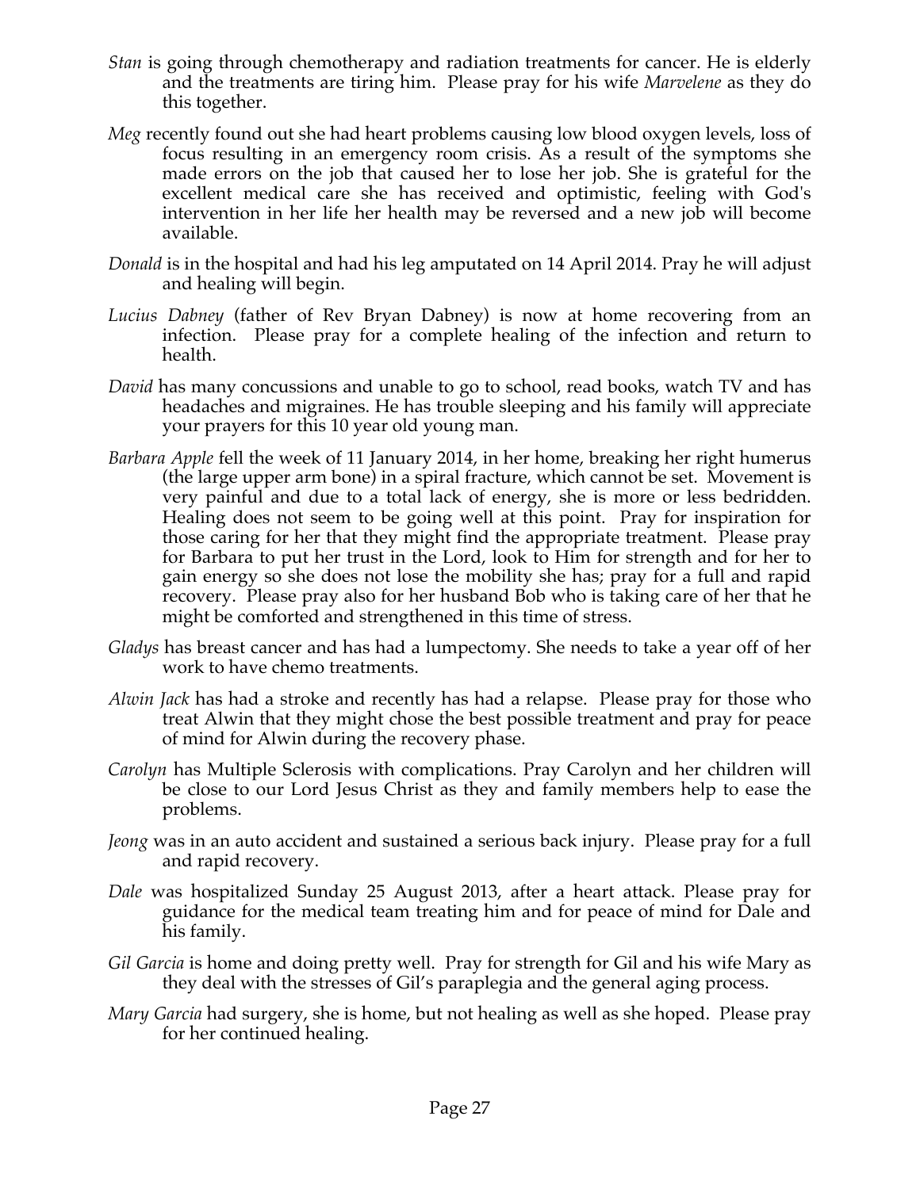*Stan* is going through chemotherapy and radiation treatments for cancer. He is elderly and the treatments are tiring him. Please pray for his wife *Marvelene* as they do this together.

*Meg* recently found out she had heart problems causing low blood oxygen levels, loss of focus resulting in an emergency room crisis. As a result of the symptoms she made errors on the job that caused her to lose her job. She is grateful for the excellent medical care she has received and optimistic, feeling with God's intervention in her life her health may be reversed and a new job will become available.

*Donald* is in the hospital and had his leg amputated on 14 April 2014. Pray he will adjust and healing will begin.

*Lucius Dabney* (father of Rev Bryan Dabney) is now at home recovering from an infection. Please pray for a complete healing of the infection and return to health.

*David* has many concussions and unable to go to school, read books, watch TV and has headaches and migraines. He has trouble sleeping and his family will appreciate your prayers for this 10 year old young man.

*Barbara Apple* fell the week of 11 January 2014, in her home, breaking her right humerus (the large upper arm bone) in a spiral fracture, which cannot be set. Movement is very painful and due to a total lack of energy, she is more or less bedridden. Healing does not seem to be going well at this point. Pray for inspiration for those caring for her that they might find the appropriate treatment. Please pray for Barbara to put her trust in the Lord, look to Him for strength and for her to gain energy so she does not lose the mobility she has; pray for a full and rapid recovery. Please pray also for her husband Bob who is taking care of her that he might be comforted and strengthened in this time of stress.

*Gladys* has breast cancer and has had a lumpectomy. She needs to take a year off of her work to have chemo treatments.

*Alwin Jack* has had a stroke and recently has had a relapse. Please pray for those who treat Alwin that they might chose the best possible treatment and pray for peace of mind for Alwin during the recovery phase.

*Carolyn* has Multiple Sclerosis with complications. Pray Carolyn and her children will be close to our Lord Jesus Christ as they and family members help to ease the problems.

*Jeong* was in an auto accident and sustained a serious back injury. Please pray for a full and rapid recovery.

*Dale* was hospitalized Sunday 25 August 2013, after a heart attack. Please pray for guidance for the medical team treating him and for peace of mind for Dale and his family.

*Gil Garcia* is home and doing pretty well. Pray for strength for Gil and his wife Mary as they deal with the stresses of Gil's paraplegia and the general aging process.

*Mary Garcia* had surgery, she is home, but not healing as well as she hoped. Please pray for her continued healing.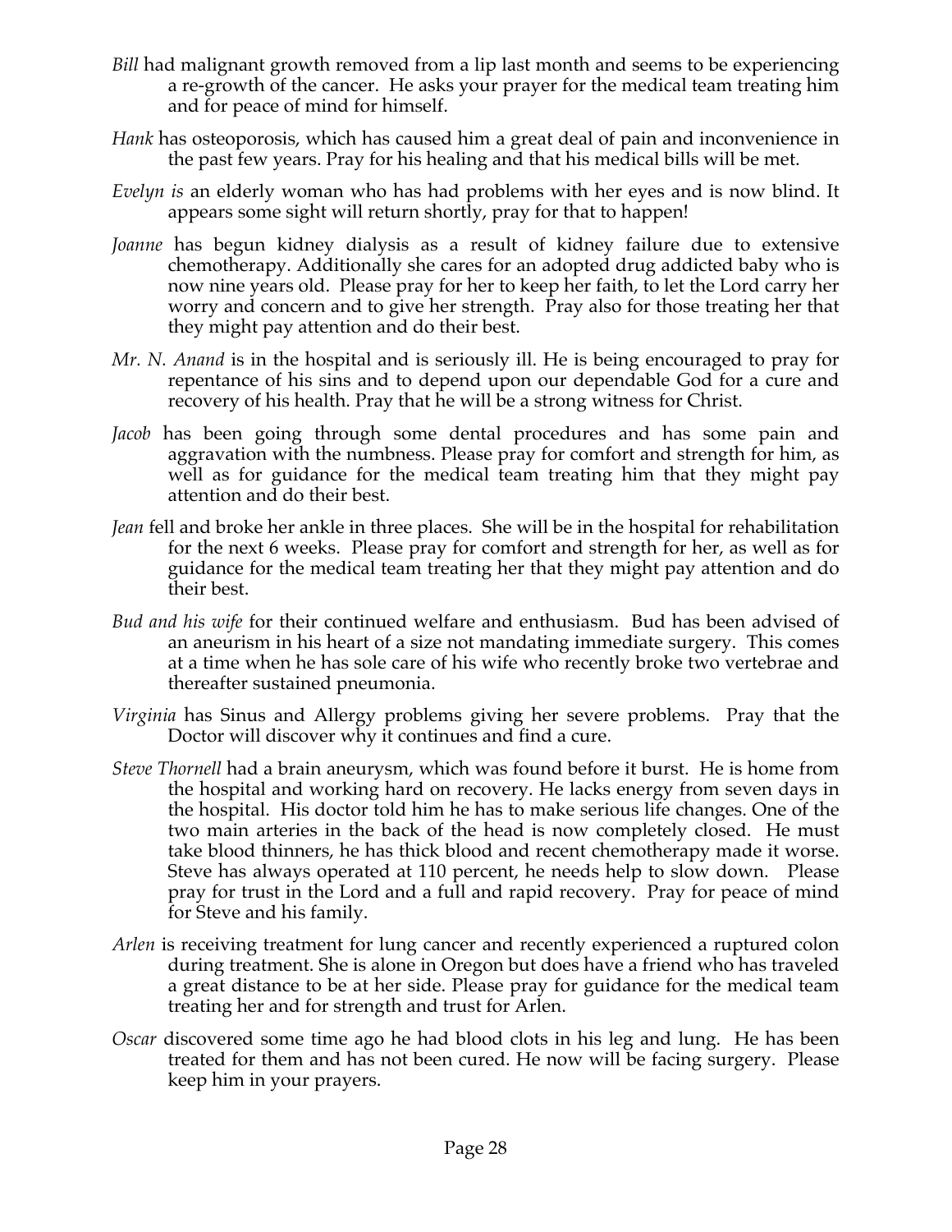*Bill* had malignant growth removed from a lip last month and seems to be experiencing a re-growth of the cancer. He asks your prayer for the medical team treating him and for peace of mind for himself.

*Hank* has osteoporosis, which has caused him a great deal of pain and inconvenience in the past few years. Pray for his healing and that his medical bills will be met.

*Evelyn is* an elderly woman who has had problems with her eyes and is now blind. It appears some sight will return shortly, pray for that to happen!

*Joanne* has begun kidney dialysis as a result of kidney failure due to extensive chemotherapy. Additionally she cares for an adopted drug addicted baby who is now nine years old. Please pray for her to keep her faith, to let the Lord carry her worry and concern and to give her strength. Pray also for those treating her that they might pay attention and do their best.

*Mr. N. Anand* is in the hospital and is seriously ill. He is being encouraged to pray for repentance of his sins and to depend upon our dependable God for a cure and recovery of his health. Pray that he will be a strong witness for Christ.

*Jacob* has been going through some dental procedures and has some pain and aggravation with the numbness. Please pray for comfort and strength for him, as well as for guidance for the medical team treating him that they might pay attention and do their best.

*Jean* fell and broke her ankle in three places. She will be in the hospital for rehabilitation for the next 6 weeks. Please pray for comfort and strength for her, as well as for guidance for the medical team treating her that they might pay attention and do their best.

*Bud and his wife* for their continued welfare and enthusiasm. Bud has been advised of an aneurism in his heart of a size not mandating immediate surgery. This comes at a time when he has sole care of his wife who recently broke two vertebrae and thereafter sustained pneumonia.

*Virginia* has Sinus and Allergy problems giving her severe problems. Pray that the Doctor will discover why it continues and find a cure.

*Steve Thornell* had a brain aneurysm, which was found before it burst. He is home from the hospital and working hard on recovery. He lacks energy from seven days in the hospital. His doctor told him he has to make serious life changes. One of the two main arteries in the back of the head is now completely closed. He must take blood thinners, he has thick blood and recent chemotherapy made it worse. Steve has always operated at 110 percent, he needs help to slow down. Please pray for trust in the Lord and a full and rapid recovery. Pray for peace of mind for Steve and his family.

*Arlen* is receiving treatment for lung cancer and recently experienced a ruptured colon during treatment. She is alone in Oregon but does have a friend who has traveled a great distance to be at her side. Please pray for guidance for the medical team treating her and for strength and trust for Arlen.

*Oscar* discovered some time ago he had blood clots in his leg and lung. He has been treated for them and has not been cured. He now will be facing surgery. Please keep him in your prayers.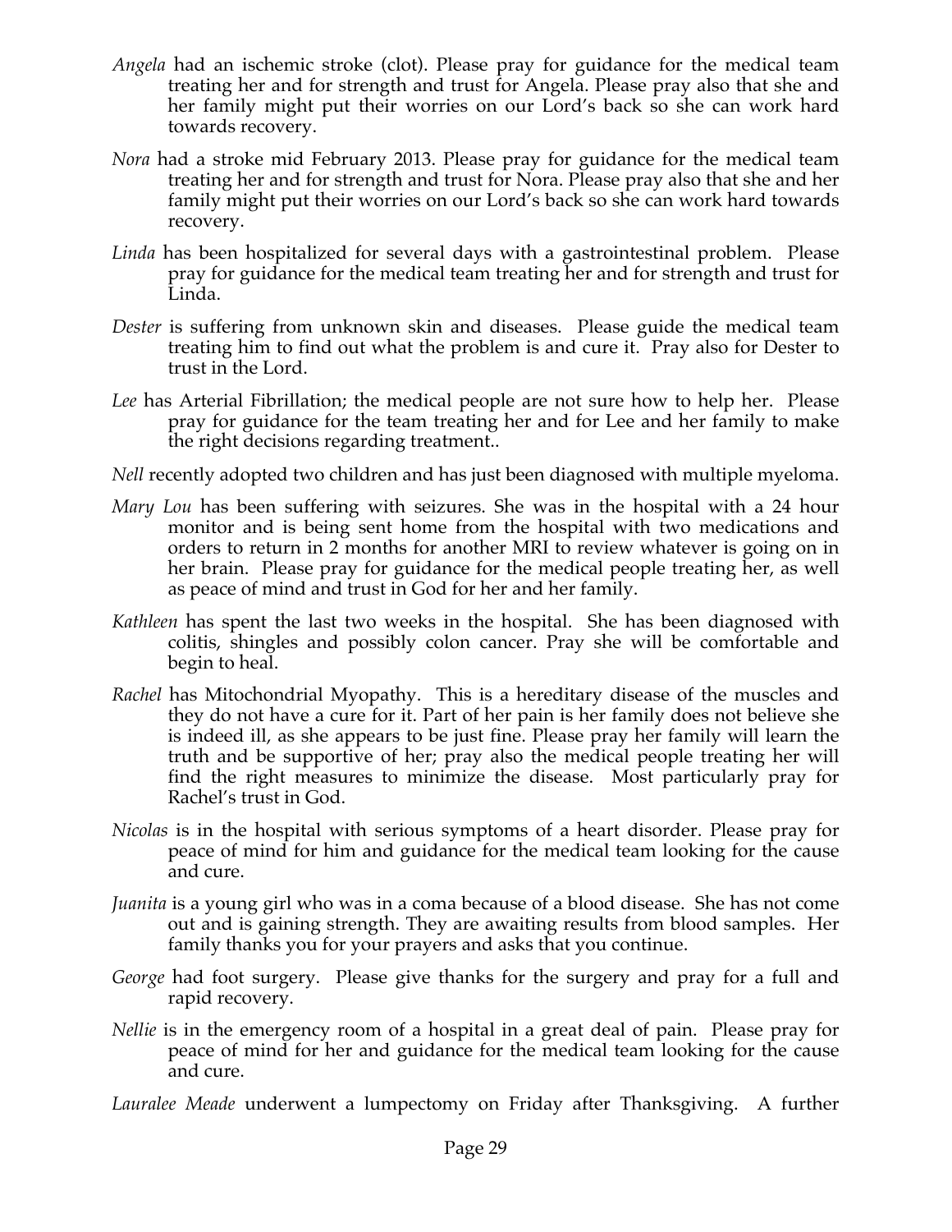*Angela* had an ischemic stroke (clot). Please pray for guidance for the medical team treating her and for strength and trust for Angela. Please pray also that she and her family might put their worries on our Lord's back so she can work hard towards recovery.

*Nora* had a stroke mid February 2013. Please pray for guidance for the medical team treating her and for strength and trust for Nora. Please pray also that she and her family might put their worries on our Lord's back so she can work hard towards recovery.

*Linda* has been hospitalized for several days with a gastrointestinal problem. Please pray for guidance for the medical team treating her and for strength and trust for Linda.

*Dester* is suffering from unknown skin and diseases. Please guide the medical team treating him to find out what the problem is and cure it. Pray also for Dester to trust in the Lord.

*Lee* has Arterial Fibrillation; the medical people are not sure how to help her. Please pray for guidance for the team treating her and for Lee and her family to make the right decisions regarding treatment..

*Nell* recently adopted two children and has just been diagnosed with multiple myeloma.

*Mary Lou* has been suffering with seizures. She was in the hospital with a 24 hour monitor and is being sent home from the hospital with two medications and orders to return in 2 months for another MRI to review whatever is going on in her brain. Please pray for guidance for the medical people treating her, as well as peace of mind and trust in God for her and her family.

*Kathleen* has spent the last two weeks in the hospital. She has been diagnosed with colitis, shingles and possibly colon cancer. Pray she will be comfortable and begin to heal.

*Rachel* has Mitochondrial Myopathy. This is a hereditary disease of the muscles and they do not have a cure for it. Part of her pain is her family does not believe she is indeed ill, as she appears to be just fine. Please pray her family will learn the truth and be supportive of her; pray also the medical people treating her will find the right measures to minimize the disease. Most particularly pray for Rachel's trust in God.

*Nicolas* is in the hospital with serious symptoms of a heart disorder. Please pray for peace of mind for him and guidance for the medical team looking for the cause and cure.

*Juanita* is a young girl who was in a coma because of a blood disease. She has not come out and is gaining strength. They are awaiting results from blood samples. Her family thanks you for your prayers and asks that you continue.

*George* had foot surgery. Please give thanks for the surgery and pray for a full and rapid recovery.

*Nellie* is in the emergency room of a hospital in a great deal of pain. Please pray for peace of mind for her and guidance for the medical team looking for the cause and cure.

*Lauralee Meade* underwent a lumpectomy on Friday after Thanksgiving. A further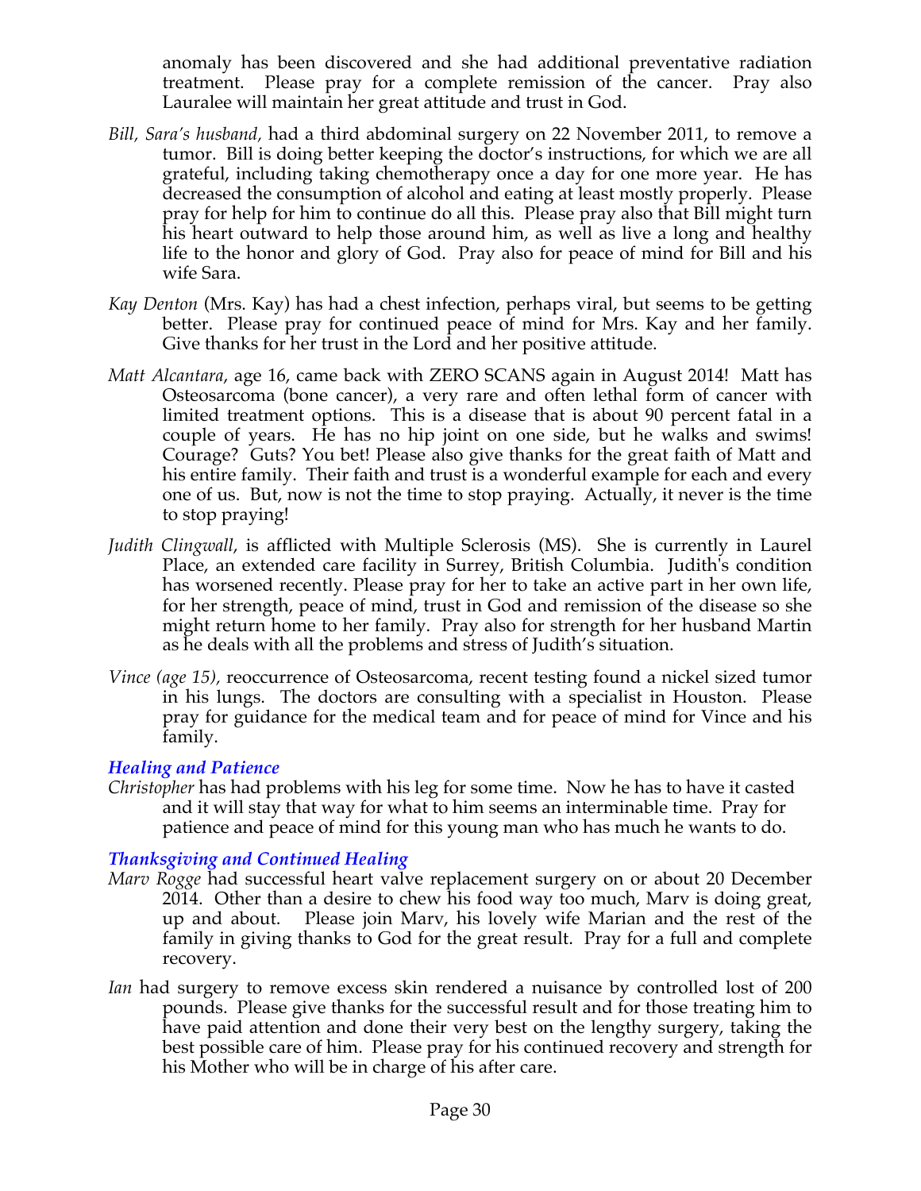anomaly has been discovered and she had additional preventative radiation treatment. Please pray for a complete remission of the cancer. Pray also Lauralee will maintain her great attitude and trust in God.

*Bill, Sara's husband,* had a third abdominal surgery on 22 November 2011, to remove a tumor. Bill is doing better keeping the doctor's instructions, for which we are all grateful, including taking chemotherapy once a day for one more year. He has decreased the consumption of alcohol and eating at least mostly properly. Please pray for help for him to continue do all this. Please pray also that Bill might turn his heart outward to help those around him, as well as live a long and healthy life to the honor and glory of God. Pray also for peace of mind for Bill and his wife Sara.

*Kay Denton* (Mrs. Kay) has had a chest infection, perhaps viral, but seems to be getting better. Please pray for continued peace of mind for Mrs. Kay and her family. Give thanks for her trust in the Lord and her positive attitude.

*Matt Alcantara*, age 16, came back with ZERO SCANS again in August 2014! Matt has Osteosarcoma (bone cancer), a very rare and often lethal form of cancer with limited treatment options. This is a disease that is about 90 percent fatal in a couple of years. He has no hip joint on one side, but he walks and swims! Courage? Guts? You bet! Please also give thanks for the great faith of Matt and his entire family. Their faith and trust is a wonderful example for each and every one of us. But, now is not the time to stop praying. Actually, it never is the time to stop praying!

*Judith Clingwall*, is afflicted with Multiple Sclerosis (MS). She is currently in Laurel Place, an extended care facility in Surrey, British Columbia. Judith's condition has worsened recently. Please pray for her to take an active part in her own life, for her strength, peace of mind, trust in God and remission of the disease so she might return home to her family. Pray also for strength for her husband Martin as he deals with all the problems and stress of Judith's situation.

*Vince (age 15),* reoccurrence of Osteosarcoma, recent testing found a nickel sized tumor in his lungs. The doctors are consulting with a specialist in Houston. Please pray for guidance for the medical team and for peace of mind for Vince and his family.

### *Healing and Patience*

*Christopher* has had problems with his leg for some time. Now he has to have it casted and it will stay that way for what to him seems an interminable time. Pray for patience and peace of mind for this young man who has much he wants to do.

### *Thanksgiving and Continued Healing*

*Marv Rogge* had successful heart valve replacement surgery on or about 20 December 2014. Other than a desire to chew his food way too much, Marv is doing great, up and about. Please join Marv, his lovely wife Marian and the rest of the family in giving thanks to God for the great result. Pray for a full and complete recovery.

*Ian* had surgery to remove excess skin rendered a nuisance by controlled lost of 200 pounds. Please give thanks for the successful result and for those treating him to have paid attention and done their very best on the lengthy surgery, taking the best possible care of him. Please pray for his continued recovery and strength for his Mother who will be in charge of his after care.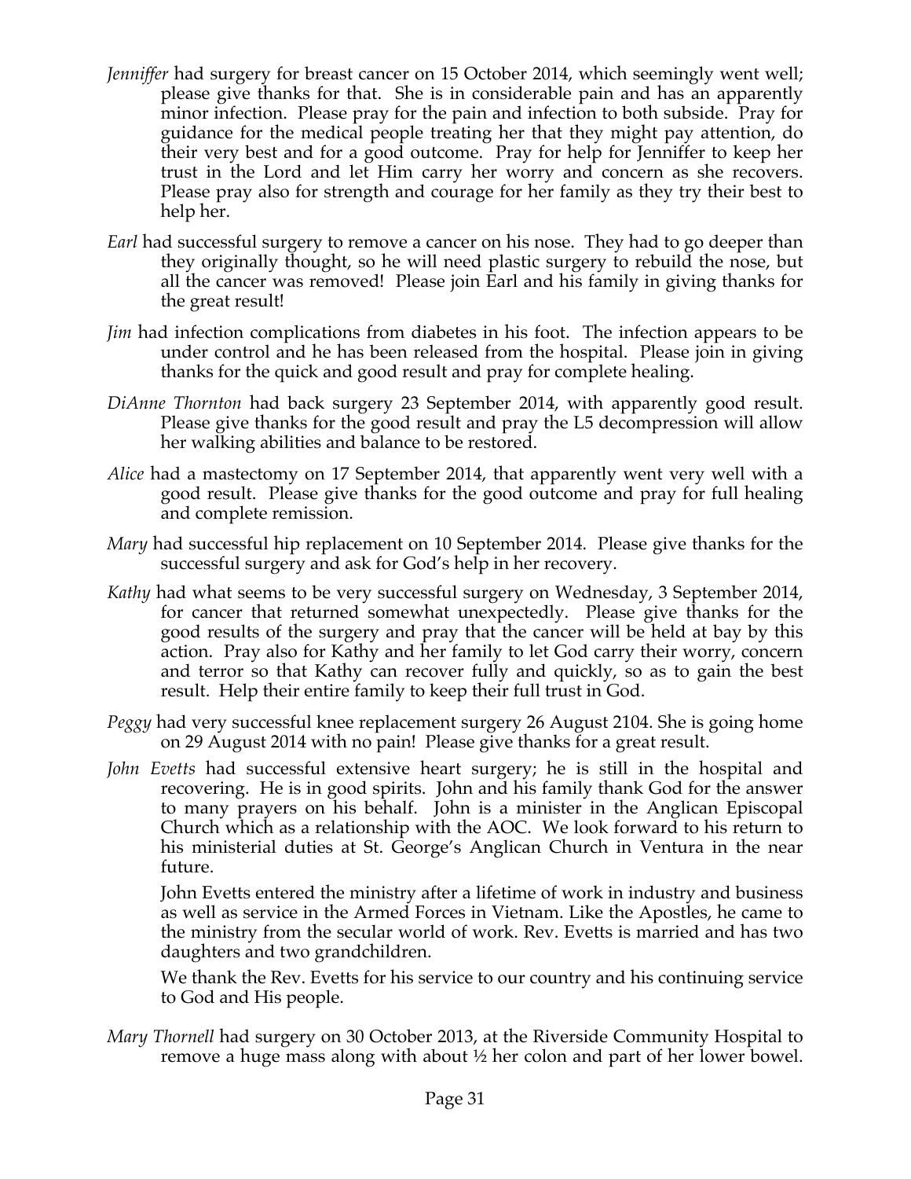*Jenniffer* had surgery for breast cancer on 15 October 2014, which seemingly went well; please give thanks for that. She is in considerable pain and has an apparently minor infection. Please pray for the pain and infection to both subside. Pray for guidance for the medical people treating her that they might pay attention, do their very best and for a good outcome. Pray for help for Jenniffer to keep her trust in the Lord and let Him carry her worry and concern as she recovers. Please pray also for strength and courage for her family as they try their best to help her.

*Earl* had successful surgery to remove a cancer on his nose. They had to go deeper than they originally thought, so he will need plastic surgery to rebuild the nose, but all the cancer was removed! Please join Earl and his family in giving thanks for the great result!

*Jim* had infection complications from diabetes in his foot. The infection appears to be under control and he has been released from the hospital. Please join in giving thanks for the quick and good result and pray for complete healing.

*DiAnne Thornton* had back surgery 23 September 2014, with apparently good result. Please give thanks for the good result and pray the L5 decompression will allow her walking abilities and balance to be restored.

*Alice* had a mastectomy on 17 September 2014, that apparently went very well with a good result. Please give thanks for the good outcome and pray for full healing and complete remission.

*Mary* had successful hip replacement on 10 September 2014. Please give thanks for the successful surgery and ask for God's help in her recovery.

*Kathy* had what seems to be very successful surgery on Wednesday, 3 September 2014, for cancer that returned somewhat unexpectedly. Please give thanks for the good results of the surgery and pray that the cancer will be held at bay by this action. Pray also for Kathy and her family to let God carry their worry, concern and terror so that Kathy can recover fully and quickly, so as to gain the best result. Help their entire family to keep their full trust in God.

*Peggy* had very successful knee replacement surgery 26 August 2104. She is going home on 29 August 2014 with no pain! Please give thanks for a great result.

*John Evetts* had successful extensive heart surgery; he is still in the hospital and recovering. He is in good spirits. John and his family thank God for the answer to many prayers on his behalf. John is a minister in the Anglican Episcopal Church which as a relationship with the AOC. We look forward to his return to his ministerial duties at St. George's Anglican Church in Ventura in the near future.

John Evetts entered the ministry after a lifetime of work in industry and business as well as service in the Armed Forces in Vietnam. Like the Apostles, he came to the ministry from the secular world of work. Rev. Evetts is married and has two daughters and two grandchildren.

We thank the Rev. Evetts for his service to our country and his continuing service to God and His people.

*Mary Thornell* had surgery on 30 October 2013, at the Riverside Community Hospital to remove a huge mass along with about ½ her colon and part of her lower bowel.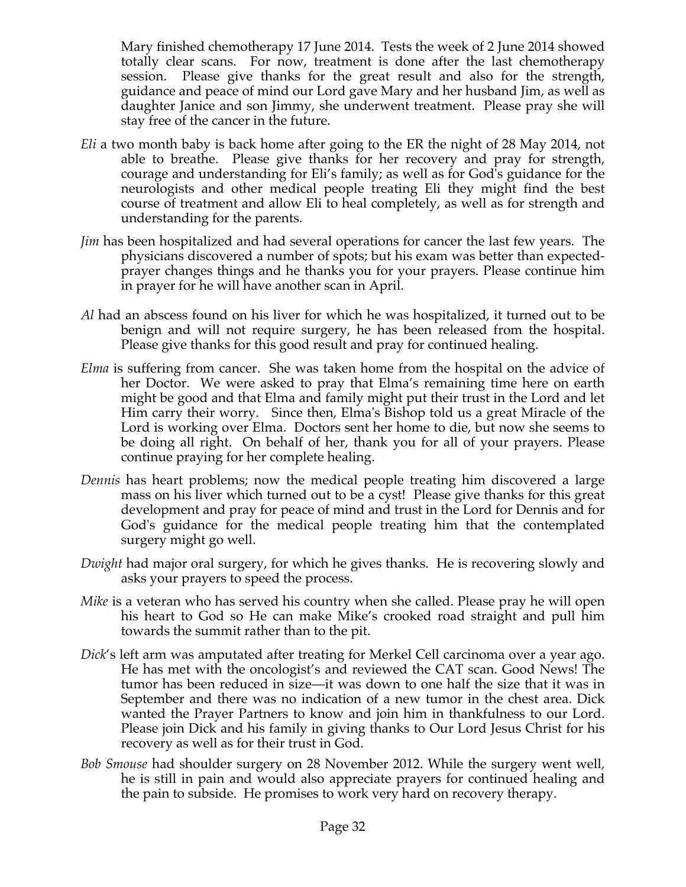Mary finished chemotherapy 17 June 2014. Tests the week of 2 June 2014 showed totally clear scans. For now, treatment is done after the last chemotherapy session. Please give thanks for the great result and also for the strength, guidance and peace of mind our Lord gave Mary and her husband Jim, as well as daughter Janice and son Jimmy, she underwent treatment. Please pray she will stay free of the cancer in the future.

*Eli* a two month baby is back home after going to the ER the night of 28 May 2014, not able to breathe. Please give thanks for her recovery and pray for strength, courage and understanding for Eli's family; as well as for God's guidance for the neurologists and other medical people treating Eli they might find the best course of treatment and allow Eli to heal completely, as well as for strength and understanding for the parents.

*Jim* has been hospitalized and had several operations for cancer the last few years. The physicians discovered a number of spots; but his exam was better than expected- prayer changes things and he thanks you for your prayers. Please continue him in prayer for he will have another scan in April.

*Al* had an abscess found on his liver for which he was hospitalized, it turned out to be benign and will not require surgery, he has been released from the hospital. Please give thanks for this good result and pray for continued healing.

*Elma* is suffering from cancer. She was taken home from the hospital on the advice of her Doctor. We were asked to pray that Elma's remaining time here on earth might be good and that Elma and family might put their trust in the Lord and let Him carry their worry. Since then, Elma's Bishop told us a great Miracle of the Lord is working over Elma. Doctors sent her home to die, but now she seems to be doing all right. On behalf of her, thank you for all of your prayers. Please continue praying for her complete healing.

*Dennis* has heart problems; now the medical people treating him discovered a large mass on his liver which turned out to be a cyst! Please give thanks for this great development and pray for peace of mind and trust in the Lord for Dennis and for God's guidance for the medical people treating him that the contemplated surgery might go well.

*Dwight* had major oral surgery, for which he gives thanks. He is recovering slowly and asks your prayers to speed the process.

*Mike* is a veteran who has served his country when she called. Please pray he will open his heart to God so He can make Mike's crooked road straight and pull him towards the summit rather than to the pit.

*Dick*'s left arm was amputated after treating for Merkel Cell carcinoma over a year ago. He has met with the oncologist's and reviewed the CAT scan. Good News! The tumor has been reduced in size—it was down to one half the size that it was in September and there was no indication of a new tumor in the chest area. Dick wanted the Prayer Partners to know and join him in thankfulness to our Lord. Please join Dick and his family in giving thanks to Our Lord Jesus Christ for his recovery as well as for their trust in God.

*Bob Smouse* had shoulder surgery on 28 November 2012. While the surgery went well, he is still in pain and would also appreciate prayers for continued healing and the pain to subside. He promises to work very hard on recovery therapy.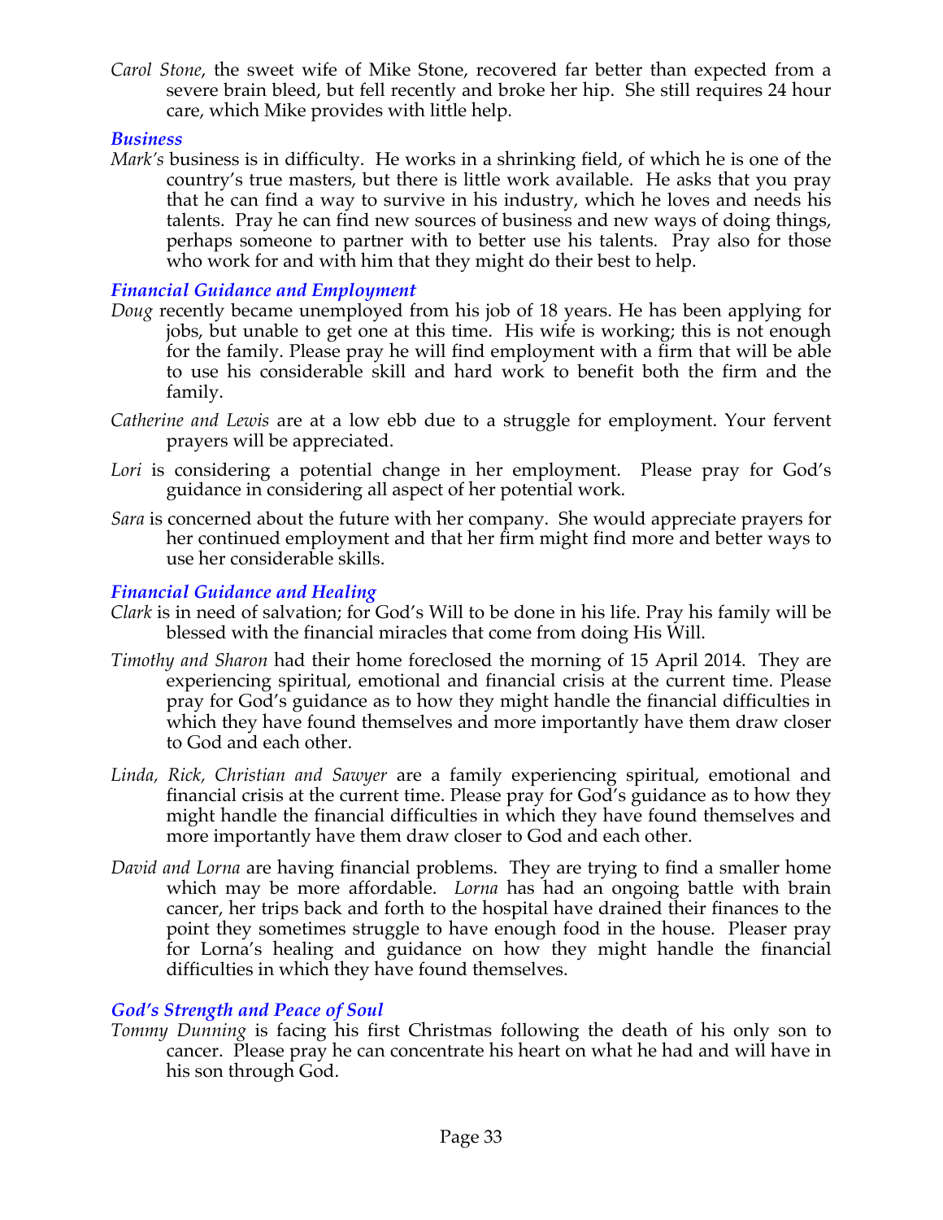*Carol Stone*, the sweet wife of Mike Stone, recovered far better than expected from a severe brain bleed, but fell recently and broke her hip. She still requires 24 hour care, which Mike provides with little help.

### *Business*

*Mark's* business is in difficulty. He works in a shrinking field, of which he is one of the country's true masters, but there is little work available. He asks that you pray that he can find a way to survive in his industry, which he loves and needs his talents. Pray he can find new sources of business and new ways of doing things, perhaps someone to partner with to better use his talents. Pray also for those who work for and with him that they might do their best to help.

### *Financial Guidance and Employment*

*Doug* recently became unemployed from his job of 18 years. He has been applying for jobs, but unable to get one at this time. His wife is working; this is not enough for the family. Please pray he will find employment with a firm that will be able to use his considerable skill and hard work to benefit both the firm and the family.

*Catherine and Lewis* are at a low ebb due to a struggle for employment. Your fervent prayers will be appreciated.

*Lori* is considering a potential change in her employment. Please pray for God's guidance in considering all aspect of her potential work.

*Sara* is concerned about the future with her company. She would appreciate prayers for her continued employment and that her firm might find more and better ways to use her considerable skills.

### *Financial Guidance and Healing*

*Clark* is in need of salvation; for God's Will to be done in his life. Pray his family will be blessed with the financial miracles that come from doing His Will.

*Timothy and Sharon* had their home foreclosed the morning of 15 April 2014. They are experiencing spiritual, emotional and financial crisis at the current time. Please pray for God's guidance as to how they might handle the financial difficulties in which they have found themselves and more importantly have them draw closer to God and each other.

*Linda, Rick, Christian and Sawyer* are a family experiencing spiritual, emotional and financial crisis at the current time. Please pray for God's guidance as to how they might handle the financial difficulties in which they have found themselves and more importantly have them draw closer to God and each other.

*David and Lorna* are having financial problems. They are trying to find a smaller home which may be more affordable. *Lorna* has had an ongoing battle with brain cancer, her trips back and forth to the hospital have drained their finances to the point they sometimes struggle to have enough food in the house. Pleaser pray for Lorna's healing and guidance on how they might handle the financial difficulties in which they have found themselves.

### *God's Strength and Peace of Soul*

*Tommy Dunning* is facing his first Christmas following the death of his only son to cancer. Please pray he can concentrate his heart on what he had and will have in his son through God.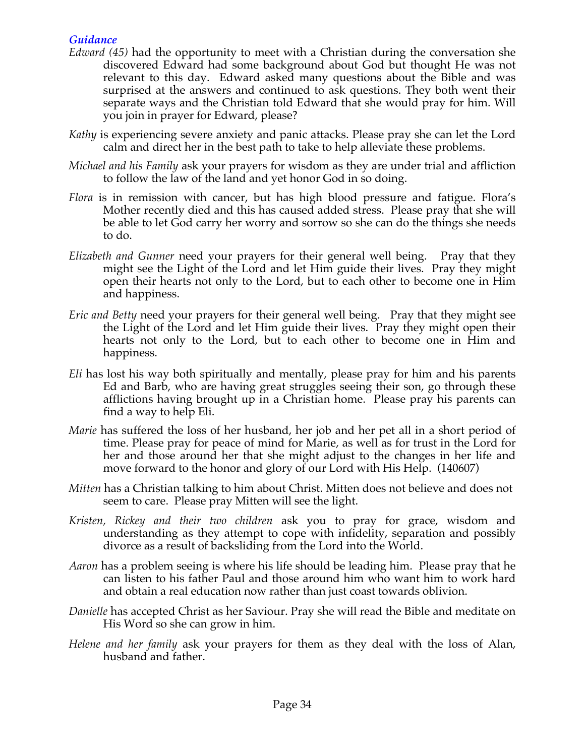### *Guidance*

*Edward (45)* had the opportunity to meet with a Christian during the conversation she discovered Edward had some background about God but thought He was not relevant to this day. Edward asked many questions about the Bible and was surprised at the answers and continued to ask questions. They both went their separate ways and the Christian told Edward that she would pray for him. Will you join in prayer for Edward, please?

*Kathy* is experiencing severe anxiety and panic attacks. Please pray she can let the Lord calm and direct her in the best path to take to help alleviate these problems.

*Michael and his Family* ask your prayers for wisdom as they are under trial and affliction to follow the law of the land and yet honor God in so doing.

*Flora* is in remission with cancer, but has high blood pressure and fatigue. Flora's Mother recently died and this has caused added stress. Please pray that she will be able to let God carry her worry and sorrow so she can do the things she needs to do.

*Elizabeth and Gunner* need your prayers for their general well being. Pray that they might see the Light of the Lord and let Him guide their lives. Pray they might open their hearts not only to the Lord, but to each other to become one in Him and happiness.

*Eric and Betty* need your prayers for their general well being. Pray that they might see the Light of the Lord and let Him guide their lives. Pray they might open their hearts not only to the Lord, but to each other to become one in Him and happiness.

*Eli* has lost his way both spiritually and mentally, please pray for him and his parents Ed and Barb, who are having great struggles seeing their son, go through these afflictions having brought up in a Christian home. Please pray his parents can find a way to help Eli.

*Marie* has suffered the loss of her husband, her job and her pet all in a short period of time. Please pray for peace of mind for Marie, as well as for trust in the Lord for her and those around her that she might adjust to the changes in her life and move forward to the honor and glory of our Lord with His Help. (140607)

*Mitten* has a Christian talking to him about Christ. Mitten does not believe and does not seem to care. Please pray Mitten will see the light.

*Kristen, Rickey and their two children* ask you to pray for grace, wisdom and understanding as they attempt to cope with infidelity, separation and possibly divorce as a result of backsliding from the Lord into the World.

*Aaron* has a problem seeing is where his life should be leading him. Please pray that he can listen to his father Paul and those around him who want him to work hard and obtain a real education now rather than just coast towards oblivion.

*Danielle* has accepted Christ as her Saviour. Pray she will read the Bible and meditate on His Word so she can grow in him.

*Helene and her family* ask your prayers for them as they deal with the loss of Alan, husband and father.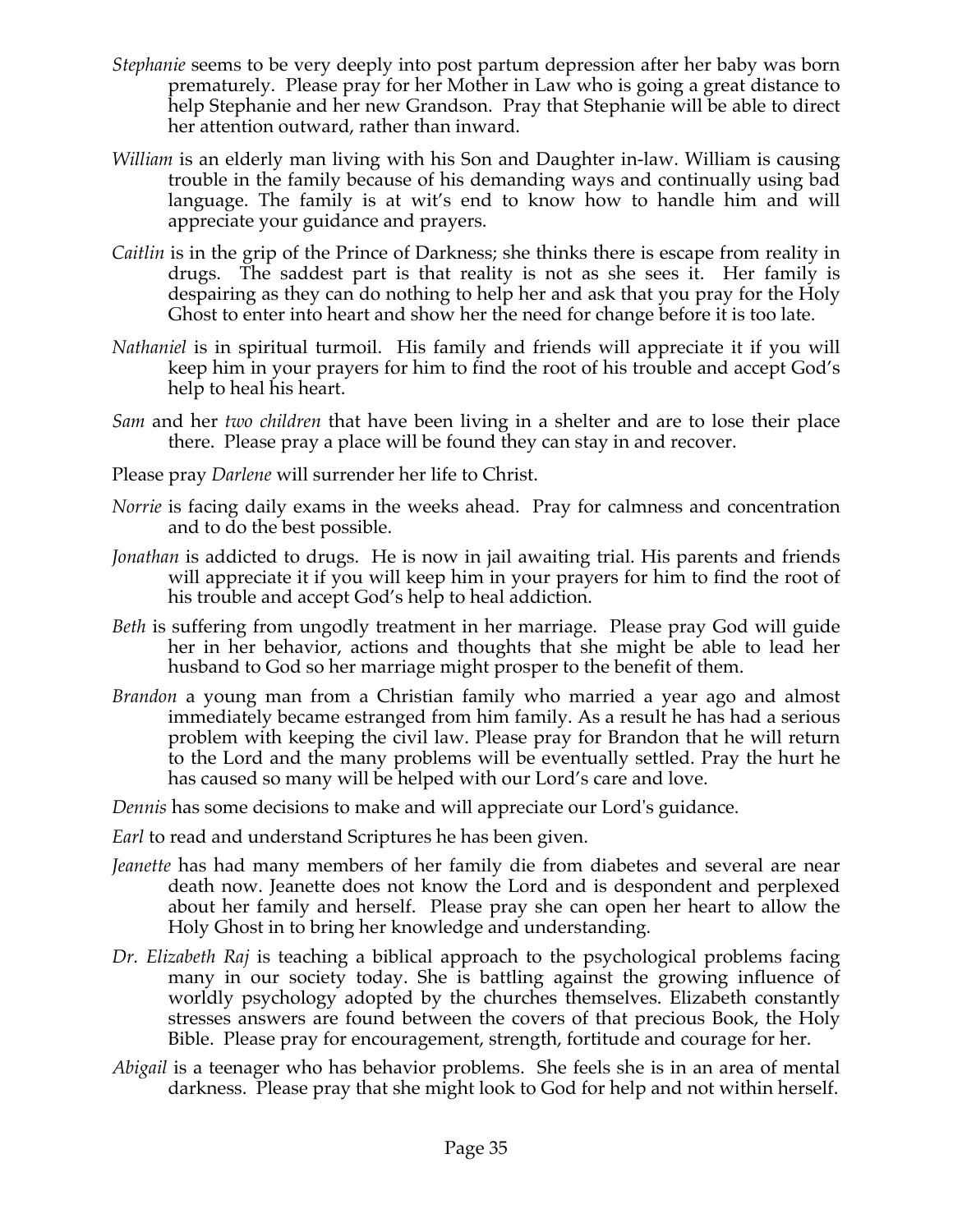*Stephanie* seems to be very deeply into post partum depression after her baby was born prematurely. Please pray for her Mother in Law who is going a great distance to help Stephanie and her new Grandson. Pray that Stephanie will be able to direct her attention outward, rather than inward.

*William* is an elderly man living with his Son and Daughter in-law. William is causing trouble in the family because of his demanding ways and continually using bad language. The family is at wit's end to know how to handle him and will appreciate your guidance and prayers.

*Caitlin* is in the grip of the Prince of Darkness; she thinks there is escape from reality in drugs. The saddest part is that reality is not as she sees it. Her family is despairing as they can do nothing to help her and ask that you pray for the Holy Ghost to enter into heart and show her the need for change before it is too late.

*Nathaniel* is in spiritual turmoil. His family and friends will appreciate it if you will keep him in your prayers for him to find the root of his trouble and accept God's help to heal his heart.

*Sam* and her *two children* that have been living in a shelter and are to lose their place there. Please pray a place will be found they can stay in and recover.

Please pray *Darlene* will surrender her life to Christ.

*Norrie* is facing daily exams in the weeks ahead. Pray for calmness and concentration and to do the best possible.

*Jonathan* is addicted to drugs. He is now in jail awaiting trial. His parents and friends will appreciate it if you will keep him in your prayers for him to find the root of his trouble and accept God's help to heal addiction.

*Beth* is suffering from ungodly treatment in her marriage. Please pray God will guide her in her behavior, actions and thoughts that she might be able to lead her husband to God so her marriage might prosper to the benefit of them.

*Brandon* a young man from a Christian family who married a year ago and almost immediately became estranged from him family. As a result he has had a serious problem with keeping the civil law. Please pray for Brandon that he will return to the Lord and the many problems will be eventually settled. Pray the hurt he has caused so many will be helped with our Lord's care and love.

*Dennis* has some decisions to make and will appreciate our Lord's guidance.

*Earl* to read and understand Scriptures he has been given.

*Jeanette* has had many members of her family die from diabetes and several are near death now. Jeanette does not know the Lord and is despondent and perplexed about her family and herself. Please pray she can open her heart to allow the Holy Ghost in to bring her knowledge and understanding.

*Dr. Elizabeth Raj* is teaching a biblical approach to the psychological problems facing many in our society today. She is battling against the growing influence of worldly psychology adopted by the churches themselves. Elizabeth constantly stresses answers are found between the covers of that precious Book, the Holy Bible. Please pray for encouragement, strength, fortitude and courage for her.

*Abigail* is a teenager who has behavior problems. She feels she is in an area of mental darkness. Please pray that she might look to God for help and not within herself.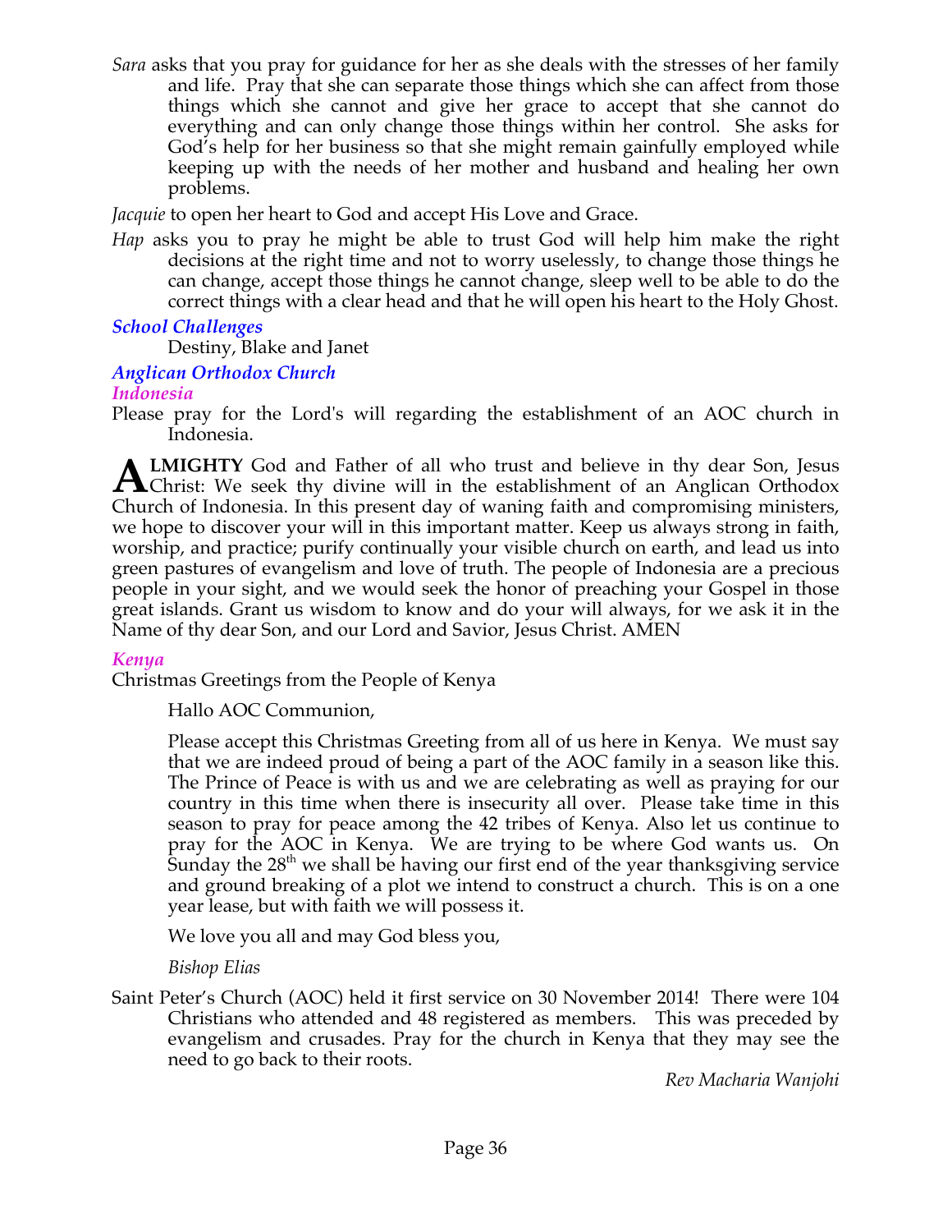*Sara* asks that you pray for guidance for her as she deals with the stresses of her family and life. Pray that she can separate those things which she can affect from those things which she cannot and give her grace to accept that she cannot do everything and can only change those things within her control. She asks for God's help for her business so that she might remain gainfully employed while keeping up with the needs of her mother and husband and healing her own problems.

*Jacquie* to open her heart to God and accept His Love and Grace.

*Hap* asks you to pray he might be able to trust God will help him make the right decisions at the right time and not to worry uselessly, to change those things he can change, accept those things he cannot change, sleep well to be able to do the correct things with a clear head and that he will open his heart to the Holy Ghost.

### *School Challenges*

Destiny, Blake and Janet

### *Anglican Orthodox Church*

#### *Indonesia*

Please pray for the Lord's will regarding the establishment of an AOC church in Indonesia.

**ALMIGHTY** God and Father of all who trust and believe in thy dear Son, Jesus Christ: We seek thy divine will in the establishment of an Anglican Orthodox Church of Indonesia. In this present day of waning faith and compromising ministers, we hope to discover your will in this important matter. Keep us always strong in faith, worship, and practice; purify continually your visible church on earth, and lead us into green pastures of evangelism and love of truth. The people of Indonesia are a precious people in your sight, and we would seek the honor of preaching your Gospel in those great islands. Grant us wisdom to know and do your will always, for we ask it in the Name of thy dear Son, and our Lord and Savior, Jesus Christ. AMEN

#### *Kenya*

Christmas Greetings from the People of Kenya

Hallo AOC Communion,

Please accept this Christmas Greeting from all of us here in Kenya. We must say that we are indeed proud of being a part of the AOC family in a season like this. The Prince of Peace is with us and we are celebrating as well as praying for our country in this time when there is insecurity all over. Please take time in this season to pray for peace among the 42 tribes of Kenya. Also let us continue to pray for the AOC in Kenya. We are trying to be where God wants us. On Sunday the 28th we shall be having our first end of the year thanksgiving service and ground breaking of a plot we intend to construct a church. This is on a one year lease, but with faith we will possess it.

We love you all and may God bless you,

*Bishop Elias*

Saint Peter's Church (AOC) held it first service on 30 November 2014! There were 104 Christians who attended and 48 registered as members. This was preceded by evangelism and crusades. Pray for the church in Kenya that they may see the need to go back to their roots.

*Rev Macharia Wanjohi*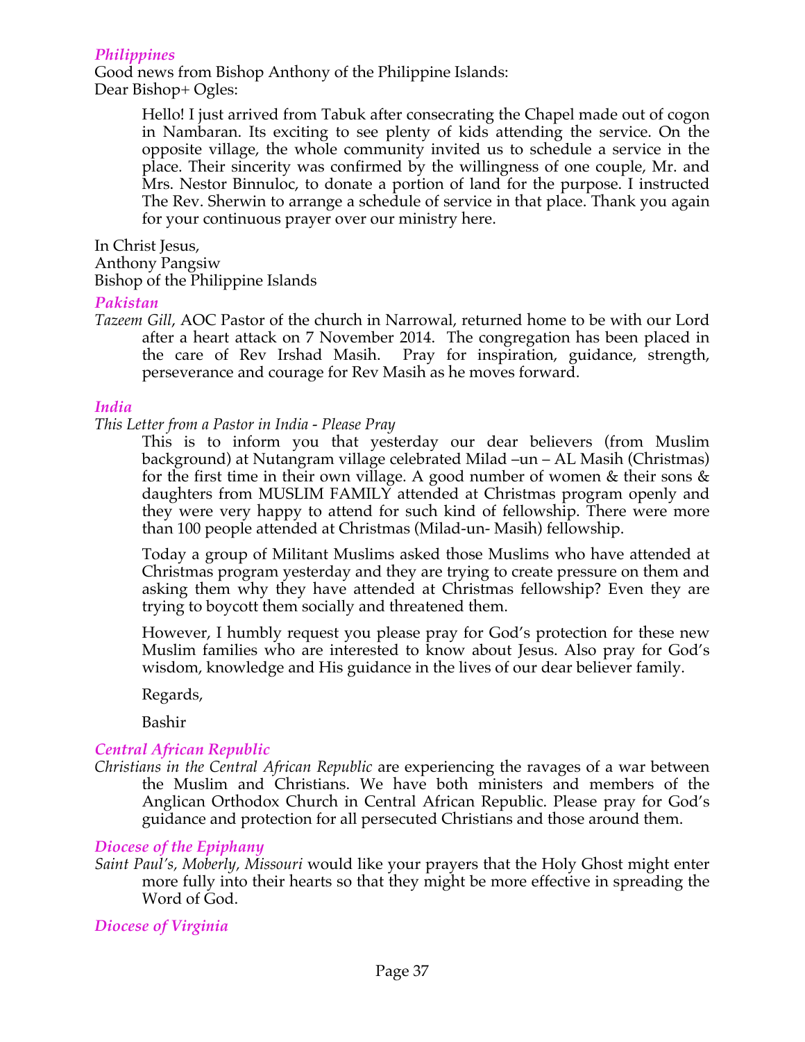### *Philippines*

Good news from Bishop Anthony of the Philippine Islands:
Dear Bishop+ Ogles:

> Hello! I just arrived from Tabuk after consecrating the Chapel made out of cogon in Nambaran. Its exciting to see plenty of kids attending the service. On the opposite village, the whole community invited us to schedule a service in the place. Their sincerity was confirmed by the willingness of one couple, Mr. and Mrs. Nestor Binnuloc, to donate a portion of land for the purpose. I instructed The Rev. Sherwin to arrange a schedule of service in that place. Thank you again for your continuous prayer over our ministry here.

In Christ Jesus,
Anthony Pangsiw
Bishop of the Philippine Islands

### *Pakistan*

*Tazeem Gill*, AOC Pastor of the church in Narrowal, returned home to be with our Lord after a heart attack on 7 November 2014. The congregation has been placed in the care of Rev Irshad Masih. Pray for inspiration, guidance, strength, perseverance and courage for Rev Masih as he moves forward.

### *India*

*This Letter from a Pastor in India - Please Pray*

> This is to inform you that yesterday our dear believers (from Muslim background) at Nutangram village celebrated Milad –un – AL Masih (Christmas) for the first time in their own village. A good number of women & their sons & daughters from MUSLIM FAMILY attended at Christmas program openly and they were very happy to attend for such kind of fellowship. There were more than 100 people attended at Christmas (Milad-un- Masih) fellowship.
>
> Today a group of Militant Muslims asked those Muslims who have attended at Christmas program yesterday and they are trying to create pressure on them and asking them why they have attended at Christmas fellowship? Even they are trying to boycott them socially and threatened them.
>
> However, I humbly request you please pray for God's protection for these new Muslim families who are interested to know about Jesus. Also pray for God's wisdom, knowledge and His guidance in the lives of our dear believer family.
>
> Regards,
>
> Bashir

### *Central African Republic*

*Christians in the Central African Republic* are experiencing the ravages of a war between the Muslim and Christians. We have both ministers and members of the Anglican Orthodox Church in Central African Republic. Please pray for God's guidance and protection for all persecuted Christians and those around them.

### *Diocese of the Epiphany*

*Saint Paul's, Moberly, Missouri* would like your prayers that the Holy Ghost might enter more fully into their hearts so that they might be more effective in spreading the Word of God.

### *Diocese of Virginia*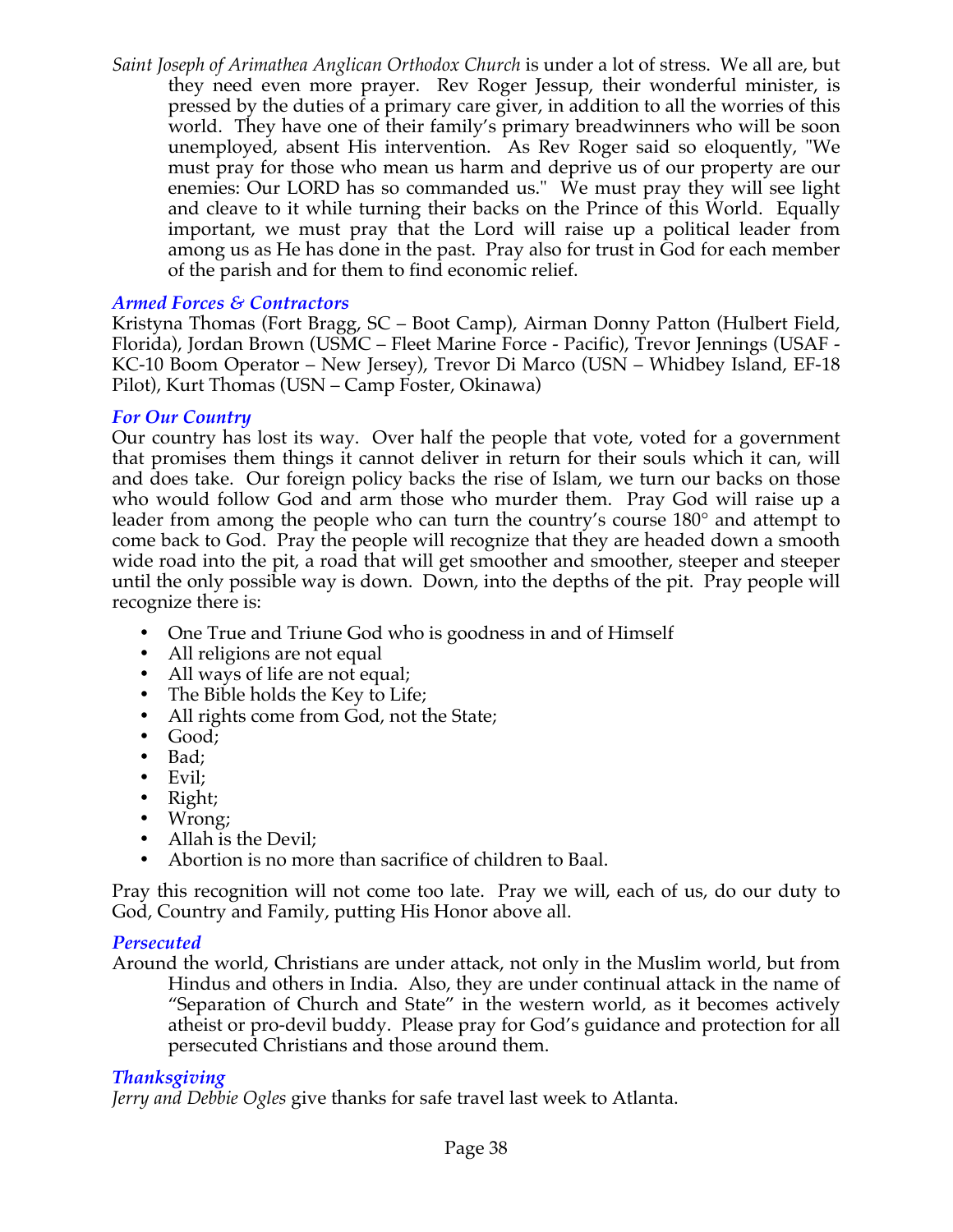*Saint Joseph of Arimathea Anglican Orthodox Church* is under a lot of stress. We all are, but they need even more prayer. Rev Roger Jessup, their wonderful minister, is pressed by the duties of a primary care giver, in addition to all the worries of this world. They have one of their family's primary breadwinners who will be soon unemployed, absent His intervention. As Rev Roger said so eloquently, "We must pray for those who mean us harm and deprive us of our property are our enemies: Our LORD has so commanded us." We must pray they will see light and cleave to it while turning their backs on the Prince of this World. Equally important, we must pray that the Lord will raise up a political leader from among us as He has done in the past. Pray also for trust in God for each member of the parish and for them to find economic relief.

### *Armed Forces & Contractors*

Kristyna Thomas (Fort Bragg, SC – Boot Camp), Airman Donny Patton (Hulbert Field, Florida), Jordan Brown (USMC – Fleet Marine Force - Pacific), Trevor Jennings (USAF - KC-10 Boom Operator – New Jersey), Trevor Di Marco (USN – Whidbey Island, EF-18 Pilot), Kurt Thomas (USN – Camp Foster, Okinawa)

### *For Our Country*

Our country has lost its way. Over half the people that vote, voted for a government that promises them things it cannot deliver in return for their souls which it can, will and does take. Our foreign policy backs the rise of Islam, we turn our backs on those who would follow God and arm those who murder them. Pray God will raise up a leader from among the people who can turn the country's course 180° and attempt to come back to God. Pray the people will recognize that they are headed down a smooth wide road into the pit, a road that will get smoother and smoother, steeper and steeper until the only possible way is down. Down, into the depths of the pit. Pray people will recognize there is:

- One True and Triune God who is goodness in and of Himself
- All religions are not equal
- All ways of life are not equal;
- The Bible holds the Key to Life;
- All rights come from God, not the State;
- Good;
- Bad;
- Evil;
- Right;
- Wrong;
- Allah is the Devil;
- Abortion is no more than sacrifice of children to Baal.

Pray this recognition will not come too late. Pray we will, each of us, do our duty to God, Country and Family, putting His Honor above all.

### *Persecuted*

Around the world, Christians are under attack, not only in the Muslim world, but from Hindus and others in India. Also, they are under continual attack in the name of "Separation of Church and State" in the western world, as it becomes actively atheist or pro-devil buddy. Please pray for God's guidance and protection for all persecuted Christians and those around them.

### *Thanksgiving*

*Jerry and Debbie Ogles* give thanks for safe travel last week to Atlanta.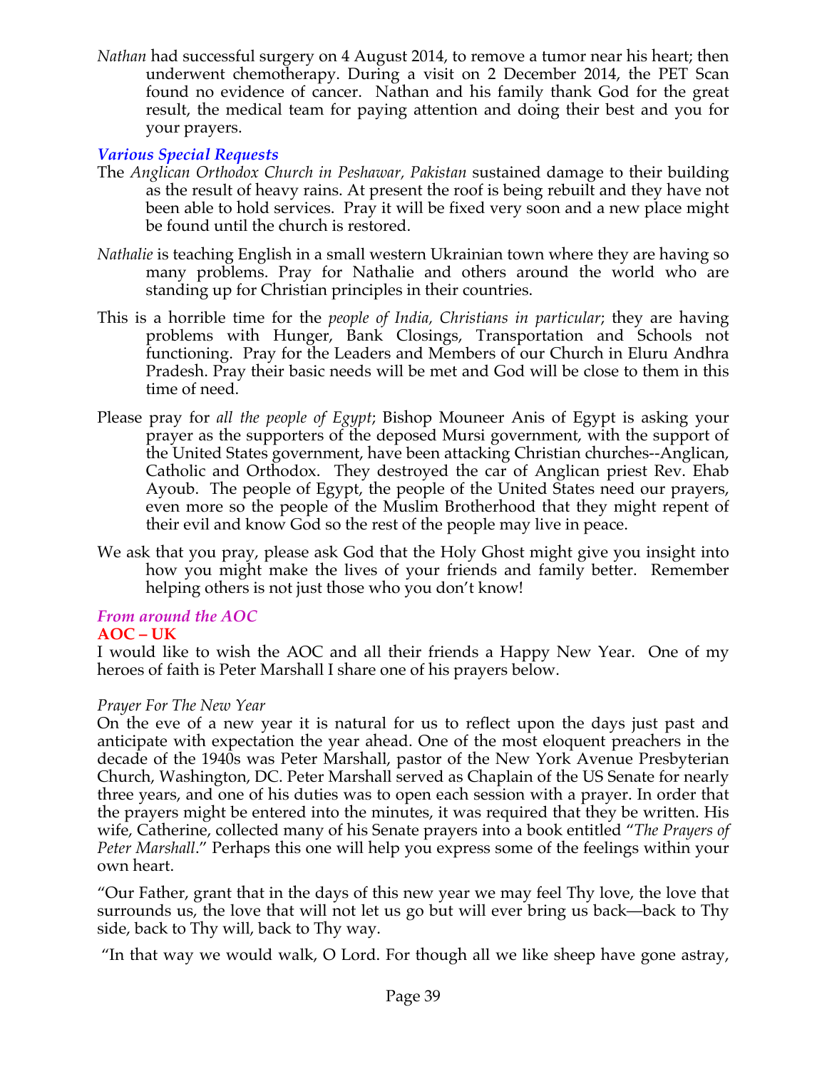*Nathan* had successful surgery on 4 August 2014, to remove a tumor near his heart; then underwent chemotherapy. During a visit on 2 December 2014, the PET Scan found no evidence of cancer. Nathan and his family thank God for the great result, the medical team for paying attention and doing their best and you for your prayers.

### *Various Special Requests*

The *Anglican Orthodox Church in Peshawar, Pakistan* sustained damage to their building as the result of heavy rains. At present the roof is being rebuilt and they have not been able to hold services. Pray it will be fixed very soon and a new place might be found until the church is restored.

*Nathalie* is teaching English in a small western Ukrainian town where they are having so many problems. Pray for Nathalie and others around the world who are standing up for Christian principles in their countries.

This is a horrible time for the *people of India, Christians in particular*; they are having problems with Hunger, Bank Closings, Transportation and Schools not functioning. Pray for the Leaders and Members of our Church in Eluru Andhra Pradesh. Pray their basic needs will be met and God will be close to them in this time of need.

Please pray for *all the people of Egypt*; Bishop Mouneer Anis of Egypt is asking your prayer as the supporters of the deposed Mursi government, with the support of the United States government, have been attacking Christian churches--Anglican, Catholic and Orthodox. They destroyed the car of Anglican priest Rev. Ehab Ayoub. The people of Egypt, the people of the United States need our prayers, even more so the people of the Muslim Brotherhood that they might repent of their evil and know God so the rest of the people may live in peace.

We ask that you pray, please ask God that the Holy Ghost might give you insight into how you might make the lives of your friends and family better. Remember helping others is not just those who you don't know!

### *From around the AOC*

**AOC – UK**

I would like to wish the AOC and all their friends a Happy New Year. One of my heroes of faith is Peter Marshall I share one of his prayers below.

*Prayer For The New Year*

On the eve of a new year it is natural for us to reflect upon the days just past and anticipate with expectation the year ahead. One of the most eloquent preachers in the decade of the 1940s was Peter Marshall, pastor of the New York Avenue Presbyterian Church, Washington, DC. Peter Marshall served as Chaplain of the US Senate for nearly three years, and one of his duties was to open each session with a prayer. In order that the prayers might be entered into the minutes, it was required that they be written. His wife, Catherine, collected many of his Senate prayers into a book entitled "*The Prayers of Peter Marshall*." Perhaps this one will help you express some of the feelings within your own heart.

"Our Father, grant that in the days of this new year we may feel Thy love, the love that surrounds us, the love that will not let us go but will ever bring us back—back to Thy side, back to Thy will, back to Thy way.

"In that way we would walk, O Lord. For though all we like sheep have gone astray,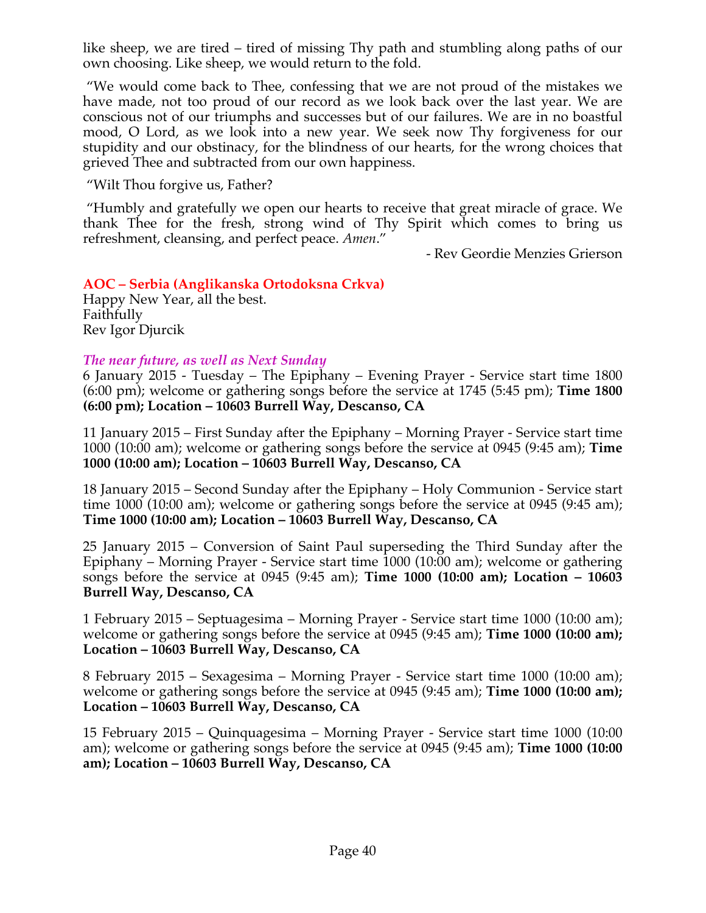like sheep, we are tired – tired of missing Thy path and stumbling along paths of our own choosing. Like sheep, we would return to the fold.

"We would come back to Thee, confessing that we are not proud of the mistakes we have made, not too proud of our record as we look back over the last year. We are conscious not of our triumphs and successes but of our failures. We are in no boastful mood, O Lord, as we look into a new year. We seek now Thy forgiveness for our stupidity and our obstinacy, for the blindness of our hearts, for the wrong choices that grieved Thee and subtracted from our own happiness.

"Wilt Thou forgive us, Father?

"Humbly and gratefully we open our hearts to receive that great miracle of grace. We thank Thee for the fresh, strong wind of Thy Spirit which comes to bring us refreshment, cleansing, and perfect peace. *Amen*."

- Rev Geordie Menzies Grierson

**AOC – Serbia (Anglikanska Ortodoksna Crkva)**

Happy New Year, all the best.
Faithfully
Rev Igor Djurcik

***The near future, as well as Next Sunday***

6 January 2015 - Tuesday – The Epiphany – Evening Prayer - Service start time 1800 (6:00 pm); welcome or gathering songs before the service at 1745 (5:45 pm); **Time 1800 (6:00 pm); Location – 10603 Burrell Way, Descanso, CA**

11 January 2015 – First Sunday after the Epiphany – Morning Prayer - Service start time 1000 (10:00 am); welcome or gathering songs before the service at 0945 (9:45 am); **Time 1000 (10:00 am); Location – 10603 Burrell Way, Descanso, CA**

18 January 2015 – Second Sunday after the Epiphany – Holy Communion - Service start time 1000 (10:00 am); welcome or gathering songs before the service at 0945 (9:45 am); **Time 1000 (10:00 am); Location – 10603 Burrell Way, Descanso, CA**

25 January 2015 – Conversion of Saint Paul superseding the Third Sunday after the Epiphany – Morning Prayer - Service start time 1000 (10:00 am); welcome or gathering songs before the service at 0945 (9:45 am); **Time 1000 (10:00 am); Location – 10603 Burrell Way, Descanso, CA**

1 February 2015 – Septuagesima – Morning Prayer - Service start time 1000 (10:00 am); welcome or gathering songs before the service at 0945 (9:45 am); **Time 1000 (10:00 am); Location – 10603 Burrell Way, Descanso, CA**

8 February 2015 – Sexagesima – Morning Prayer - Service start time 1000 (10:00 am); welcome or gathering songs before the service at 0945 (9:45 am); **Time 1000 (10:00 am); Location – 10603 Burrell Way, Descanso, CA**

15 February 2015 – Quinquagesima – Morning Prayer - Service start time 1000 (10:00 am); welcome or gathering songs before the service at 0945 (9:45 am); **Time 1000 (10:00 am); Location – 10603 Burrell Way, Descanso, CA**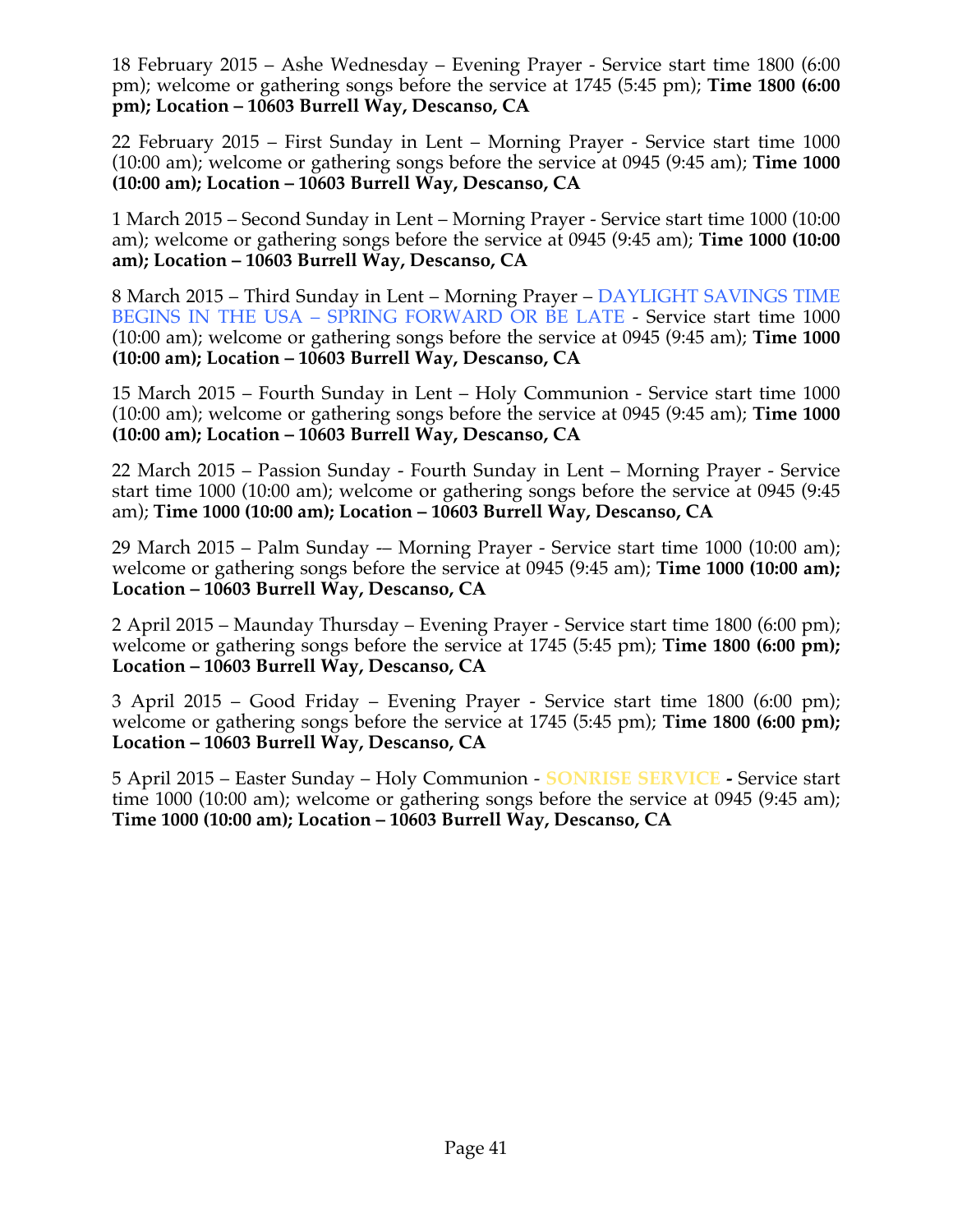18 February 2015 – Ashe Wednesday – Evening Prayer - Service start time 1800 (6:00 pm); welcome or gathering songs before the service at 1745 (5:45 pm); **Time 1800 (6:00 pm); Location – 10603 Burrell Way, Descanso, CA**

22 February 2015 – First Sunday in Lent – Morning Prayer - Service start time 1000 (10:00 am); welcome or gathering songs before the service at 0945 (9:45 am); **Time 1000 (10:00 am); Location – 10603 Burrell Way, Descanso, CA**

1 March 2015 – Second Sunday in Lent – Morning Prayer - Service start time 1000 (10:00 am); welcome or gathering songs before the service at 0945 (9:45 am); **Time 1000 (10:00 am); Location – 10603 Burrell Way, Descanso, CA**

8 March 2015 – Third Sunday in Lent – Morning Prayer – DAYLIGHT SAVINGS TIME BEGINS IN THE USA – SPRING FORWARD OR BE LATE - Service start time 1000 (10:00 am); welcome or gathering songs before the service at 0945 (9:45 am); **Time 1000 (10:00 am); Location – 10603 Burrell Way, Descanso, CA**

15 March 2015 – Fourth Sunday in Lent – Holy Communion - Service start time 1000 (10:00 am); welcome or gathering songs before the service at 0945 (9:45 am); **Time 1000 (10:00 am); Location – 10603 Burrell Way, Descanso, CA**

22 March 2015 – Passion Sunday - Fourth Sunday in Lent – Morning Prayer - Service start time 1000 (10:00 am); welcome or gathering songs before the service at 0945 (9:45 am); **Time 1000 (10:00 am); Location – 10603 Burrell Way, Descanso, CA**

29 March 2015 – Palm Sunday -– Morning Prayer - Service start time 1000 (10:00 am); welcome or gathering songs before the service at 0945 (9:45 am); **Time 1000 (10:00 am); Location – 10603 Burrell Way, Descanso, CA**

2 April 2015 – Maunday Thursday – Evening Prayer - Service start time 1800 (6:00 pm); welcome or gathering songs before the service at 1745 (5:45 pm); **Time 1800 (6:00 pm); Location – 10603 Burrell Way, Descanso, CA**

3 April 2015 – Good Friday – Evening Prayer - Service start time 1800 (6:00 pm); welcome or gathering songs before the service at 1745 (5:45 pm); **Time 1800 (6:00 pm); Location – 10603 Burrell Way, Descanso, CA**

5 April 2015 – Easter Sunday – Holy Communion - SONRISE SERVICE **-** Service start time 1000 (10:00 am); welcome or gathering songs before the service at 0945 (9:45 am); **Time 1000 (10:00 am); Location – 10603 Burrell Way, Descanso, CA**